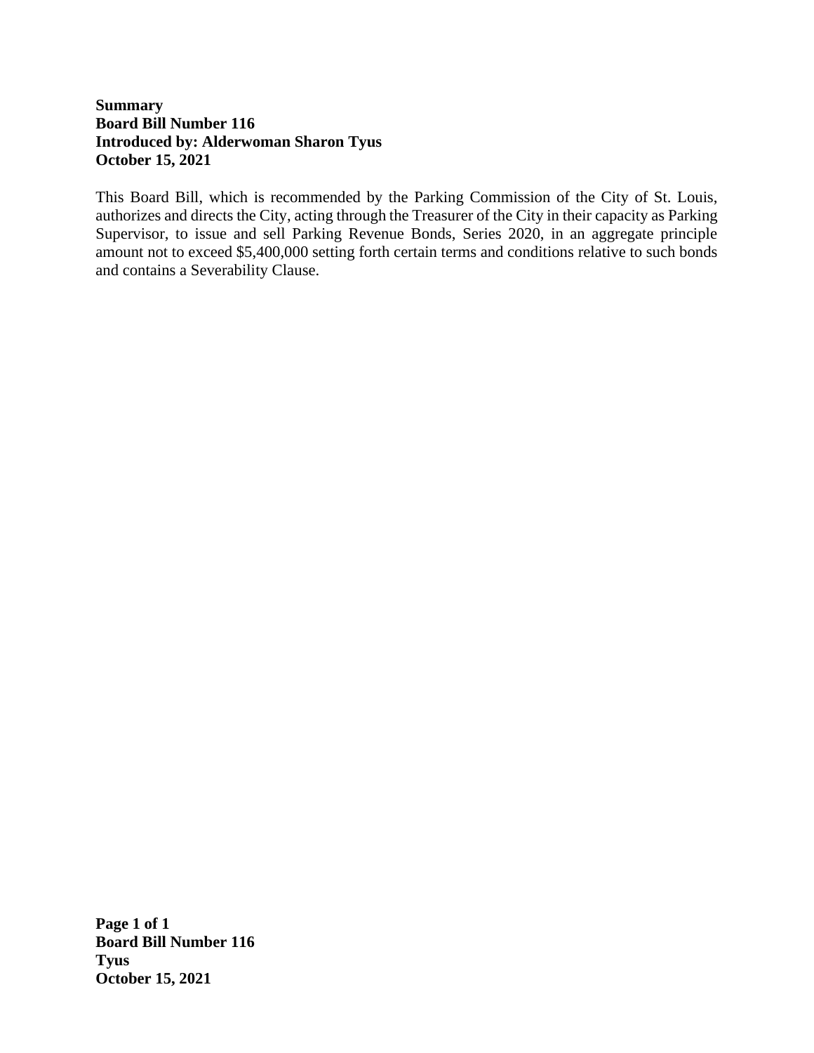**Summary**
**Board Bill Number 116**
**Introduced by: Alderwoman Sharon Tyus**
**October 15, 2021**

This Board Bill, which is recommended by the Parking Commission of the City of St. Louis, authorizes and directs the City, acting through the Treasurer of the City in their capacity as Parking Supervisor, to issue and sell Parking Revenue Bonds, Series 2020, in an aggregate principle amount not to exceed $5,400,000 setting forth certain terms and conditions relative to such bonds and contains a Severability Clause.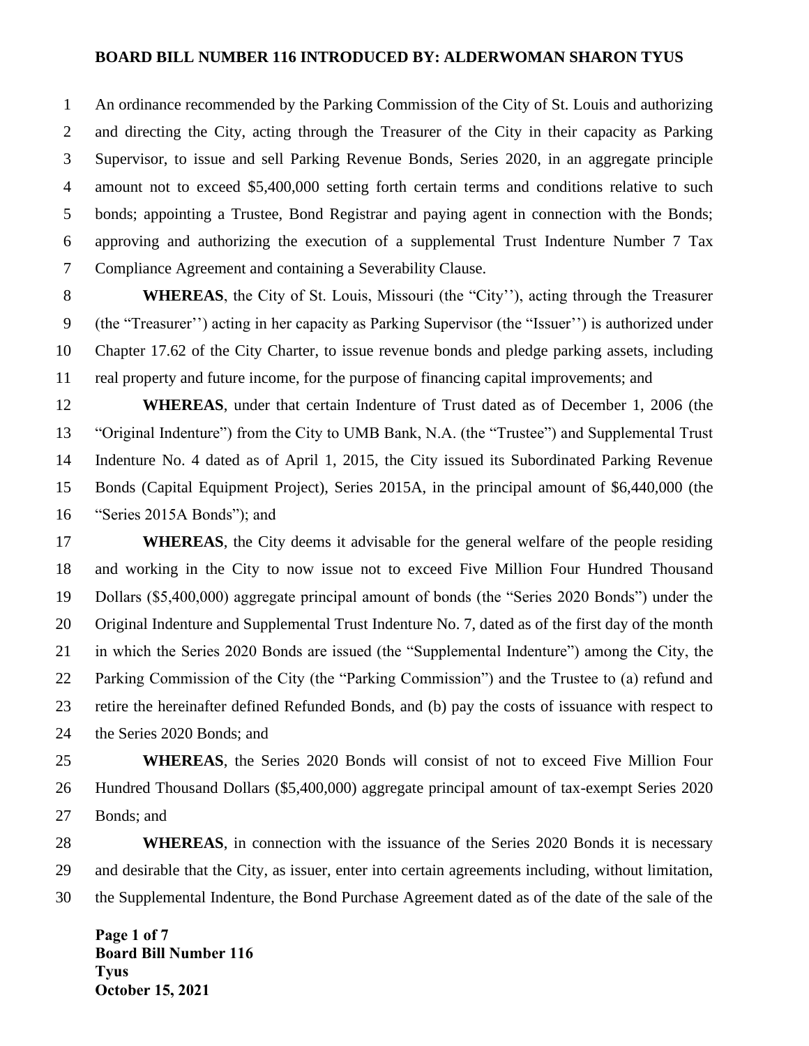**BOARD BILL NUMBER 116 INTRODUCED BY: ALDERWOMAN SHARON TYUS**

An ordinance recommended by the Parking Commission of the City of St. Louis and authorizing and directing the City, acting through the Treasurer of the City in their capacity as Parking Supervisor, to issue and sell Parking Revenue Bonds, Series 2020, in an aggregate principle amount not to exceed $5,400,000 setting forth certain terms and conditions relative to such bonds; appointing a Trustee, Bond Registrar and paying agent in connection with the Bonds; approving and authorizing the execution of a supplemental Trust Indenture Number 7 Tax Compliance Agreement and containing a Severability Clause.

**WHEREAS**, the City of St. Louis, Missouri (the "City''), acting through the Treasurer (the "Treasurer'') acting in her capacity as Parking Supervisor (the "Issuer'') is authorized under Chapter 17.62 of the City Charter, to issue revenue bonds and pledge parking assets, including real property and future income, for the purpose of financing capital improvements; and

**WHEREAS**, under that certain Indenture of Trust dated as of December 1, 2006 (the "Original Indenture") from the City to UMB Bank, N.A. (the "Trustee") and Supplemental Trust Indenture No. 4 dated as of April 1, 2015, the City issued its Subordinated Parking Revenue Bonds (Capital Equipment Project), Series 2015A, in the principal amount of $6,440,000 (the "Series 2015A Bonds"); and

**WHEREAS**, the City deems it advisable for the general welfare of the people residing and working in the City to now issue not to exceed Five Million Four Hundred Thousand Dollars ($5,400,000) aggregate principal amount of bonds (the "Series 2020 Bonds") under the Original Indenture and Supplemental Trust Indenture No. 7, dated as of the first day of the month in which the Series 2020 Bonds are issued (the "Supplemental Indenture") among the City, the Parking Commission of the City (the "Parking Commission") and the Trustee to (a) refund and retire the hereinafter defined Refunded Bonds, and (b) pay the costs of issuance with respect to the Series 2020 Bonds; and

**WHEREAS**, the Series 2020 Bonds will consist of not to exceed Five Million Four Hundred Thousand Dollars ($5,400,000) aggregate principal amount of tax-exempt Series 2020 Bonds; and

**WHEREAS**, in connection with the issuance of the Series 2020 Bonds it is necessary and desirable that the City, as issuer, enter into certain agreements including, without limitation, the Supplemental Indenture, the Bond Purchase Agreement dated as of the date of the sale of the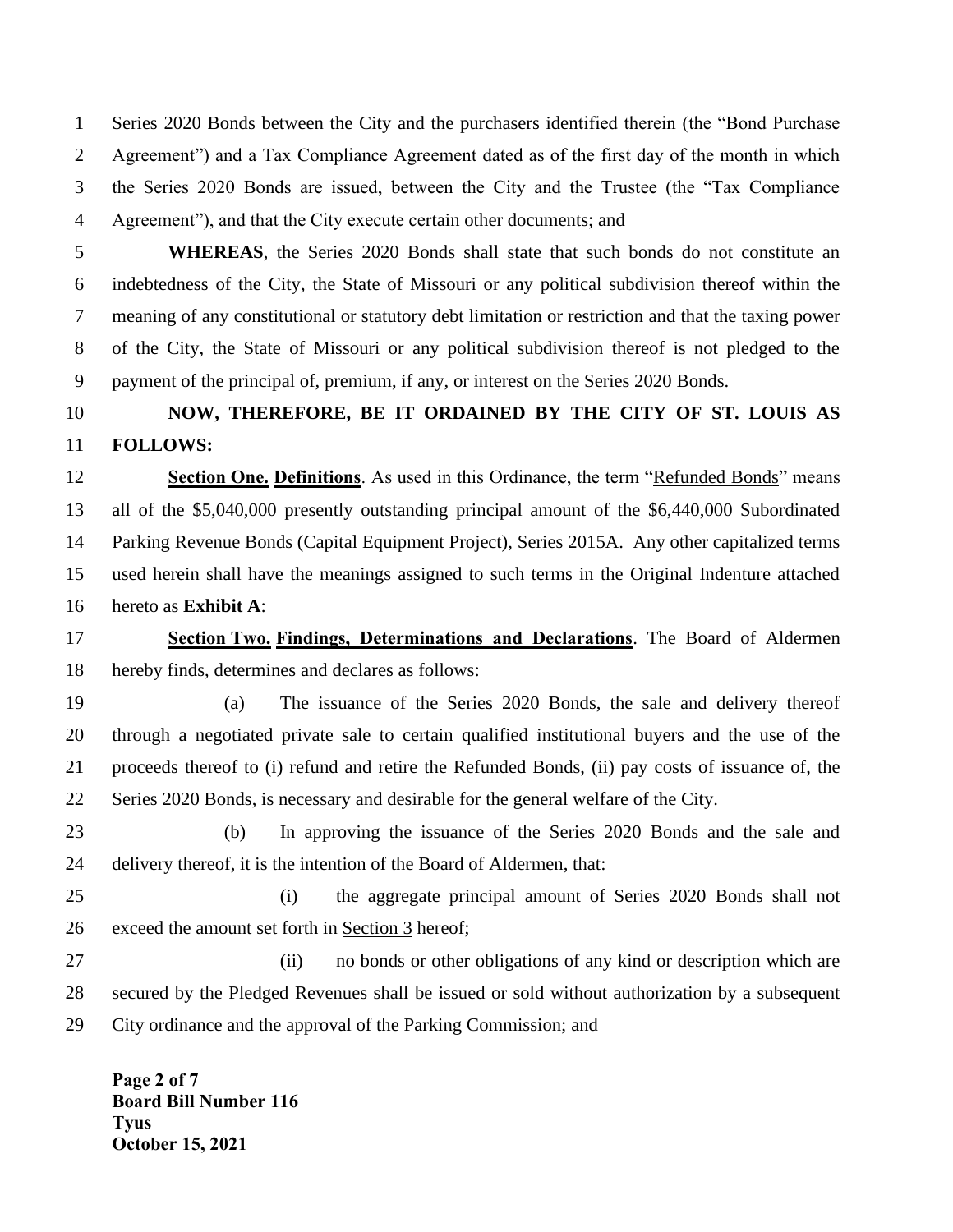Series 2020 Bonds between the City and the purchasers identified therein (the "Bond Purchase Agreement") and a Tax Compliance Agreement dated as of the first day of the month in which the Series 2020 Bonds are issued, between the City and the Trustee (the "Tax Compliance Agreement"), and that the City execute certain other documents; and

**WHEREAS**, the Series 2020 Bonds shall state that such bonds do not constitute an indebtedness of the City, the State of Missouri or any political subdivision thereof within the meaning of any constitutional or statutory debt limitation or restriction and that the taxing power of the City, the State of Missouri or any political subdivision thereof is not pledged to the payment of the principal of, premium, if any, or interest on the Series 2020 Bonds.

**NOW, THEREFORE, BE IT ORDAINED BY THE CITY OF ST. LOUIS AS FOLLOWS:**

**Section One. Definitions**. As used in this Ordinance, the term "Refunded Bonds" means all of the $5,040,000 presently outstanding principal amount of the $6,440,000 Subordinated Parking Revenue Bonds (Capital Equipment Project), Series 2015A. Any other capitalized terms used herein shall have the meanings assigned to such terms in the Original Indenture attached hereto as **Exhibit A**:

**Section Two. Findings, Determinations and Declarations**. The Board of Aldermen hereby finds, determines and declares as follows:

(a) The issuance of the Series 2020 Bonds, the sale and delivery thereof through a negotiated private sale to certain qualified institutional buyers and the use of the proceeds thereof to (i) refund and retire the Refunded Bonds, (ii) pay costs of issuance of, the Series 2020 Bonds, is necessary and desirable for the general welfare of the City.

(b) In approving the issuance of the Series 2020 Bonds and the sale and delivery thereof, it is the intention of the Board of Aldermen, that:

(i) the aggregate principal amount of Series 2020 Bonds shall not exceed the amount set forth in Section 3 hereof;

(ii) no bonds or other obligations of any kind or description which are secured by the Pledged Revenues shall be issued or sold without authorization by a subsequent City ordinance and the approval of the Parking Commission; and

**Board Bill Number 116**
**Tyus**
**October 15, 2021**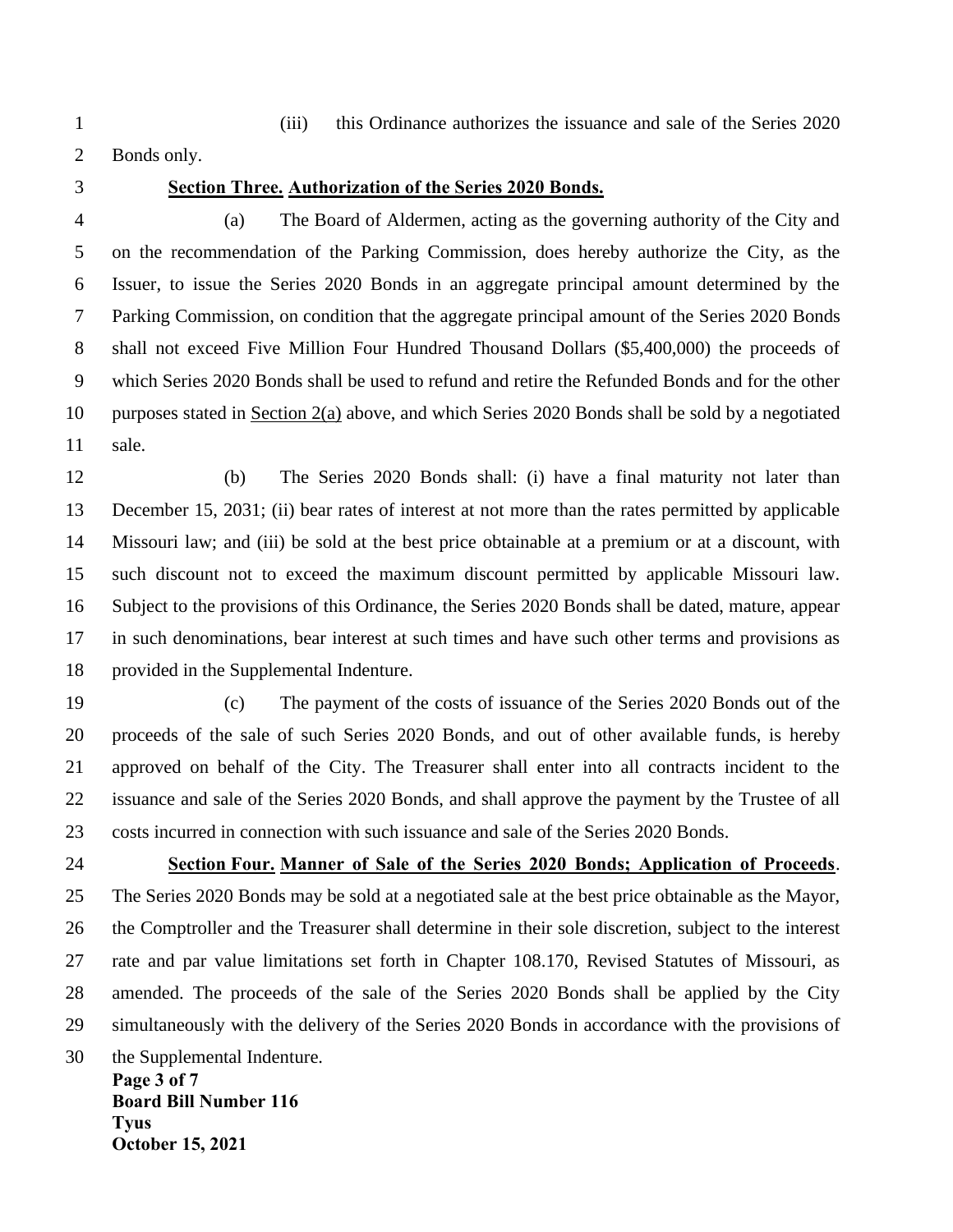(iii) this Ordinance authorizes the issuance and sale of the Series 2020 Bonds only.

**Section Three. Authorization of the Series 2020 Bonds.**

(a) The Board of Aldermen, acting as the governing authority of the City and on the recommendation of the Parking Commission, does hereby authorize the City, as the Issuer, to issue the Series 2020 Bonds in an aggregate principal amount determined by the Parking Commission, on condition that the aggregate principal amount of the Series 2020 Bonds shall not exceed Five Million Four Hundred Thousand Dollars ($5,400,000) the proceeds of which Series 2020 Bonds shall be used to refund and retire the Refunded Bonds and for the other purposes stated in Section 2(a) above, and which Series 2020 Bonds shall be sold by a negotiated sale.

(b) The Series 2020 Bonds shall: (i) have a final maturity not later than December 15, 2031; (ii) bear rates of interest at not more than the rates permitted by applicable Missouri law; and (iii) be sold at the best price obtainable at a premium or at a discount, with such discount not to exceed the maximum discount permitted by applicable Missouri law. Subject to the provisions of this Ordinance, the Series 2020 Bonds shall be dated, mature, appear in such denominations, bear interest at such times and have such other terms and provisions as provided in the Supplemental Indenture.

(c) The payment of the costs of issuance of the Series 2020 Bonds out of the proceeds of the sale of such Series 2020 Bonds, and out of other available funds, is hereby approved on behalf of the City. The Treasurer shall enter into all contracts incident to the issuance and sale of the Series 2020 Bonds, and shall approve the payment by the Trustee of all costs incurred in connection with such issuance and sale of the Series 2020 Bonds.

**Section Four. Manner of Sale of the Series 2020 Bonds; Application of Proceeds**. The Series 2020 Bonds may be sold at a negotiated sale at the best price obtainable as the Mayor, the Comptroller and the Treasurer shall determine in their sole discretion, subject to the interest rate and par value limitations set forth in Chapter 108.170, Revised Statutes of Missouri, as amended. The proceeds of the sale of the Series 2020 Bonds shall be applied by the City simultaneously with the delivery of the Series 2020 Bonds in accordance with the provisions of the Supplemental Indenture.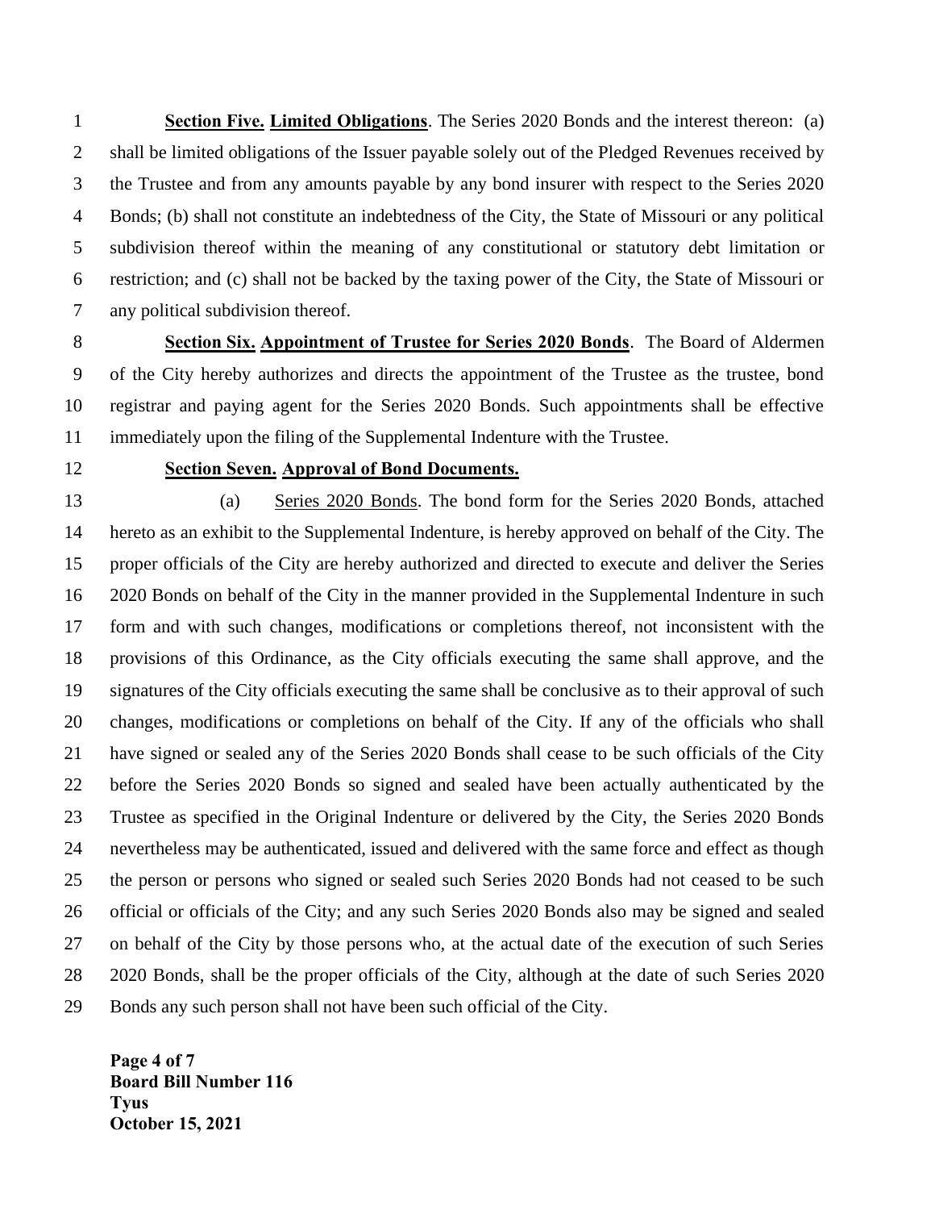**Section Five. Limited Obligations**. The Series 2020 Bonds and the interest thereon: (a) shall be limited obligations of the Issuer payable solely out of the Pledged Revenues received by the Trustee and from any amounts payable by any bond insurer with respect to the Series 2020 Bonds; (b) shall not constitute an indebtedness of the City, the State of Missouri or any political subdivision thereof within the meaning of any constitutional or statutory debt limitation or restriction; and (c) shall not be backed by the taxing power of the City, the State of Missouri or any political subdivision thereof.

**Section Six. Appointment of Trustee for Series 2020 Bonds**. The Board of Aldermen of the City hereby authorizes and directs the appointment of the Trustee as the trustee, bond registrar and paying agent for the Series 2020 Bonds. Such appointments shall be effective immediately upon the filing of the Supplemental Indenture with the Trustee.

**Section Seven. Approval of Bond Documents.**

(a) Series 2020 Bonds. The bond form for the Series 2020 Bonds, attached hereto as an exhibit to the Supplemental Indenture, is hereby approved on behalf of the City. The proper officials of the City are hereby authorized and directed to execute and deliver the Series 2020 Bonds on behalf of the City in the manner provided in the Supplemental Indenture in such form and with such changes, modifications or completions thereof, not inconsistent with the provisions of this Ordinance, as the City officials executing the same shall approve, and the signatures of the City officials executing the same shall be conclusive as to their approval of such changes, modifications or completions on behalf of the City. If any of the officials who shall have signed or sealed any of the Series 2020 Bonds shall cease to be such officials of the City before the Series 2020 Bonds so signed and sealed have been actually authenticated by the Trustee as specified in the Original Indenture or delivered by the City, the Series 2020 Bonds nevertheless may be authenticated, issued and delivered with the same force and effect as though the person or persons who signed or sealed such Series 2020 Bonds had not ceased to be such official or officials of the City; and any such Series 2020 Bonds also may be signed and sealed on behalf of the City by those persons who, at the actual date of the execution of such Series 2020 Bonds, shall be the proper officials of the City, although at the date of such Series 2020 Bonds any such person shall not have been such official of the City.

**Board Bill Number 116**
**Tyus**
**October 15, 2021**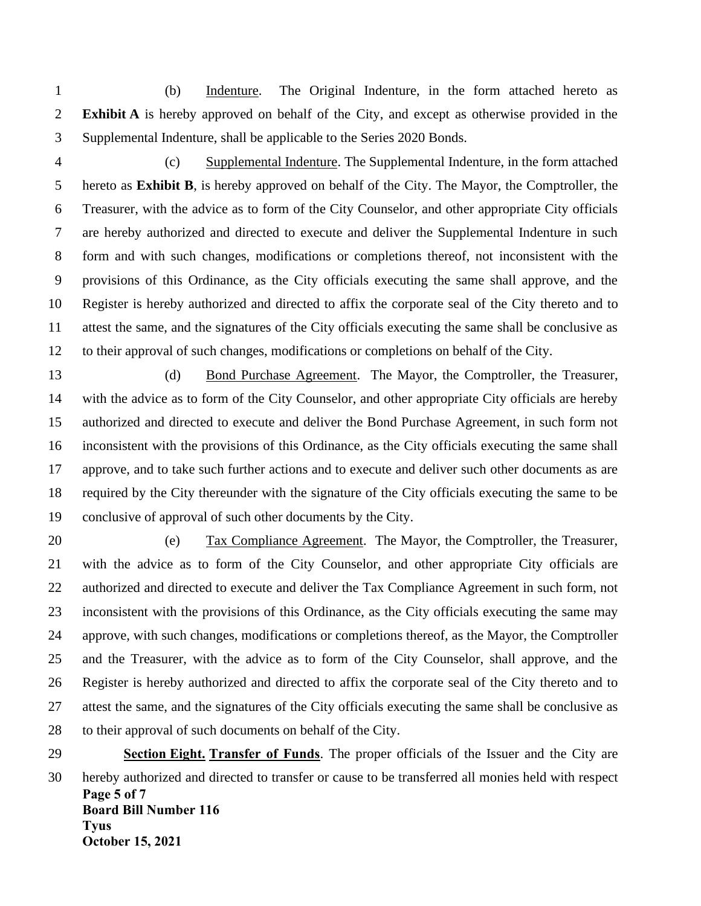(b) Indenture. The Original Indenture, in the form attached hereto as **Exhibit A** is hereby approved on behalf of the City, and except as otherwise provided in the Supplemental Indenture, shall be applicable to the Series 2020 Bonds.

(c) Supplemental Indenture. The Supplemental Indenture, in the form attached hereto as **Exhibit B**, is hereby approved on behalf of the City. The Mayor, the Comptroller, the Treasurer, with the advice as to form of the City Counselor, and other appropriate City officials are hereby authorized and directed to execute and deliver the Supplemental Indenture in such form and with such changes, modifications or completions thereof, not inconsistent with the provisions of this Ordinance, as the City officials executing the same shall approve, and the Register is hereby authorized and directed to affix the corporate seal of the City thereto and to attest the same, and the signatures of the City officials executing the same shall be conclusive as to their approval of such changes, modifications or completions on behalf of the City.

(d) Bond Purchase Agreement. The Mayor, the Comptroller, the Treasurer, with the advice as to form of the City Counselor, and other appropriate City officials are hereby authorized and directed to execute and deliver the Bond Purchase Agreement, in such form not inconsistent with the provisions of this Ordinance, as the City officials executing the same shall approve, and to take such further actions and to execute and deliver such other documents as are required by the City thereunder with the signature of the City officials executing the same to be conclusive of approval of such other documents by the City.

(e) Tax Compliance Agreement. The Mayor, the Comptroller, the Treasurer, with the advice as to form of the City Counselor, and other appropriate City officials are authorized and directed to execute and deliver the Tax Compliance Agreement in such form, not inconsistent with the provisions of this Ordinance, as the City officials executing the same may approve, with such changes, modifications or completions thereof, as the Mayor, the Comptroller and the Treasurer, with the advice as to form of the City Counselor, shall approve, and the Register is hereby authorized and directed to affix the corporate seal of the City thereto and to attest the same, and the signatures of the City officials executing the same shall be conclusive as to their approval of such documents on behalf of the City.

**Section Eight. Transfer of Funds**. The proper officials of the Issuer and the City are hereby authorized and directed to transfer or cause to be transferred all monies held with respect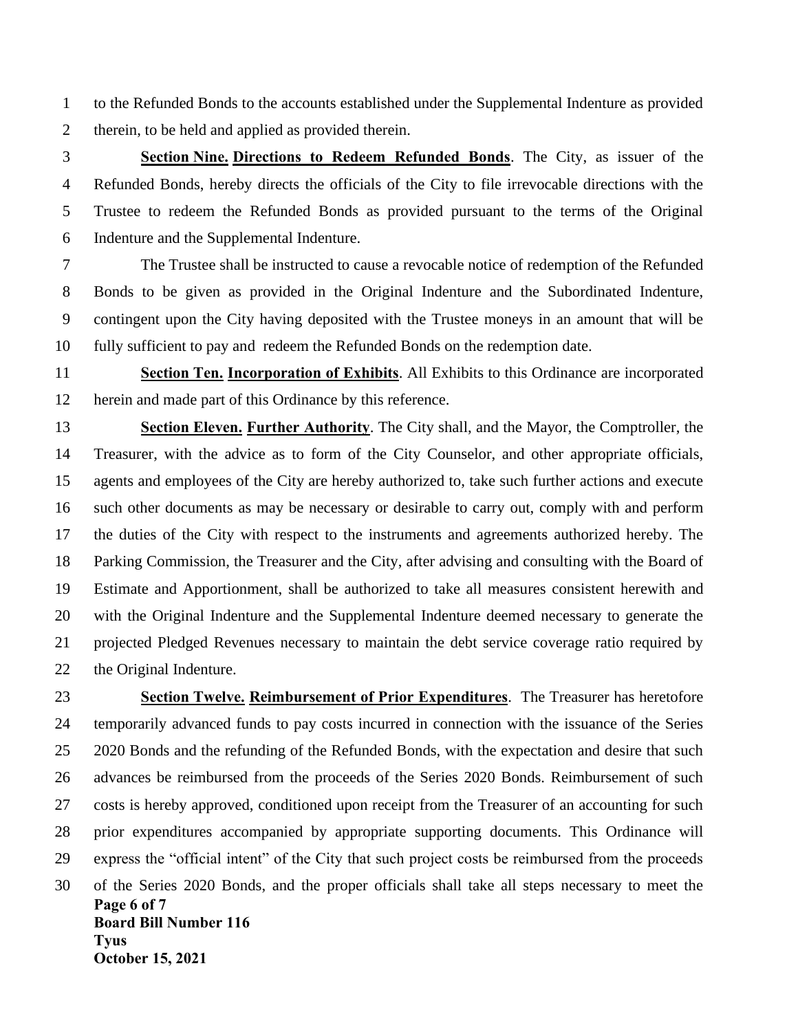to the Refunded Bonds to the accounts established under the Supplemental Indenture as provided therein, to be held and applied as provided therein.

**Section Nine. Directions to Redeem Refunded Bonds**. The City, as issuer of the Refunded Bonds, hereby directs the officials of the City to file irrevocable directions with the Trustee to redeem the Refunded Bonds as provided pursuant to the terms of the Original Indenture and the Supplemental Indenture.

The Trustee shall be instructed to cause a revocable notice of redemption of the Refunded Bonds to be given as provided in the Original Indenture and the Subordinated Indenture, contingent upon the City having deposited with the Trustee moneys in an amount that will be fully sufficient to pay and redeem the Refunded Bonds on the redemption date.

**Section Ten. Incorporation of Exhibits**. All Exhibits to this Ordinance are incorporated herein and made part of this Ordinance by this reference.

**Section Eleven. Further Authority**. The City shall, and the Mayor, the Comptroller, the Treasurer, with the advice as to form of the City Counselor, and other appropriate officials, agents and employees of the City are hereby authorized to, take such further actions and execute such other documents as may be necessary or desirable to carry out, comply with and perform the duties of the City with respect to the instruments and agreements authorized hereby. The Parking Commission, the Treasurer and the City, after advising and consulting with the Board of Estimate and Apportionment, shall be authorized to take all measures consistent herewith and with the Original Indenture and the Supplemental Indenture deemed necessary to generate the projected Pledged Revenues necessary to maintain the debt service coverage ratio required by the Original Indenture.

**Section Twelve. Reimbursement of Prior Expenditures**. The Treasurer has heretofore temporarily advanced funds to pay costs incurred in connection with the issuance of the Series 2020 Bonds and the refunding of the Refunded Bonds, with the expectation and desire that such advances be reimbursed from the proceeds of the Series 2020 Bonds. Reimbursement of such costs is hereby approved, conditioned upon receipt from the Treasurer of an accounting for such prior expenditures accompanied by appropriate supporting documents. This Ordinance will express the "official intent" of the City that such project costs be reimbursed from the proceeds of the Series 2020 Bonds, and the proper officials shall take all steps necessary to meet the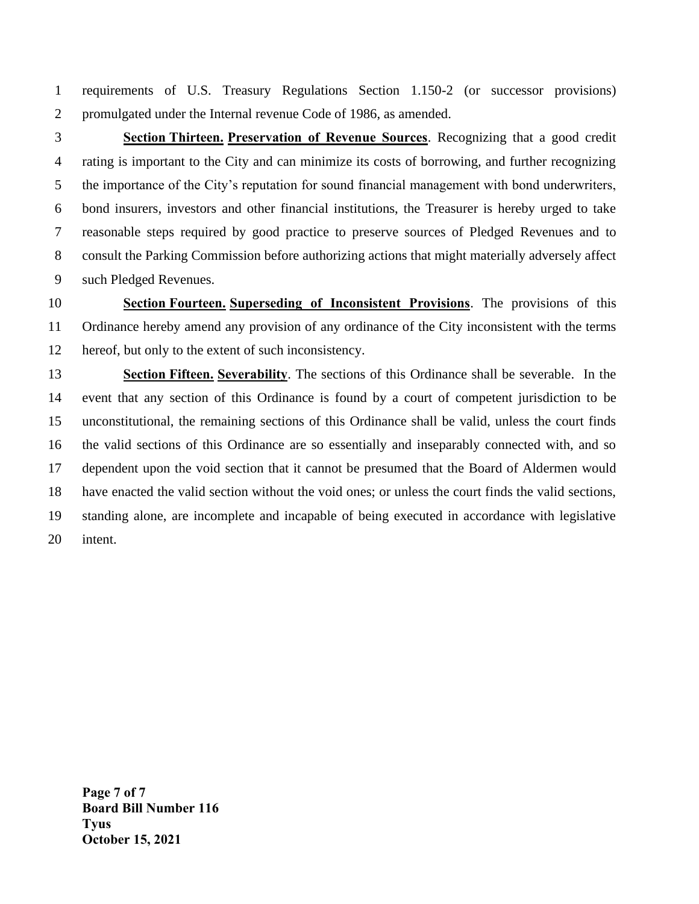requirements of U.S. Treasury Regulations Section 1.150-2 (or successor provisions) promulgated under the Internal revenue Code of 1986, as amended.

**Section Thirteen.** **Preservation of Revenue Sources**. Recognizing that a good credit rating is important to the City and can minimize its costs of borrowing, and further recognizing the importance of the City's reputation for sound financial management with bond underwriters, bond insurers, investors and other financial institutions, the Treasurer is hereby urged to take reasonable steps required by good practice to preserve sources of Pledged Revenues and to consult the Parking Commission before authorizing actions that might materially adversely affect such Pledged Revenues.

**Section Fourteen.** **Superseding of Inconsistent Provisions**. The provisions of this Ordinance hereby amend any provision of any ordinance of the City inconsistent with the terms hereof, but only to the extent of such inconsistency.

**Section Fifteen.** **Severability**. The sections of this Ordinance shall be severable. In the event that any section of this Ordinance is found by a court of competent jurisdiction to be unconstitutional, the remaining sections of this Ordinance shall be valid, unless the court finds the valid sections of this Ordinance are so essentially and inseparably connected with, and so dependent upon the void section that it cannot be presumed that the Board of Aldermen would have enacted the valid section without the void ones; or unless the court finds the valid sections, standing alone, are incomplete and incapable of being executed in accordance with legislative intent.

**Board Bill Number 116**
**Tyus**
**October 15, 2021**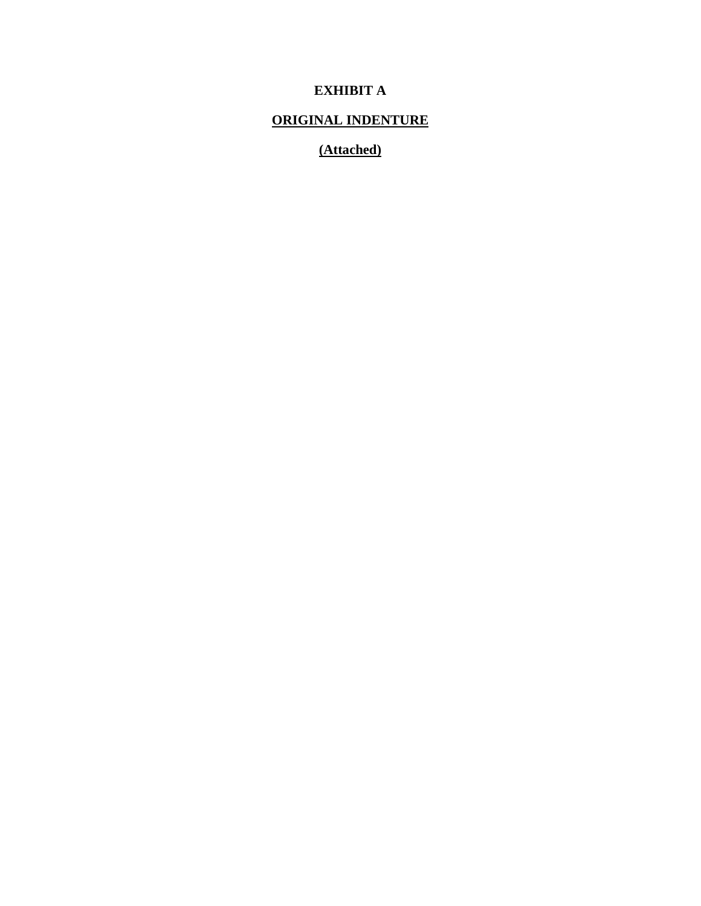**EXHIBIT A**

**ORIGINAL INDENTURE**

**(Attached)**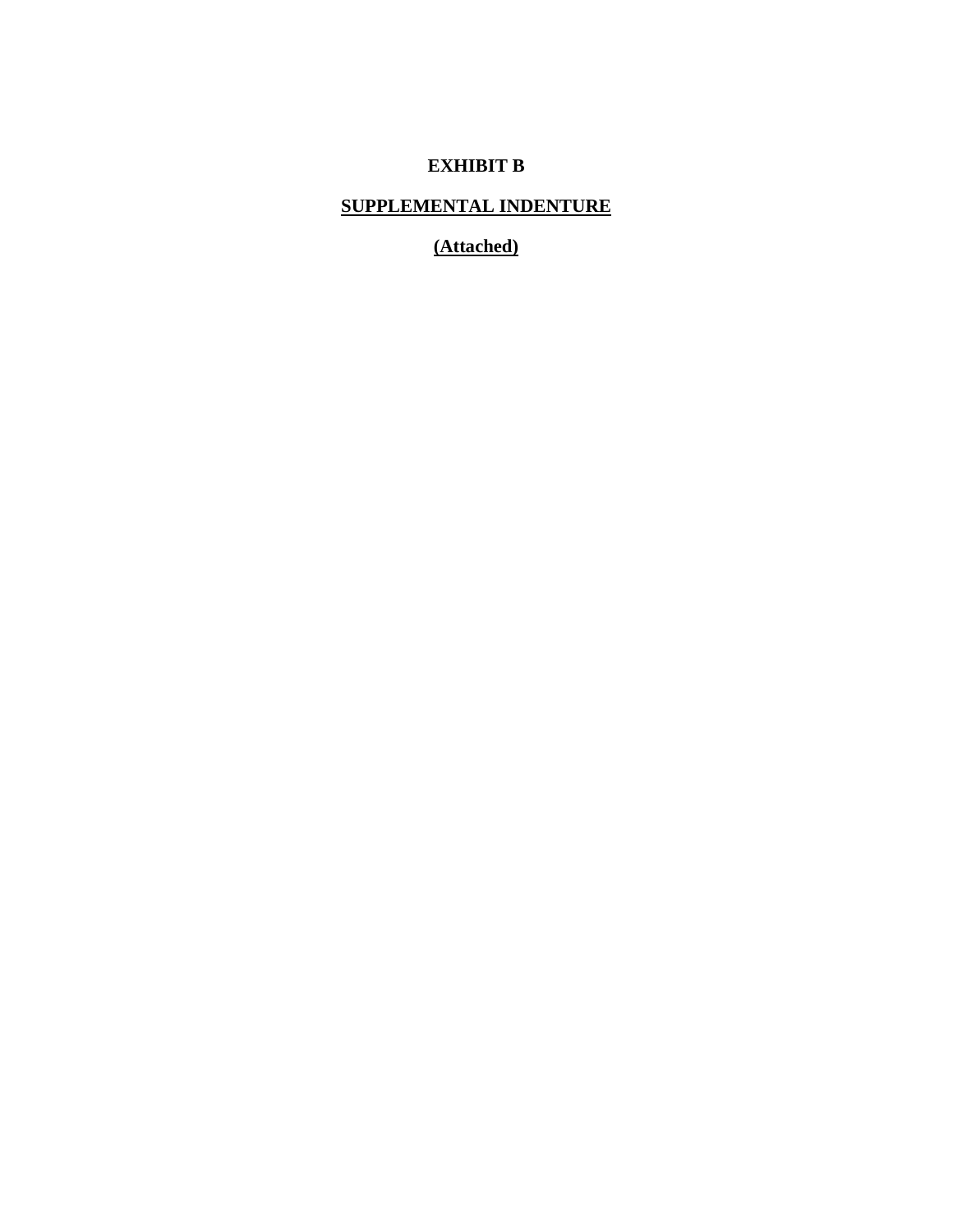**EXHIBIT B**

**<u>SUPPLEMENTAL INDENTURE</u>**

**<u>(Attached)</u>**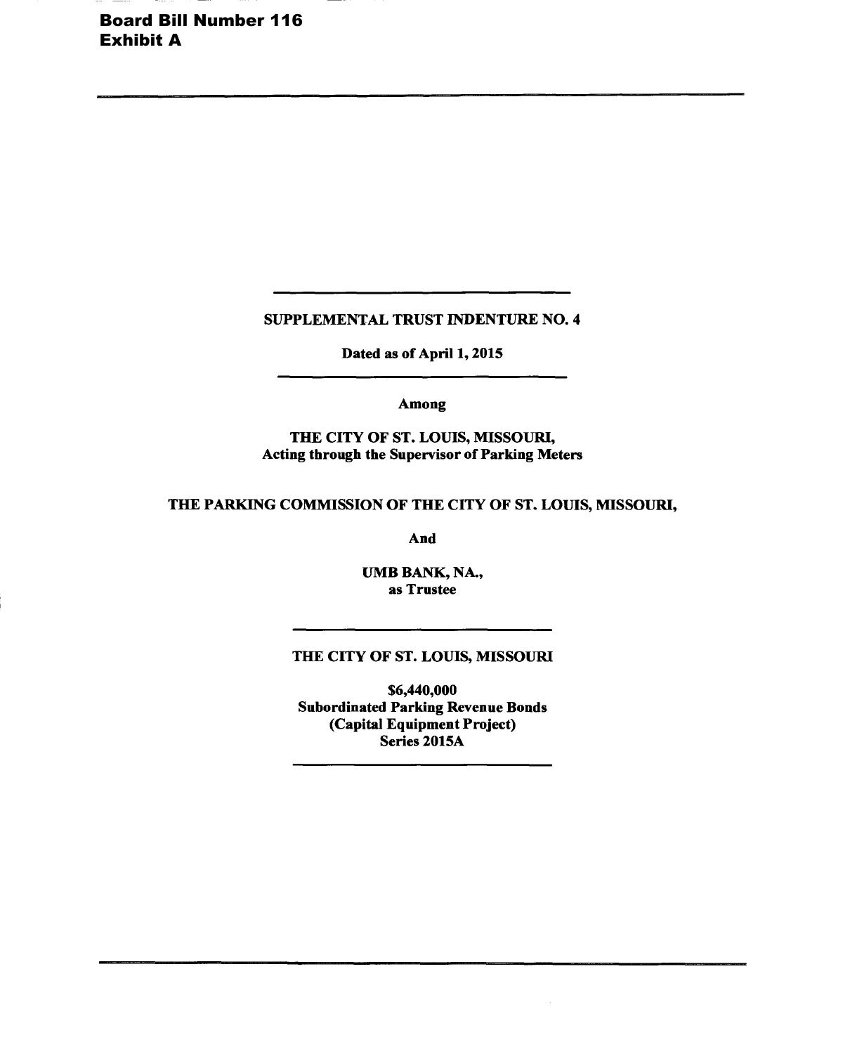**Board Bill Number 116**
**Exhibit A**

---

**SUPPLEMENTAL TRUST INDENTURE NO. 4**

**Dated as of April 1, 2015**

---

**Among**

**THE CITY OF ST. LOUIS, MISSOURI,**
**Acting through the Supervisor of Parking Meters**

**THE PARKING COMMISSION OF THE CITY OF ST. LOUIS, MISSOURI,**

**And**

**UMB BANK, NA.,**
**as Trustee**

---

**THE CITY OF ST. LOUIS, MISSOURI**

**$6,440,000**
**Subordinated Parking Revenue Bonds**
**(Capital Equipment Project)**
**Series 2015A**

---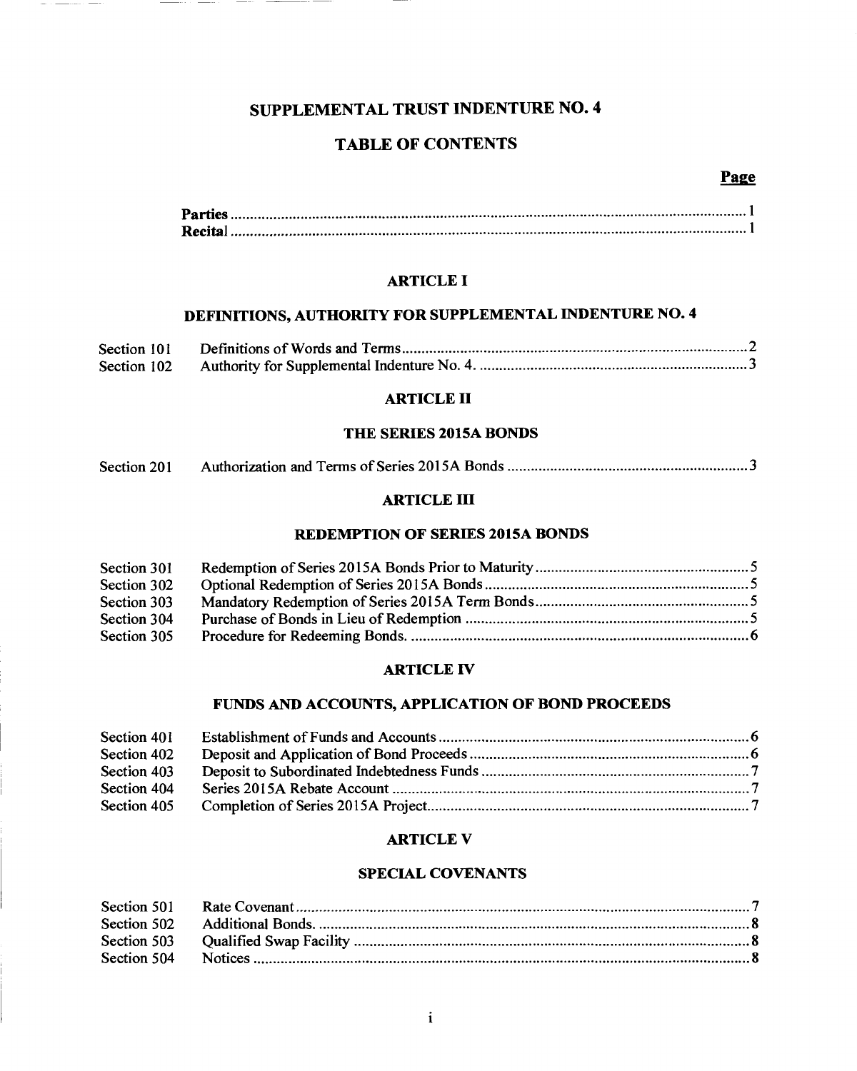# SUPPLEMENTAL TRUST INDENTURE NO. 4

## TABLE OF CONTENTS

| | | Page |
|---|---|---|
| **Parties** | | 1 |
| **Recital** | | 1 |

### ARTICLE I

### DEFINITIONS, AUTHORITY FOR SUPPLEMENTAL INDENTURE NO. 4

| | | |
|---|---|---|
| Section 101 | Definitions of Words and Terms | 2 |
| Section 102 | Authority for Supplemental Indenture No. 4. | 3 |

### ARTICLE II

### THE SERIES 2015A BONDS

| | | |
|---|---|---|
| Section 201 | Authorization and Terms of Series 2015A Bonds | 3 |

### ARTICLE III

### REDEMPTION OF SERIES 2015A BONDS

| | | |
|---|---|---|
| Section 301 | Redemption of Series 2015A Bonds Prior to Maturity | 5 |
| Section 302 | Optional Redemption of Series 2015A Bonds | 5 |
| Section 303 | Mandatory Redemption of Series 2015A Term Bonds | 5 |
| Section 304 | Purchase of Bonds in Lieu of Redemption | 5 |
| Section 305 | Procedure for Redeeming Bonds. | 6 |

### ARTICLE IV

### FUNDS AND ACCOUNTS, APPLICATION OF BOND PROCEEDS

| | | |
|---|---|---|
| Section 401 | Establishment of Funds and Accounts | 6 |
| Section 402 | Deposit and Application of Bond Proceeds | 6 |
| Section 403 | Deposit to Subordinated Indebtedness Funds | 7 |
| Section 404 | Series 2015A Rebate Account | 7 |
| Section 405 | Completion of Series 2015A Project | 7 |

### ARTICLE V

### SPECIAL COVENANTS

| | | |
|---|---|---|
| Section 501 | Rate Covenant | 7 |
| Section 502 | Additional Bonds. | 8 |
| Section 503 | Qualified Swap Facility | 8 |
| Section 504 | Notices | 8 |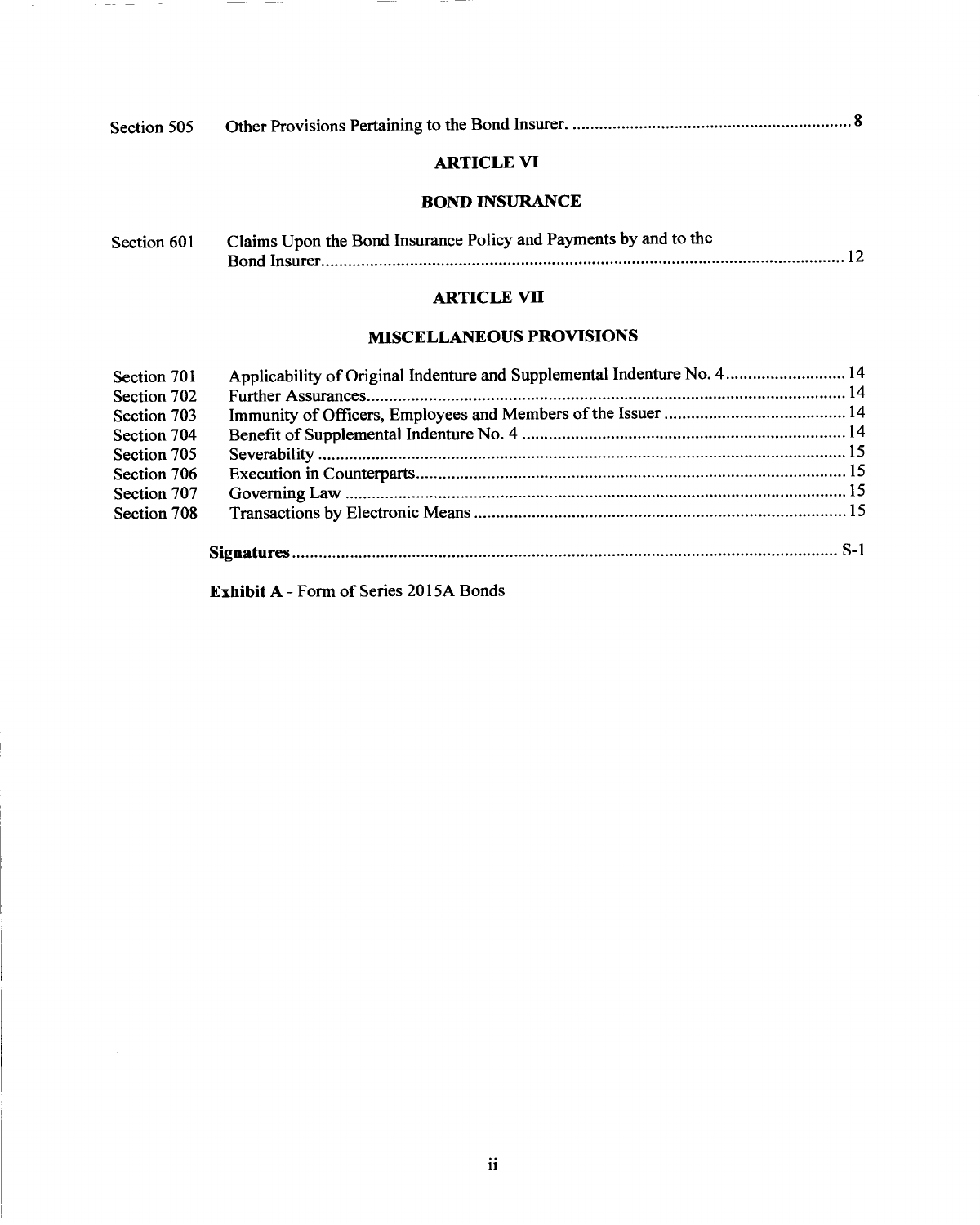| | | |
|---|---|---|
| Section 505 | Other Provisions Pertaining to the Bond Insurer. | 8 |

**ARTICLE VI**

**BOND INSURANCE**

| | | |
|---|---|---|
| Section 601 | Claims Upon the Bond Insurance Policy and Payments by and to the Bond Insurer | 12 |

**ARTICLE VII**

**MISCELLANEOUS PROVISIONS**

| | | |
|---|---|---|
| Section 701 | Applicability of Original Indenture and Supplemental Indenture No. 4 | 14 |
| Section 702 | Further Assurances | 14 |
| Section 703 | Immunity of Officers, Employees and Members of the Issuer | 14 |
| Section 704 | Benefit of Supplemental Indenture No. 4 | 14 |
| Section 705 | Severability | 15 |
| Section 706 | Execution in Counterparts | 15 |
| Section 707 | Governing Law | 15 |
| Section 708 | Transactions by Electronic Means | 15 |

**Signatures** ........ S-1

**Exhibit A** - Form of Series 2015A Bonds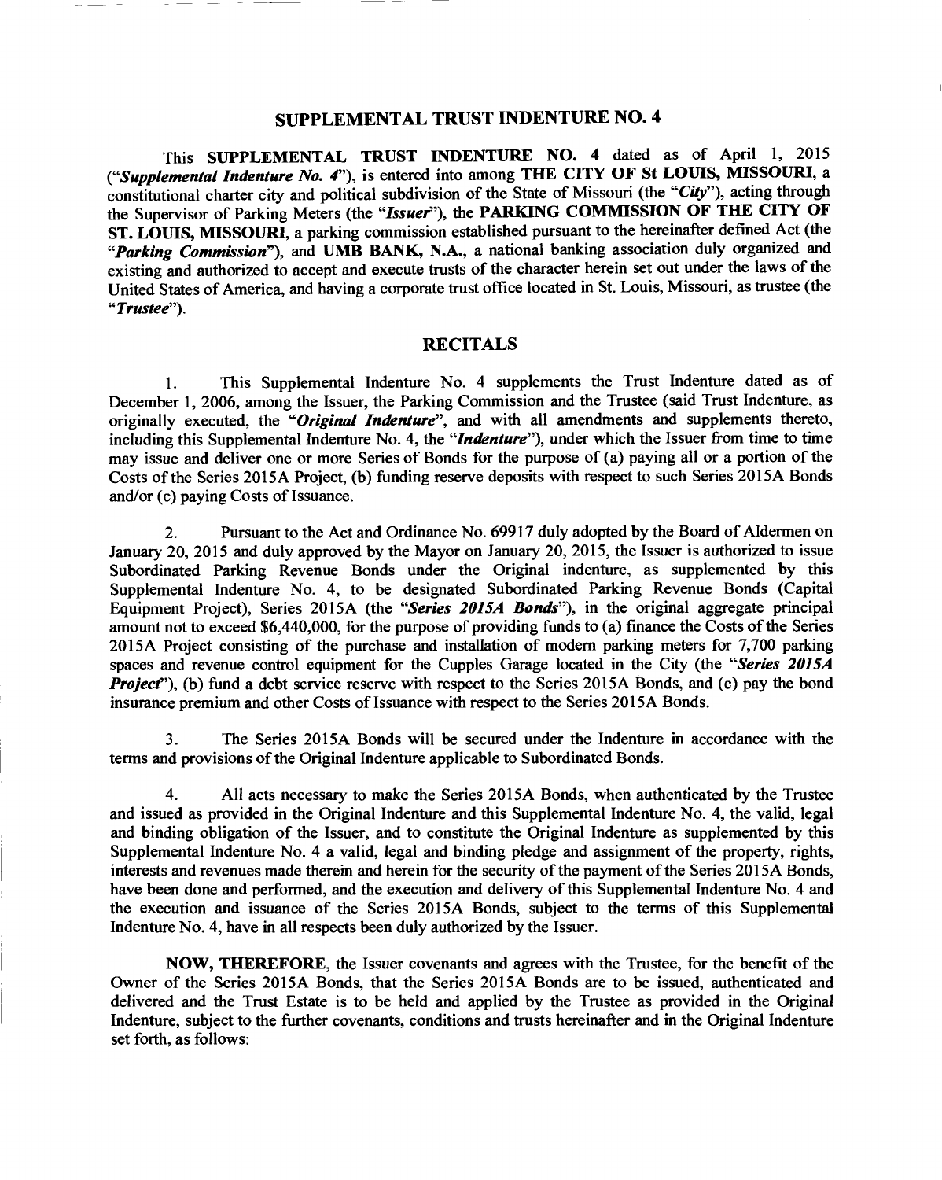# SUPPLEMENTAL TRUST INDENTURE NO. 4

This **SUPPLEMENTAL TRUST INDENTURE NO. 4** dated as of April 1, 2015 (*"Supplemental Indenture No. 4"*), is entered into among **THE CITY OF St LOUIS, MISSOURI**, a constitutional charter city and political subdivision of the State of Missouri (the *"City"*), acting through the Supervisor of Parking Meters (the *"Issuer"*), the **PARKING COMMISSION OF THE CITY OF ST. LOUIS, MISSOURI**, a parking commission established pursuant to the hereinafter defined Act (the *"Parking Commission"*), and **UMB BANK, N.A.**, a national banking association duly organized and existing and authorized to accept and execute trusts of the character herein set out under the laws of the United States of America, and having a corporate trust office located in St. Louis, Missouri, as trustee (the *"Trustee"*).

## RECITALS

1. This Supplemental Indenture No. 4 supplements the Trust Indenture dated as of December 1, 2006, among the Issuer, the Parking Commission and the Trustee (said Trust Indenture, as originally executed, the *"Original Indenture"*, and with all amendments and supplements thereto, including this Supplemental Indenture No. 4, the *"Indenture"*), under which the Issuer from time to time may issue and deliver one or more Series of Bonds for the purpose of (a) paying all or a portion of the Costs of the Series 2015A Project, (b) funding reserve deposits with respect to such Series 2015A Bonds and/or (c) paying Costs of Issuance.

2. Pursuant to the Act and Ordinance No. 69917 duly adopted by the Board of Aldermen on January 20, 2015 and duly approved by the Mayor on January 20, 2015, the Issuer is authorized to issue Subordinated Parking Revenue Bonds under the Original indenture, as supplemented by this Supplemental Indenture No. 4, to be designated Subordinated Parking Revenue Bonds (Capital Equipment Project), Series 2015A (the *"Series 2015A Bonds"*), in the original aggregate principal amount not to exceed $6,440,000, for the purpose of providing funds to (a) finance the Costs of the Series 2015A Project consisting of the purchase and installation of modern parking meters for 7,700 parking spaces and revenue control equipment for the Cupples Garage located in the City (the *"Series 2015A Project"*), (b) fund a debt service reserve with respect to the Series 2015A Bonds, and (c) pay the bond insurance premium and other Costs of Issuance with respect to the Series 2015A Bonds.

3. The Series 2015A Bonds will be secured under the Indenture in accordance with the terms and provisions of the Original Indenture applicable to Subordinated Bonds.

4. All acts necessary to make the Series 2015A Bonds, when authenticated by the Trustee and issued as provided in the Original Indenture and this Supplemental Indenture No. 4, the valid, legal and binding obligation of the Issuer, and to constitute the Original Indenture as supplemented by this Supplemental Indenture No. 4 a valid, legal and binding pledge and assignment of the property, rights, interests and revenues made therein and herein for the security of the payment of the Series 2015A Bonds, have been done and performed, and the execution and delivery of this Supplemental Indenture No. 4 and the execution and issuance of the Series 2015A Bonds, subject to the terms of this Supplemental Indenture No. 4, have in all respects been duly authorized by the Issuer.

**NOW, THEREFORE**, the Issuer covenants and agrees with the Trustee, for the benefit of the Owner of the Series 2015A Bonds, that the Series 2015A Bonds are to be issued, authenticated and delivered and the Trust Estate is to be held and applied by the Trustee as provided in the Original Indenture, subject to the further covenants, conditions and trusts hereinafter and in the Original Indenture set forth, as follows: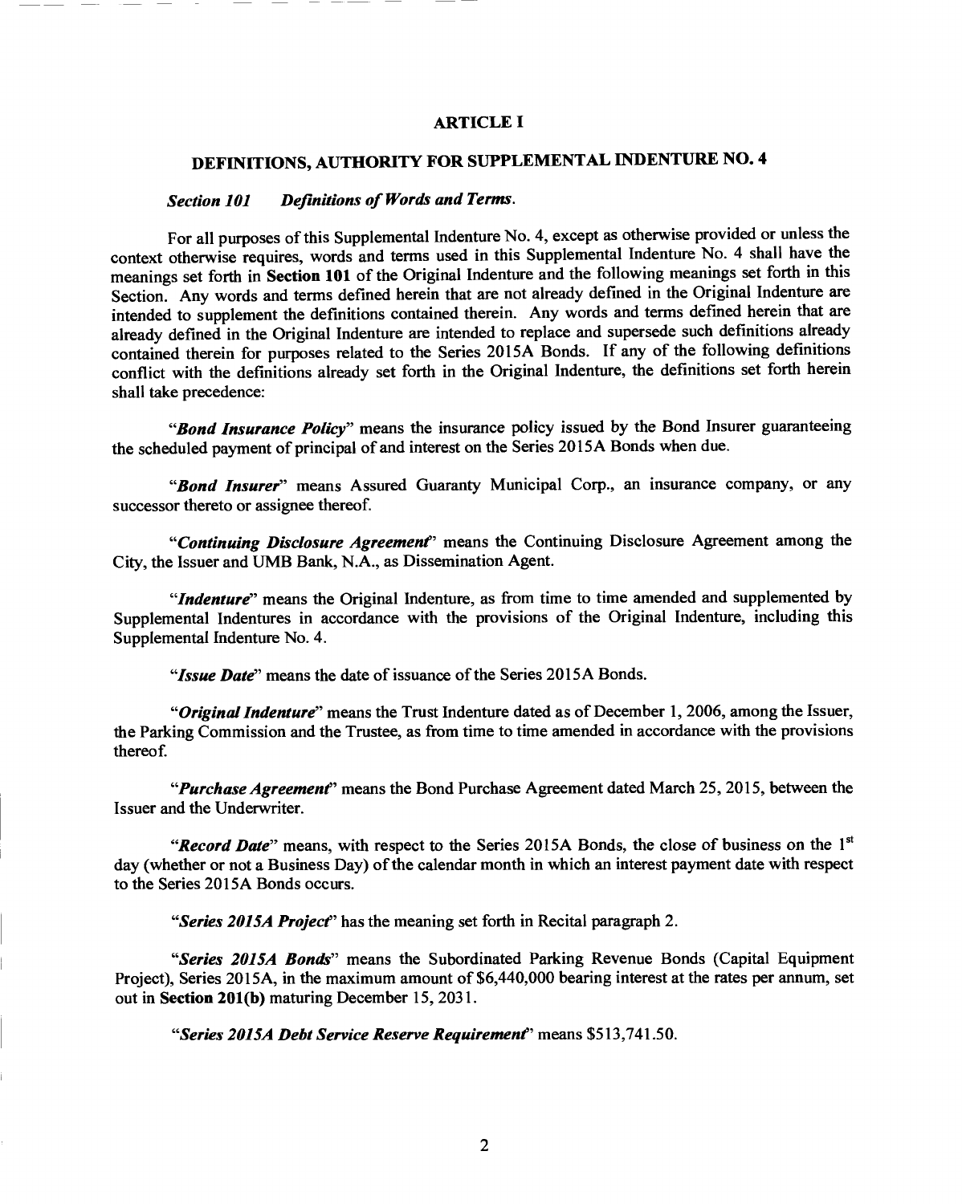## ARTICLE I

## DEFINITIONS, AUTHORITY FOR SUPPLEMENTAL INDENTURE NO. 4

***Section 101 Definitions of Words and Terms.***

For all purposes of this Supplemental Indenture No. 4, except as otherwise provided or unless the context otherwise requires, words and terms used in this Supplemental Indenture No. 4 shall have the meanings set forth in **Section 101** of the Original Indenture and the following meanings set forth in this Section. Any words and terms defined herein that are not already defined in the Original Indenture are intended to supplement the definitions contained therein. Any words and terms defined herein that are already defined in the Original Indenture are intended to replace and supersede such definitions already contained therein for purposes related to the Series 2015A Bonds. If any of the following definitions conflict with the definitions already set forth in the Original Indenture, the definitions set forth herein shall take precedence:

"***Bond Insurance Policy***" means the insurance policy issued by the Bond Insurer guaranteeing the scheduled payment of principal of and interest on the Series 2015A Bonds when due.

"***Bond Insurer***" means Assured Guaranty Municipal Corp., an insurance company, or any successor thereto or assignee thereof.

"***Continuing Disclosure Agreement***" means the Continuing Disclosure Agreement among the City, the Issuer and UMB Bank, N.A., as Dissemination Agent.

"***Indenture***" means the Original Indenture, as from time to time amended and supplemented by Supplemental Indentures in accordance with the provisions of the Original Indenture, including this Supplemental Indenture No. 4.

"***Issue Date***" means the date of issuance of the Series 2015A Bonds.

"***Original Indenture***" means the Trust Indenture dated as of December 1, 2006, among the Issuer, the Parking Commission and the Trustee, as from time to time amended in accordance with the provisions thereof.

"***Purchase Agreement***" means the Bond Purchase Agreement dated March 25, 2015, between the Issuer and the Underwriter.

"***Record Date***" means, with respect to the Series 2015A Bonds, the close of business on the 1st day (whether or not a Business Day) of the calendar month in which an interest payment date with respect to the Series 2015A Bonds occurs.

"***Series 2015A Project***" has the meaning set forth in Recital paragraph 2.

"***Series 2015A Bonds***" means the Subordinated Parking Revenue Bonds (Capital Equipment Project), Series 2015A, in the maximum amount of $6,440,000 bearing interest at the rates per annum, set out in **Section 201(b)** maturing December 15, 2031.

"***Series 2015A Debt Service Reserve Requirement***" means $513,741.50.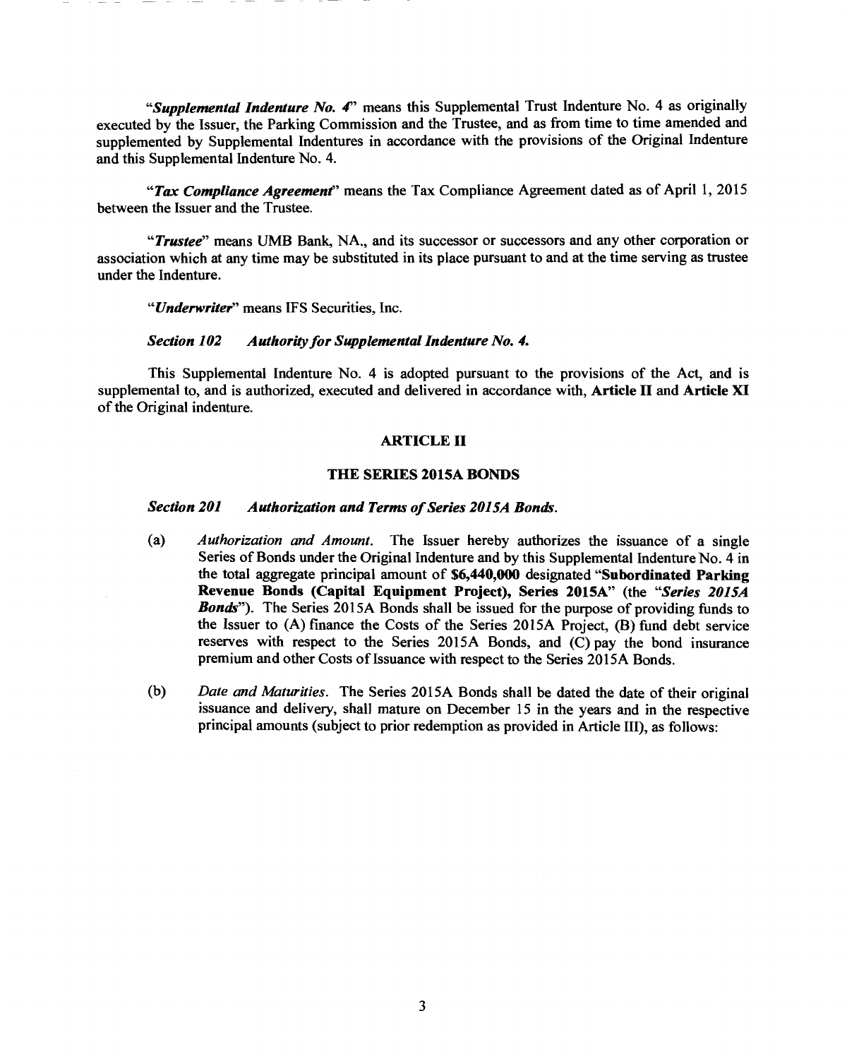"***Supplemental Indenture No. 4***" means this Supplemental Trust Indenture No. 4 as originally executed by the Issuer, the Parking Commission and the Trustee, and as from time to time amended and supplemented by Supplemental Indentures in accordance with the provisions of the Original Indenture and this Supplemental Indenture No. 4.

"***Tax Compliance Agreement***" means the Tax Compliance Agreement dated as of April 1, 2015 between the Issuer and the Trustee.

"***Trustee***" means UMB Bank, NA., and its successor or successors and any other corporation or association which at any time may be substituted in its place pursuant to and at the time serving as trustee under the Indenture.

"***Underwriter***" means IFS Securities, Inc.

***Section 102 Authority for Supplemental Indenture No. 4.***

This Supplemental Indenture No. 4 is adopted pursuant to the provisions of the Act, and is supplemental to, and is authorized, executed and delivered in accordance with, **Article II** and **Article XI** of the Original indenture.

## ARTICLE II

## THE SERIES 2015A BONDS

***Section 201 Authorization and Terms of Series 2015A Bonds.***

(a) *Authorization and Amount.* The Issuer hereby authorizes the issuance of a single Series of Bonds under the Original Indenture and by this Supplemental Indenture No. 4 in the total aggregate principal amount of **$6,440,000** designated "**Subordinated Parking Revenue Bonds (Capital Equipment Project), Series 2015A**" (the "***Series 2015A Bonds***"). The Series 2015A Bonds shall be issued for the purpose of providing funds to the Issuer to (A) finance the Costs of the Series 2015A Project, (B) fund debt service reserves with respect to the Series 2015A Bonds, and (C) pay the bond insurance premium and other Costs of Issuance with respect to the Series 2015A Bonds.

(b) *Date and Maturities.* The Series 2015A Bonds shall be dated the date of their original issuance and delivery, shall mature on December 15 in the years and in the respective principal amounts (subject to prior redemption as provided in Article III), as follows: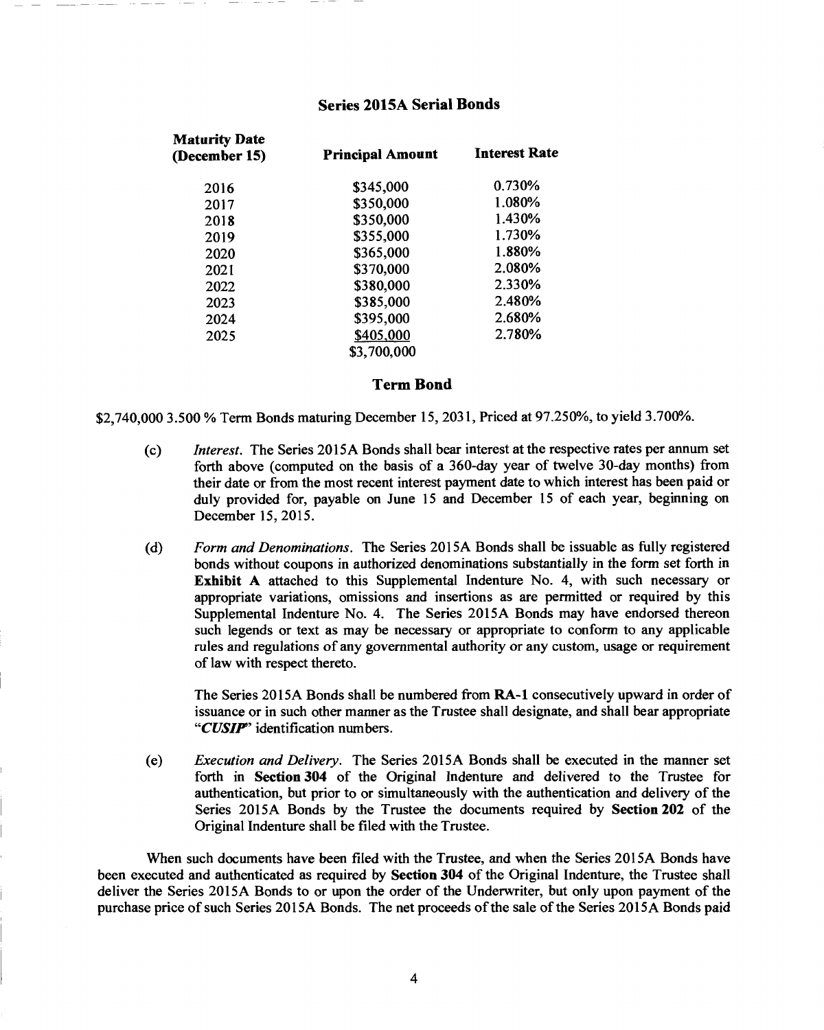### Series 2015A Serial Bonds

| Maturity Date (December 15) | Principal Amount | Interest Rate |
|---|---|---|
| 2016 | $345,000 | 0.730% |
| 2017 | $350,000 | 1.080% |
| 2018 | $350,000 | 1.430% |
| 2019 | $355,000 | 1.730% |
| 2020 | $365,000 | 1.880% |
| 2021 | $370,000 | 2.080% |
| 2022 | $380,000 | 2.330% |
| 2023 | $385,000 | 2.480% |
| 2024 | $395,000 | 2.680% |
| 2025 | $405,000 | 2.780% |
| | $3,700,000 | |

### Term Bond

$2,740,000 3.500 % Term Bonds maturing December 15, 2031, Priced at 97.250%, to yield 3.700%.

(c) *Interest*. The Series 2015A Bonds shall bear interest at the respective rates per annum set forth above (computed on the basis of a 360-day year of twelve 30-day months) from their date or from the most recent interest payment date to which interest has been paid or duly provided for, payable on June 15 and December 15 of each year, beginning on December 15, 2015.

(d) *Form and Denominations*. The Series 2015A Bonds shall be issuable as fully registered bonds without coupons in authorized denominations substantially in the form set forth in **Exhibit A** attached to this Supplemental Indenture No. 4, with such necessary or appropriate variations, omissions and insertions as are permitted or required by this Supplemental Indenture No. 4. The Series 2015A Bonds may have endorsed thereon such legends or text as may be necessary or appropriate to conform to any applicable rules and regulations of any governmental authority or any custom, usage or requirement of law with respect thereto.

The Series 2015A Bonds shall be numbered from **RA-1** consecutively upward in order of issuance or in such other manner as the Trustee shall designate, and shall bear appropriate "***CUSIP***" identification numbers.

(e) *Execution and Delivery*. The Series 2015A Bonds shall be executed in the manner set forth in **Section 304** of the Original Indenture and delivered to the Trustee for authentication, but prior to or simultaneously with the authentication and delivery of the Series 2015A Bonds by the Trustee the documents required by **Section 202** of the Original Indenture shall be filed with the Trustee.

When such documents have been filed with the Trustee, and when the Series 2015A Bonds have been executed and authenticated as required by **Section 304** of the Original Indenture, the Trustee shall deliver the Series 2015A Bonds to or upon the order of the Underwriter, but only upon payment of the purchase price of such Series 2015A Bonds. The net proceeds of the sale of the Series 2015A Bonds paid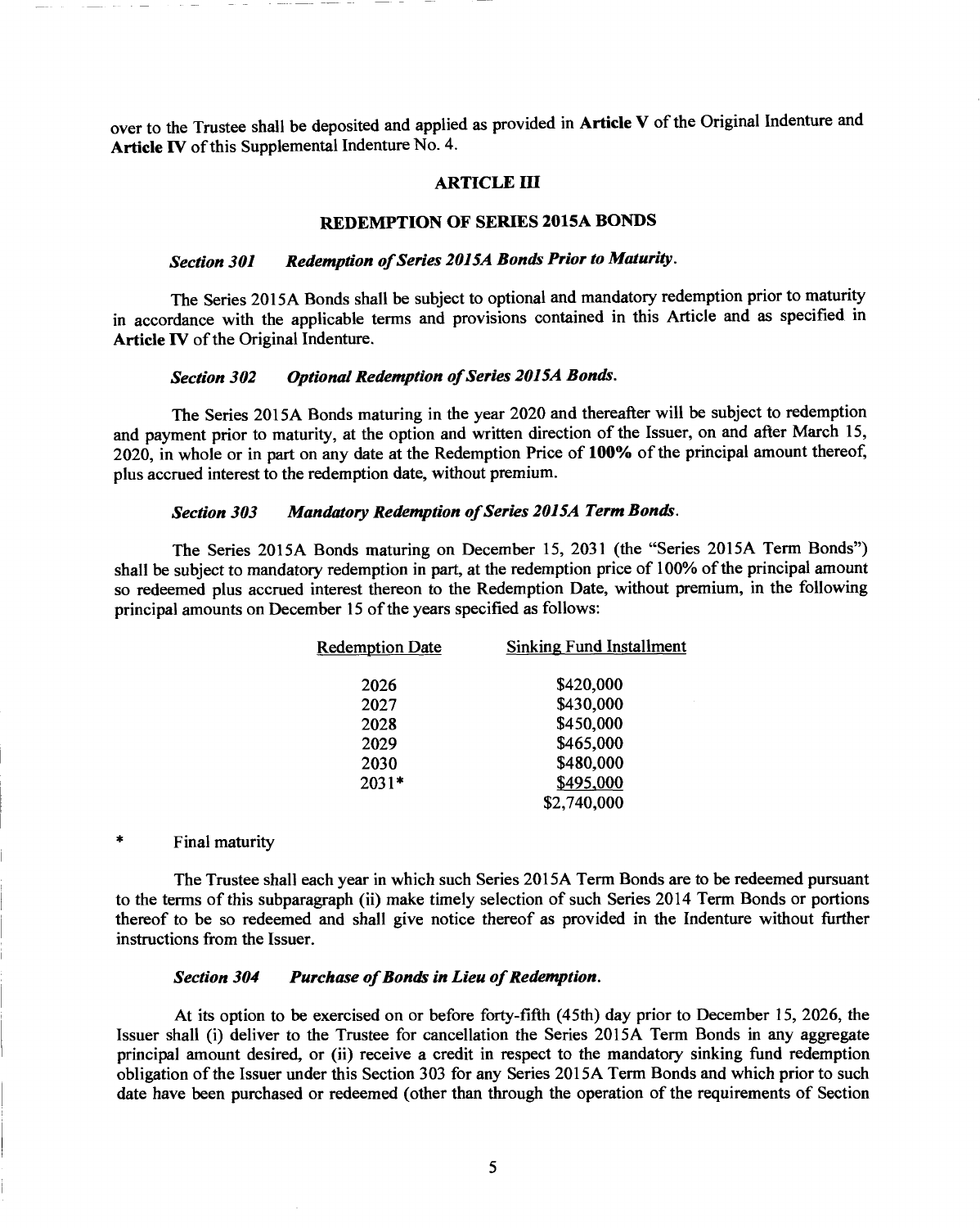over to the Trustee shall be deposited and applied as provided in **Article V** of the Original Indenture and **Article IV** of this Supplemental Indenture No. 4.

## ARTICLE III

## REDEMPTION OF SERIES 2015A BONDS

### *Section 301 Redemption of Series 2015A Bonds Prior to Maturity.*

The Series 2015A Bonds shall be subject to optional and mandatory redemption prior to maturity in accordance with the applicable terms and provisions contained in this Article and as specified in **Article IV** of the Original Indenture.

### *Section 302 Optional Redemption of Series 2015A Bonds.*

The Series 2015A Bonds maturing in the year 2020 and thereafter will be subject to redemption and payment prior to maturity, at the option and written direction of the Issuer, on and after March 15, 2020, in whole or in part on any date at the Redemption Price of **100%** of the principal amount thereof, plus accrued interest to the redemption date, without premium.

### *Section 303 Mandatory Redemption of Series 2015A Term Bonds.*

The Series 2015A Bonds maturing on December 15, 2031 (the "Series 2015A Term Bonds") shall be subject to mandatory redemption in part, at the redemption price of 100% of the principal amount so redeemed plus accrued interest thereon to the Redemption Date, without premium, in the following principal amounts on December 15 of the years specified as follows:

| Redemption Date | Sinking Fund Installment |
|---|---|
| 2026 | $420,000 |
| 2027 | $430,000 |
| 2028 | $450,000 |
| 2029 | $465,000 |
| 2030 | $480,000 |
| 2031* | $495,000 |
| | $2,740,000 |

\* Final maturity

The Trustee shall each year in which such Series 2015A Term Bonds are to be redeemed pursuant to the terms of this subparagraph (ii) make timely selection of such Series 2014 Term Bonds or portions thereof to be so redeemed and shall give notice thereof as provided in the Indenture without further instructions from the Issuer.

### *Section 304 Purchase of Bonds in Lieu of Redemption.*

At its option to be exercised on or before forty-fifth (45th) day prior to December 15, 2026, the Issuer shall (i) deliver to the Trustee for cancellation the Series 2015A Term Bonds in any aggregate principal amount desired, or (ii) receive a credit in respect to the mandatory sinking fund redemption obligation of the Issuer under this Section 303 for any Series 2015A Term Bonds and which prior to such date have been purchased or redeemed (other than through the operation of the requirements of Section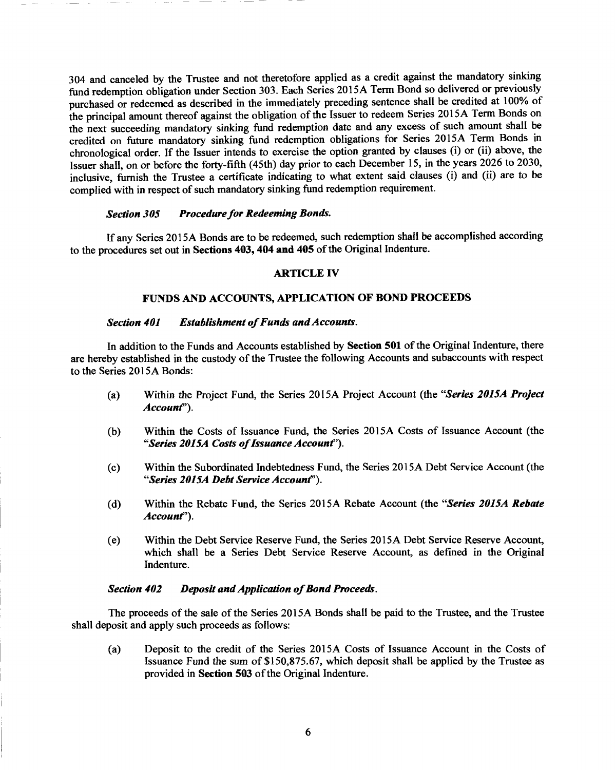304 and canceled by the Trustee and not theretofore applied as a credit against the mandatory sinking fund redemption obligation under Section 303. Each Series 2015A Term Bond so delivered or previously purchased or redeemed as described in the immediately preceding sentence shall be credited at 100% of the principal amount thereof against the obligation of the Issuer to redeem Series 2015A Term Bonds on the next succeeding mandatory sinking fund redemption date and any excess of such amount shall be credited on future mandatory sinking fund redemption obligations for Series 2015A Term Bonds in chronological order. If the Issuer intends to exercise the option granted by clauses (i) or (ii) above, the Issuer shall, on or before the forty-fifth (45th) day prior to each December 15, in the years 2026 to 2030, inclusive, furnish the Trustee a certificate indicating to what extent said clauses (i) and (ii) are to be complied with in respect of such mandatory sinking fund redemption requirement.

***Section 305 Procedure for Redeeming Bonds.***

If any Series 2015A Bonds are to be redeemed, such redemption shall be accomplished according to the procedures set out in **Sections 403, 404 and 405** of the Original Indenture.

## ARTICLE IV

## FUNDS AND ACCOUNTS, APPLICATION OF BOND PROCEEDS

***Section 401 Establishment of Funds and Accounts.***

In addition to the Funds and Accounts established by **Section 501** of the Original Indenture, there are hereby established in the custody of the Trustee the following Accounts and subaccounts with respect to the Series 2015A Bonds:

(a) Within the Project Fund, the Series 2015A Project Account (the "***Series 2015A Project Account***").

(b) Within the Costs of Issuance Fund, the Series 2015A Costs of Issuance Account (the "***Series 2015A Costs of Issuance Account***").

(c) Within the Subordinated Indebtedness Fund, the Series 2015A Debt Service Account (the "***Series 2015A Debt Service Account***").

(d) Within the Rebate Fund, the Series 2015A Rebate Account (the "***Series 2015A Rebate Account***").

(e) Within the Debt Service Reserve Fund, the Series 2015A Debt Service Reserve Account, which shall be a Series Debt Service Reserve Account, as defined in the Original Indenture.

***Section 402 Deposit and Application of Bond Proceeds.***

The proceeds of the sale of the Series 2015A Bonds shall be paid to the Trustee, and the Trustee shall deposit and apply such proceeds as follows:

(a) Deposit to the credit of the Series 2015A Costs of Issuance Account in the Costs of Issuance Fund the sum of $150,875.67, which deposit shall be applied by the Trustee as provided in **Section 503** of the Original Indenture.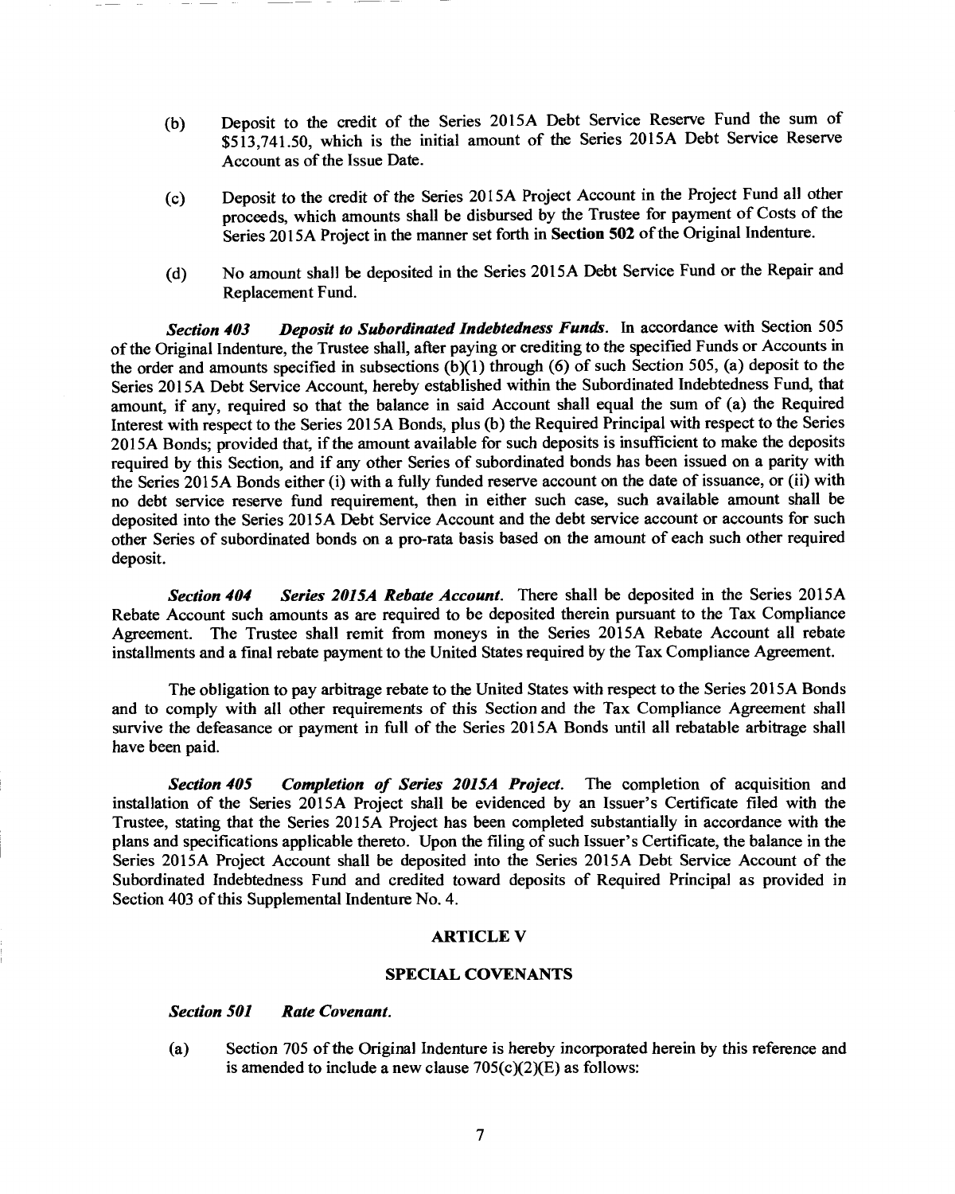(b) Deposit to the credit of the Series 2015A Debt Service Reserve Fund the sum of $513,741.50, which is the initial amount of the Series 2015A Debt Service Reserve Account as of the Issue Date.

(c) Deposit to the credit of the Series 2015A Project Account in the Project Fund all other proceeds, which amounts shall be disbursed by the Trustee for payment of Costs of the Series 2015A Project in the manner set forth in **Section 502** of the Original Indenture.

(d) No amount shall be deposited in the Series 2015A Debt Service Fund or the Repair and Replacement Fund.

***Section 403 Deposit to Subordinated Indebtedness Funds.*** In accordance with Section 505 of the Original Indenture, the Trustee shall, after paying or crediting to the specified Funds or Accounts in the order and amounts specified in subsections (b)(1) through (6) of such Section 505, (a) deposit to the Series 2015A Debt Service Account, hereby established within the Subordinated Indebtedness Fund, that amount, if any, required so that the balance in said Account shall equal the sum of (a) the Required Interest with respect to the Series 2015A Bonds, plus (b) the Required Principal with respect to the Series 2015A Bonds; provided that, if the amount available for such deposits is insufficient to make the deposits required by this Section, and if any other Series of subordinated bonds has been issued on a parity with the Series 2015A Bonds either (i) with a fully funded reserve account on the date of issuance, or (ii) with no debt service reserve fund requirement, then in either such case, such available amount shall be deposited into the Series 2015A Debt Service Account and the debt service account or accounts for such other Series of subordinated bonds on a pro-rata basis based on the amount of each such other required deposit.

***Section 404 Series 2015A Rebate Account.*** There shall be deposited in the Series 2015A Rebate Account such amounts as are required to be deposited therein pursuant to the Tax Compliance Agreement. The Trustee shall remit from moneys in the Series 2015A Rebate Account all rebate installments and a final rebate payment to the United States required by the Tax Compliance Agreement.

The obligation to pay arbitrage rebate to the United States with respect to the Series 2015A Bonds and to comply with all other requirements of this Section and the Tax Compliance Agreement shall survive the defeasance or payment in full of the Series 2015A Bonds until all rebatable arbitrage shall have been paid.

***Section 405 Completion of Series 2015A Project.*** The completion of acquisition and installation of the Series 2015A Project shall be evidenced by an Issuer's Certificate filed with the Trustee, stating that the Series 2015A Project has been completed substantially in accordance with the plans and specifications applicable thereto. Upon the filing of such Issuer's Certificate, the balance in the Series 2015A Project Account shall be deposited into the Series 2015A Debt Service Account of the Subordinated Indebtedness Fund and credited toward deposits of Required Principal as provided in Section 403 of this Supplemental Indenture No. 4.

## ARTICLE V

## SPECIAL COVENANTS

***Section 501 Rate Covenant.***

(a) Section 705 of the Original Indenture is hereby incorporated herein by this reference and is amended to include a new clause 705(c)(2)(E) as follows: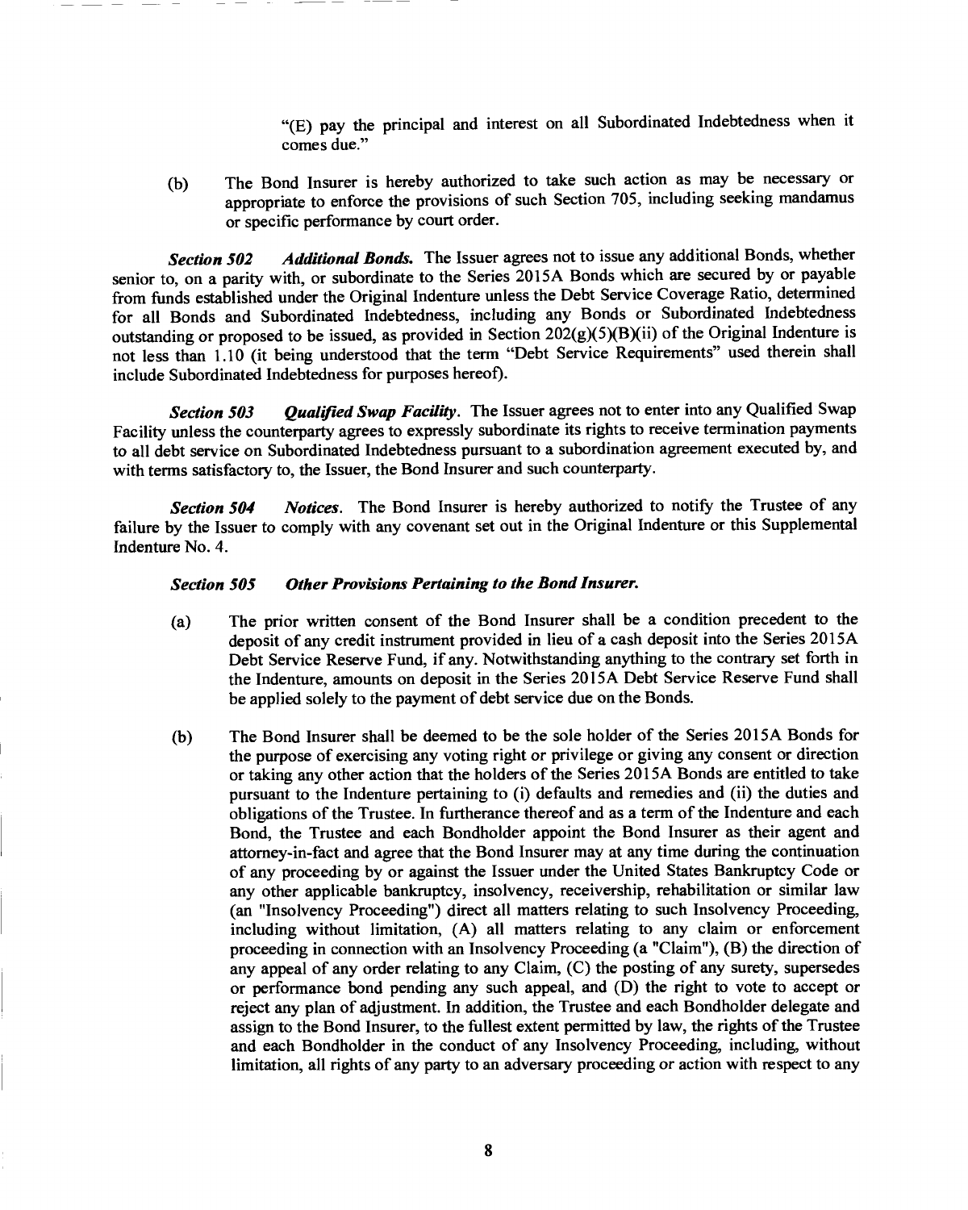"(E) pay the principal and interest on all Subordinated Indebtedness when it comes due."

(b) The Bond Insurer is hereby authorized to take such action as may be necessary or appropriate to enforce the provisions of such Section 705, including seeking mandamus or specific performance by court order.

***Section 502 Additional Bonds.*** The Issuer agrees not to issue any additional Bonds, whether senior to, on a parity with, or subordinate to the Series 2015A Bonds which are secured by or payable from funds established under the Original Indenture unless the Debt Service Coverage Ratio, determined for all Bonds and Subordinated Indebtedness, including any Bonds or Subordinated Indebtedness outstanding or proposed to be issued, as provided in Section 202(g)(5)(B)(ii) of the Original Indenture is not less than 1.10 (it being understood that the term "Debt Service Requirements" used therein shall include Subordinated Indebtedness for purposes hereof).

***Section 503 Qualified Swap Facility.*** The Issuer agrees not to enter into any Qualified Swap Facility unless the counterparty agrees to expressly subordinate its rights to receive termination payments to all debt service on Subordinated Indebtedness pursuant to a subordination agreement executed by, and with terms satisfactory to, the Issuer, the Bond Insurer and such counterparty.

***Section 504 Notices.*** The Bond Insurer is hereby authorized to notify the Trustee of any failure by the Issuer to comply with any covenant set out in the Original Indenture or this Supplemental Indenture No. 4.

***Section 505 Other Provisions Pertaining to the Bond Insurer.***

(a) The prior written consent of the Bond Insurer shall be a condition precedent to the deposit of any credit instrument provided in lieu of a cash deposit into the Series 2015A Debt Service Reserve Fund, if any. Notwithstanding anything to the contrary set forth in the Indenture, amounts on deposit in the Series 2015A Debt Service Reserve Fund shall be applied solely to the payment of debt service due on the Bonds.

(b) The Bond Insurer shall be deemed to be the sole holder of the Series 2015A Bonds for the purpose of exercising any voting right or privilege or giving any consent or direction or taking any other action that the holders of the Series 2015A Bonds are entitled to take pursuant to the Indenture pertaining to (i) defaults and remedies and (ii) the duties and obligations of the Trustee. In furtherance thereof and as a term of the Indenture and each Bond, the Trustee and each Bondholder appoint the Bond Insurer as their agent and attorney-in-fact and agree that the Bond Insurer may at any time during the continuation of any proceeding by or against the Issuer under the United States Bankruptcy Code or any other applicable bankruptcy, insolvency, receivership, rehabilitation or similar law (an "Insolvency Proceeding") direct all matters relating to such Insolvency Proceeding, including without limitation, (A) all matters relating to any claim or enforcement proceeding in connection with an Insolvency Proceeding (a "Claim"), (B) the direction of any appeal of any order relating to any Claim, (C) the posting of any surety, supersedes or performance bond pending any such appeal, and (D) the right to vote to accept or reject any plan of adjustment. In addition, the Trustee and each Bondholder delegate and assign to the Bond Insurer, to the fullest extent permitted by law, the rights of the Trustee and each Bondholder in the conduct of any Insolvency Proceeding, including, without limitation, all rights of any party to an adversary proceeding or action with respect to any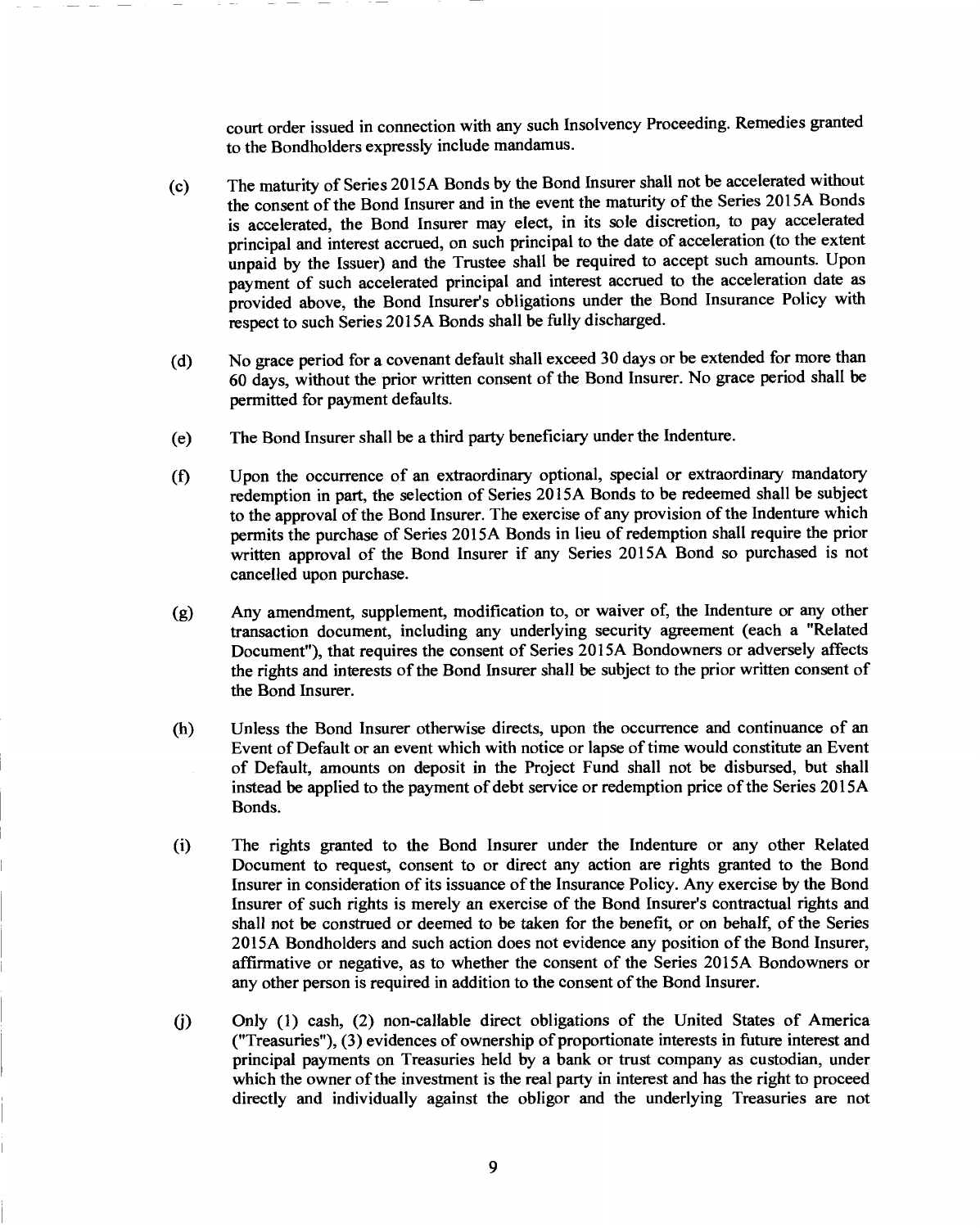court order issued in connection with any such Insolvency Proceeding. Remedies granted to the Bondholders expressly include mandamus.

(c) The maturity of Series 2015A Bonds by the Bond Insurer shall not be accelerated without the consent of the Bond Insurer and in the event the maturity of the Series 2015A Bonds is accelerated, the Bond Insurer may elect, in its sole discretion, to pay accelerated principal and interest accrued, on such principal to the date of acceleration (to the extent unpaid by the Issuer) and the Trustee shall be required to accept such amounts. Upon payment of such accelerated principal and interest accrued to the acceleration date as provided above, the Bond Insurer's obligations under the Bond Insurance Policy with respect to such Series 2015A Bonds shall be fully discharged.

(d) No grace period for a covenant default shall exceed 30 days or be extended for more than 60 days, without the prior written consent of the Bond Insurer. No grace period shall be permitted for payment defaults.

(e) The Bond Insurer shall be a third party beneficiary under the Indenture.

(f) Upon the occurrence of an extraordinary optional, special or extraordinary mandatory redemption in part, the selection of Series 2015A Bonds to be redeemed shall be subject to the approval of the Bond Insurer. The exercise of any provision of the Indenture which permits the purchase of Series 2015A Bonds in lieu of redemption shall require the prior written approval of the Bond Insurer if any Series 2015A Bond so purchased is not cancelled upon purchase.

(g) Any amendment, supplement, modification to, or waiver of, the Indenture or any other transaction document, including any underlying security agreement (each a "Related Document"), that requires the consent of Series 2015A Bondowners or adversely affects the rights and interests of the Bond Insurer shall be subject to the prior written consent of the Bond Insurer.

(h) Unless the Bond Insurer otherwise directs, upon the occurrence and continuance of an Event of Default or an event which with notice or lapse of time would constitute an Event of Default, amounts on deposit in the Project Fund shall not be disbursed, but shall instead be applied to the payment of debt service or redemption price of the Series 2015A Bonds.

(i) The rights granted to the Bond Insurer under the Indenture or any other Related Document to request, consent to or direct any action are rights granted to the Bond Insurer in consideration of its issuance of the Insurance Policy. Any exercise by the Bond Insurer of such rights is merely an exercise of the Bond Insurer's contractual rights and shall not be construed or deemed to be taken for the benefit, or on behalf, of the Series 2015A Bondholders and such action does not evidence any position of the Bond Insurer, affirmative or negative, as to whether the consent of the Series 2015A Bondowners or any other person is required in addition to the consent of the Bond Insurer.

(j) Only (1) cash, (2) non-callable direct obligations of the United States of America ("Treasuries"), (3) evidences of ownership of proportionate interests in future interest and principal payments on Treasuries held by a bank or trust company as custodian, under which the owner of the investment is the real party in interest and has the right to proceed directly and individually against the obligor and the underlying Treasuries are not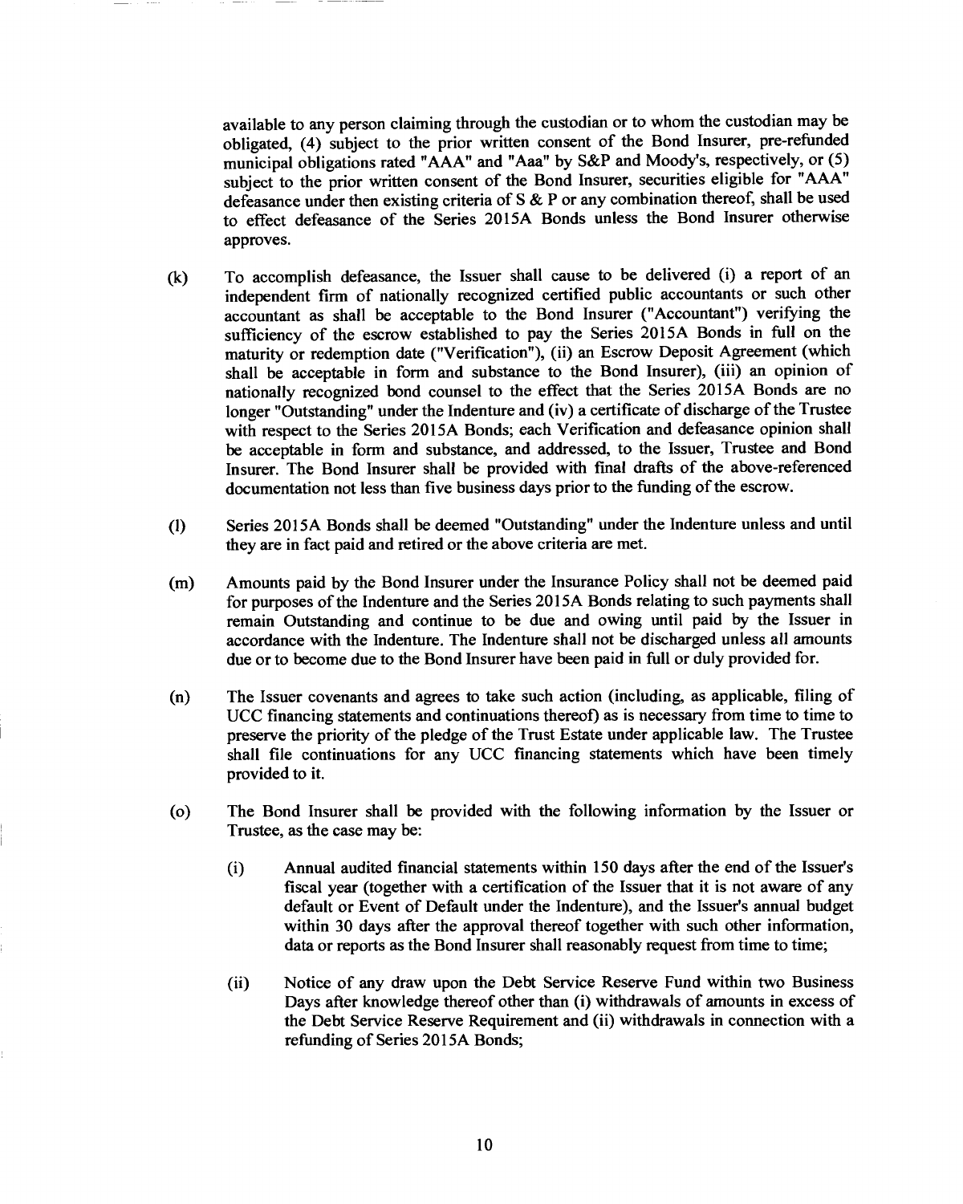available to any person claiming through the custodian or to whom the custodian may be obligated, (4) subject to the prior written consent of the Bond Insurer, pre-refunded municipal obligations rated "AAA" and "Aaa" by S&P and Moody's, respectively, or (5) subject to the prior written consent of the Bond Insurer, securities eligible for "AAA" defeasance under then existing criteria of S & P or any combination thereof, shall be used to effect defeasance of the Series 2015A Bonds unless the Bond Insurer otherwise approves.

(k) To accomplish defeasance, the Issuer shall cause to be delivered (i) a report of an independent firm of nationally recognized certified public accountants or such other accountant as shall be acceptable to the Bond Insurer ("Accountant") verifying the sufficiency of the escrow established to pay the Series 2015A Bonds in full on the maturity or redemption date ("Verification"), (ii) an Escrow Deposit Agreement (which shall be acceptable in form and substance to the Bond Insurer), (iii) an opinion of nationally recognized bond counsel to the effect that the Series 2015A Bonds are no longer "Outstanding" under the Indenture and (iv) a certificate of discharge of the Trustee with respect to the Series 2015A Bonds; each Verification and defeasance opinion shall be acceptable in form and substance, and addressed, to the Issuer, Trustee and Bond Insurer. The Bond Insurer shall be provided with final drafts of the above-referenced documentation not less than five business days prior to the funding of the escrow.

(l) Series 2015A Bonds shall be deemed "Outstanding" under the Indenture unless and until they are in fact paid and retired or the above criteria are met.

(m) Amounts paid by the Bond Insurer under the Insurance Policy shall not be deemed paid for purposes of the Indenture and the Series 2015A Bonds relating to such payments shall remain Outstanding and continue to be due and owing until paid by the Issuer in accordance with the Indenture. The Indenture shall not be discharged unless all amounts due or to become due to the Bond Insurer have been paid in full or duly provided for.

(n) The Issuer covenants and agrees to take such action (including, as applicable, filing of UCC financing statements and continuations thereof) as is necessary from time to time to preserve the priority of the pledge of the Trust Estate under applicable law. The Trustee shall file continuations for any UCC financing statements which have been timely provided to it.

(o) The Bond Insurer shall be provided with the following information by the Issuer or Trustee, as the case may be:

(i) Annual audited financial statements within 150 days after the end of the Issuer's fiscal year (together with a certification of the Issuer that it is not aware of any default or Event of Default under the Indenture), and the Issuer's annual budget within 30 days after the approval thereof together with such other information, data or reports as the Bond Insurer shall reasonably request from time to time;

(ii) Notice of any draw upon the Debt Service Reserve Fund within two Business Days after knowledge thereof other than (i) withdrawals of amounts in excess of the Debt Service Reserve Requirement and (ii) withdrawals in connection with a refunding of Series 2015A Bonds;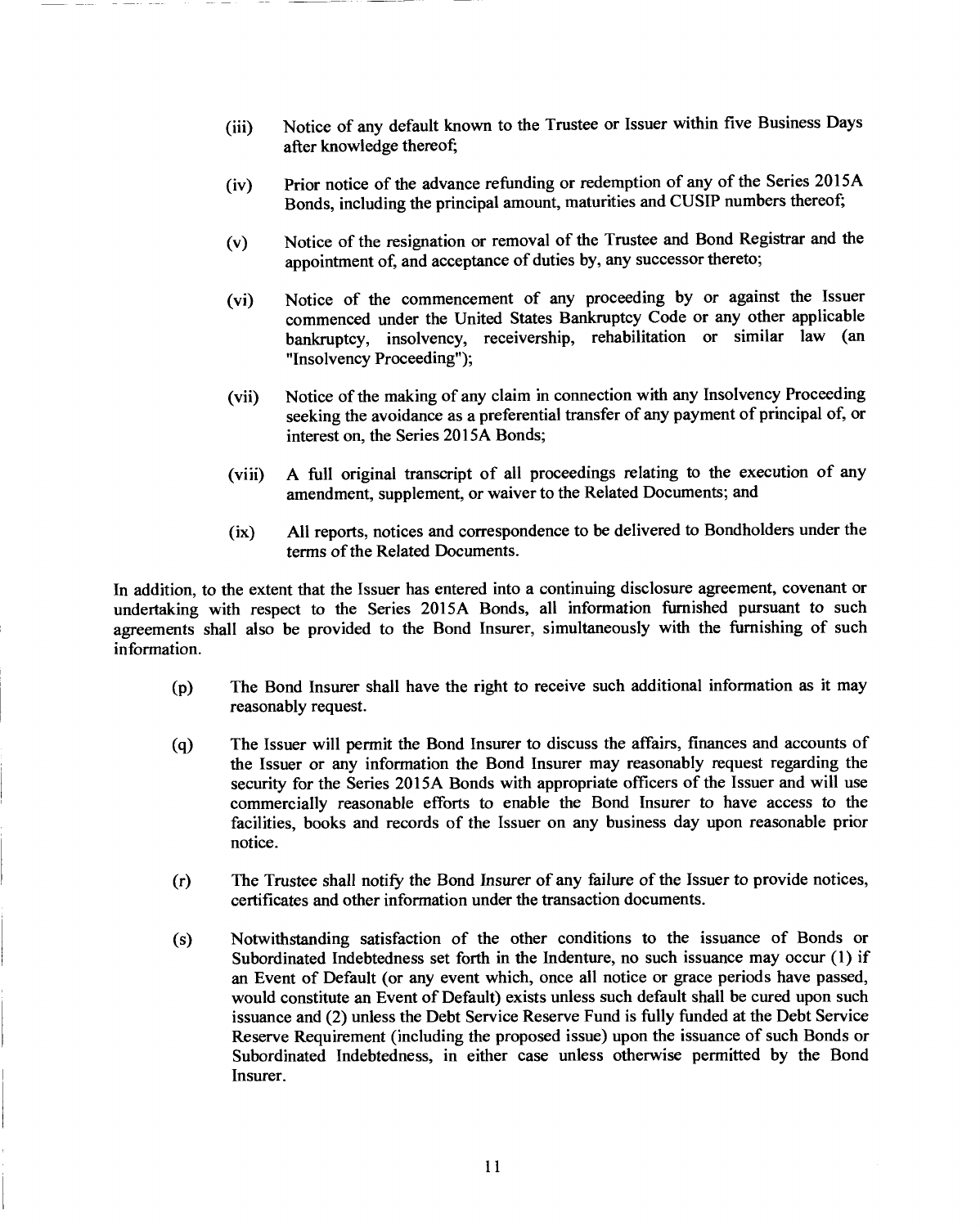(iii) Notice of any default known to the Trustee or Issuer within five Business Days after knowledge thereof;

(iv) Prior notice of the advance refunding or redemption of any of the Series 2015A Bonds, including the principal amount, maturities and CUSIP numbers thereof;

(v) Notice of the resignation or removal of the Trustee and Bond Registrar and the appointment of, and acceptance of duties by, any successor thereto;

(vi) Notice of the commencement of any proceeding by or against the Issuer commenced under the United States Bankruptcy Code or any other applicable bankruptcy, insolvency, receivership, rehabilitation or similar law (an "Insolvency Proceeding");

(vii) Notice of the making of any claim in connection with any Insolvency Proceeding seeking the avoidance as a preferential transfer of any payment of principal of, or interest on, the Series 2015A Bonds;

(viii) A full original transcript of all proceedings relating to the execution of any amendment, supplement, or waiver to the Related Documents; and

(ix) All reports, notices and correspondence to be delivered to Bondholders under the terms of the Related Documents.

In addition, to the extent that the Issuer has entered into a continuing disclosure agreement, covenant or undertaking with respect to the Series 2015A Bonds, all information furnished pursuant to such agreements shall also be provided to the Bond Insurer, simultaneously with the furnishing of such information.

(p) The Bond Insurer shall have the right to receive such additional information as it may reasonably request.

(q) The Issuer will permit the Bond Insurer to discuss the affairs, finances and accounts of the Issuer or any information the Bond Insurer may reasonably request regarding the security for the Series 2015A Bonds with appropriate officers of the Issuer and will use commercially reasonable efforts to enable the Bond Insurer to have access to the facilities, books and records of the Issuer on any business day upon reasonable prior notice.

(r) The Trustee shall notify the Bond Insurer of any failure of the Issuer to provide notices, certificates and other information under the transaction documents.

(s) Notwithstanding satisfaction of the other conditions to the issuance of Bonds or Subordinated Indebtedness set forth in the Indenture, no such issuance may occur (1) if an Event of Default (or any event which, once all notice or grace periods have passed, would constitute an Event of Default) exists unless such default shall be cured upon such issuance and (2) unless the Debt Service Reserve Fund is fully funded at the Debt Service Reserve Requirement (including the proposed issue) upon the issuance of such Bonds or Subordinated Indebtedness, in either case unless otherwise permitted by the Bond Insurer.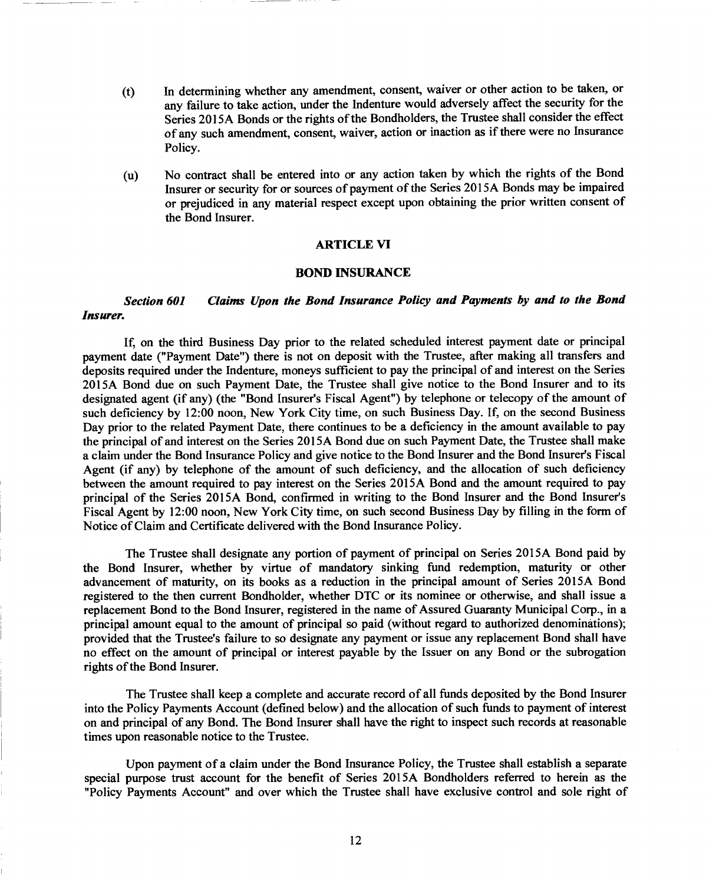(t) In determining whether any amendment, consent, waiver or other action to be taken, or any failure to take action, under the Indenture would adversely affect the security for the Series 2015A Bonds or the rights of the Bondholders, the Trustee shall consider the effect of any such amendment, consent, waiver, action or inaction as if there were no Insurance Policy.

(u) No contract shall be entered into or any action taken by which the rights of the Bond Insurer or security for or sources of payment of the Series 2015A Bonds may be impaired or prejudiced in any material respect except upon obtaining the prior written consent of the Bond Insurer.

## ARTICLE VI

## BOND INSURANCE

***Section 601 Claims Upon the Bond Insurance Policy and Payments by and to the Bond Insurer.***

If, on the third Business Day prior to the related scheduled interest payment date or principal payment date ("Payment Date") there is not on deposit with the Trustee, after making all transfers and deposits required under the Indenture, moneys sufficient to pay the principal of and interest on the Series 2015A Bond due on such Payment Date, the Trustee shall give notice to the Bond Insurer and to its designated agent (if any) (the "Bond Insurer's Fiscal Agent") by telephone or telecopy of the amount of such deficiency by 12:00 noon, New York City time, on such Business Day. If, on the second Business Day prior to the related Payment Date, there continues to be a deficiency in the amount available to pay the principal of and interest on the Series 2015A Bond due on such Payment Date, the Trustee shall make a claim under the Bond Insurance Policy and give notice to the Bond Insurer and the Bond Insurer's Fiscal Agent (if any) by telephone of the amount of such deficiency, and the allocation of such deficiency between the amount required to pay interest on the Series 2015A Bond and the amount required to pay principal of the Series 2015A Bond, confirmed in writing to the Bond Insurer and the Bond Insurer's Fiscal Agent by 12:00 noon, New York City time, on such second Business Day by filling in the form of Notice of Claim and Certificate delivered with the Bond Insurance Policy.

The Trustee shall designate any portion of payment of principal on Series 2015A Bond paid by the Bond Insurer, whether by virtue of mandatory sinking fund redemption, maturity or other advancement of maturity, on its books as a reduction in the principal amount of Series 2015A Bond registered to the then current Bondholder, whether DTC or its nominee or otherwise, and shall issue a replacement Bond to the Bond Insurer, registered in the name of Assured Guaranty Municipal Corp., in a principal amount equal to the amount of principal so paid (without regard to authorized denominations); provided that the Trustee's failure to so designate any payment or issue any replacement Bond shall have no effect on the amount of principal or interest payable by the Issuer on any Bond or the subrogation rights of the Bond Insurer.

The Trustee shall keep a complete and accurate record of all funds deposited by the Bond Insurer into the Policy Payments Account (defined below) and the allocation of such funds to payment of interest on and principal of any Bond. The Bond Insurer shall have the right to inspect such records at reasonable times upon reasonable notice to the Trustee.

Upon payment of a claim under the Bond Insurance Policy, the Trustee shall establish a separate special purpose trust account for the benefit of Series 2015A Bondholders referred to herein as the "Policy Payments Account" and over which the Trustee shall have exclusive control and sole right of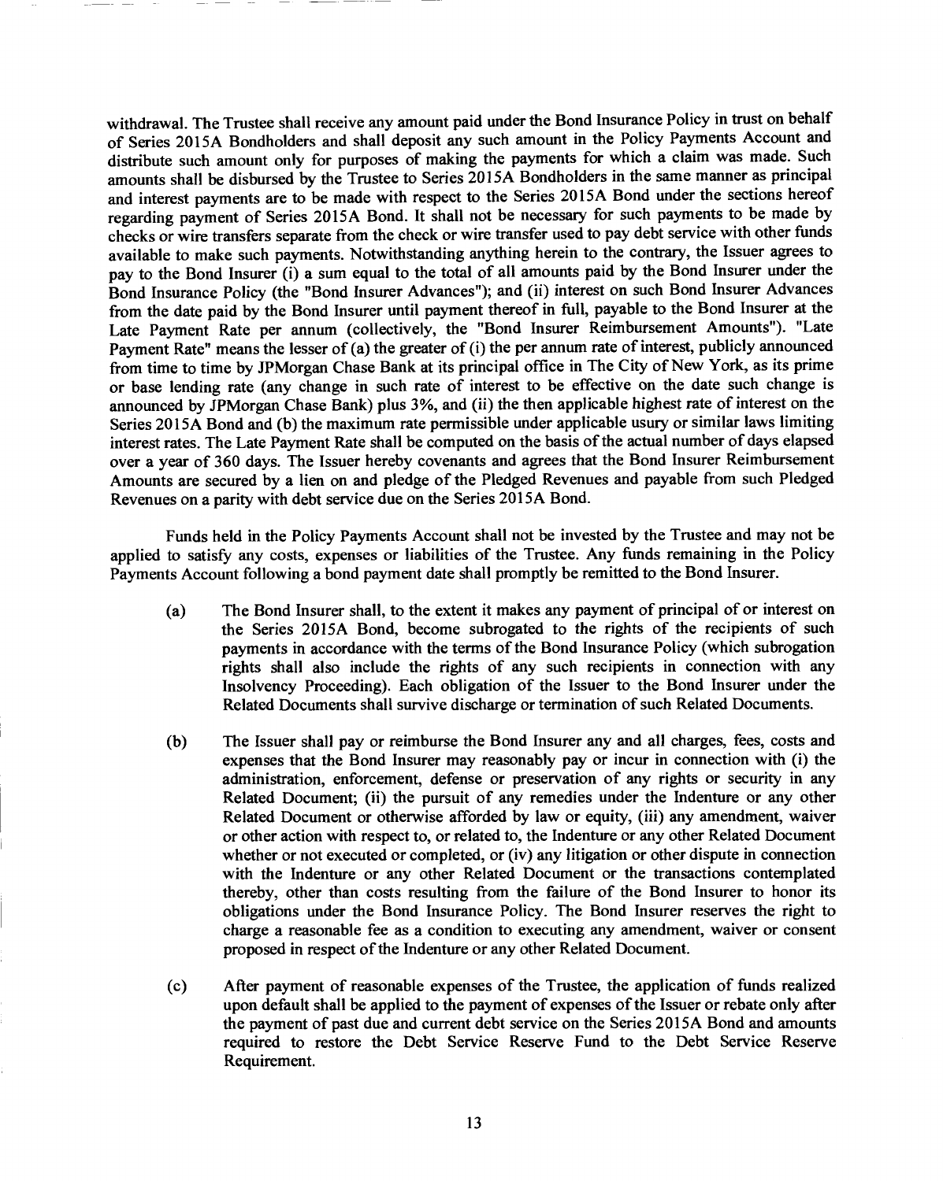withdrawal. The Trustee shall receive any amount paid under the Bond Insurance Policy in trust on behalf of Series 2015A Bondholders and shall deposit any such amount in the Policy Payments Account and distribute such amount only for purposes of making the payments for which a claim was made. Such amounts shall be disbursed by the Trustee to Series 2015A Bondholders in the same manner as principal and interest payments are to be made with respect to the Series 2015A Bond under the sections hereof regarding payment of Series 2015A Bond. It shall not be necessary for such payments to be made by checks or wire transfers separate from the check or wire transfer used to pay debt service with other funds available to make such payments. Notwithstanding anything herein to the contrary, the Issuer agrees to pay to the Bond Insurer (i) a sum equal to the total of all amounts paid by the Bond Insurer under the Bond Insurance Policy (the "Bond Insurer Advances"); and (ii) interest on such Bond Insurer Advances from the date paid by the Bond Insurer until payment thereof in full, payable to the Bond Insurer at the Late Payment Rate per annum (collectively, the "Bond Insurer Reimbursement Amounts"). "Late Payment Rate" means the lesser of (a) the greater of (i) the per annum rate of interest, publicly announced from time to time by JPMorgan Chase Bank at its principal office in The City of New York, as its prime or base lending rate (any change in such rate of interest to be effective on the date such change is announced by JPMorgan Chase Bank) plus 3%, and (ii) the then applicable highest rate of interest on the Series 2015A Bond and (b) the maximum rate permissible under applicable usury or similar laws limiting interest rates. The Late Payment Rate shall be computed on the basis of the actual number of days elapsed over a year of 360 days. The Issuer hereby covenants and agrees that the Bond Insurer Reimbursement Amounts are secured by a lien on and pledge of the Pledged Revenues and payable from such Pledged Revenues on a parity with debt service due on the Series 2015A Bond.

Funds held in the Policy Payments Account shall not be invested by the Trustee and may not be applied to satisfy any costs, expenses or liabilities of the Trustee. Any funds remaining in the Policy Payments Account following a bond payment date shall promptly be remitted to the Bond Insurer.

(a) The Bond Insurer shall, to the extent it makes any payment of principal of or interest on the Series 2015A Bond, become subrogated to the rights of the recipients of such payments in accordance with the terms of the Bond Insurance Policy (which subrogation rights shall also include the rights of any such recipients in connection with any Insolvency Proceeding). Each obligation of the Issuer to the Bond Insurer under the Related Documents shall survive discharge or termination of such Related Documents.

(b) The Issuer shall pay or reimburse the Bond Insurer any and all charges, fees, costs and expenses that the Bond Insurer may reasonably pay or incur in connection with (i) the administration, enforcement, defense or preservation of any rights or security in any Related Document; (ii) the pursuit of any remedies under the Indenture or any other Related Document or otherwise afforded by law or equity, (iii) any amendment, waiver or other action with respect to, or related to, the Indenture or any other Related Document whether or not executed or completed, or (iv) any litigation or other dispute in connection with the Indenture or any other Related Document or the transactions contemplated thereby, other than costs resulting from the failure of the Bond Insurer to honor its obligations under the Bond Insurance Policy. The Bond Insurer reserves the right to charge a reasonable fee as a condition to executing any amendment, waiver or consent proposed in respect of the Indenture or any other Related Document.

(c) After payment of reasonable expenses of the Trustee, the application of funds realized upon default shall be applied to the payment of expenses of the Issuer or rebate only after the payment of past due and current debt service on the Series 2015A Bond and amounts required to restore the Debt Service Reserve Fund to the Debt Service Reserve Requirement.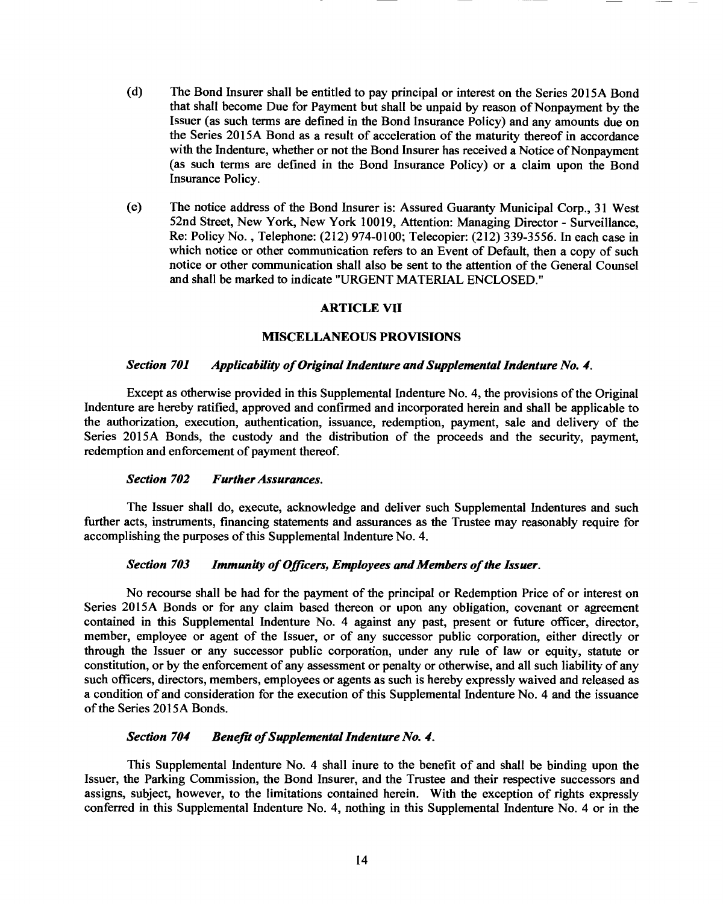(d) The Bond Insurer shall be entitled to pay principal or interest on the Series 2015A Bond that shall become Due for Payment but shall be unpaid by reason of Nonpayment by the Issuer (as such terms are defined in the Bond Insurance Policy) and any amounts due on the Series 2015A Bond as a result of acceleration of the maturity thereof in accordance with the Indenture, whether or not the Bond Insurer has received a Notice of Nonpayment (as such terms are defined in the Bond Insurance Policy) or a claim upon the Bond Insurance Policy.

(e) The notice address of the Bond Insurer is: Assured Guaranty Municipal Corp., 31 West 52nd Street, New York, New York 10019, Attention: Managing Director - Surveillance, Re: Policy No. , Telephone: (212) 974-0100; Telecopier: (212) 339-3556. In each case in which notice or other communication refers to an Event of Default, then a copy of such notice or other communication shall also be sent to the attention of the General Counsel and shall be marked to indicate "URGENT MATERIAL ENCLOSED."

## ARTICLE VII

## MISCELLANEOUS PROVISIONS

### *Section 701 Applicability of Original Indenture and Supplemental Indenture No. 4.*

Except as otherwise provided in this Supplemental Indenture No. 4, the provisions of the Original Indenture are hereby ratified, approved and confirmed and incorporated herein and shall be applicable to the authorization, execution, authentication, issuance, redemption, payment, sale and delivery of the Series 2015A Bonds, the custody and the distribution of the proceeds and the security, payment, redemption and enforcement of payment thereof.

### *Section 702 Further Assurances.*

The Issuer shall do, execute, acknowledge and deliver such Supplemental Indentures and such further acts, instruments, financing statements and assurances as the Trustee may reasonably require for accomplishing the purposes of this Supplemental Indenture No. 4.

### *Section 703 Immunity of Officers, Employees and Members of the Issuer.*

No recourse shall be had for the payment of the principal or Redemption Price of or interest on Series 2015A Bonds or for any claim based thereon or upon any obligation, covenant or agreement contained in this Supplemental Indenture No. 4 against any past, present or future officer, director, member, employee or agent of the Issuer, or of any successor public corporation, either directly or through the Issuer or any successor public corporation, under any rule of law or equity, statute or constitution, or by the enforcement of any assessment or penalty or otherwise, and all such liability of any such officers, directors, members, employees or agents as such is hereby expressly waived and released as a condition of and consideration for the execution of this Supplemental Indenture No. 4 and the issuance of the Series 2015A Bonds.

### *Section 704 Benefit of Supplemental Indenture No. 4.*

This Supplemental Indenture No. 4 shall inure to the benefit of and shall be binding upon the Issuer, the Parking Commission, the Bond Insurer, and the Trustee and their respective successors and assigns, subject, however, to the limitations contained herein. With the exception of rights expressly conferred in this Supplemental Indenture No. 4, nothing in this Supplemental Indenture No. 4 or in the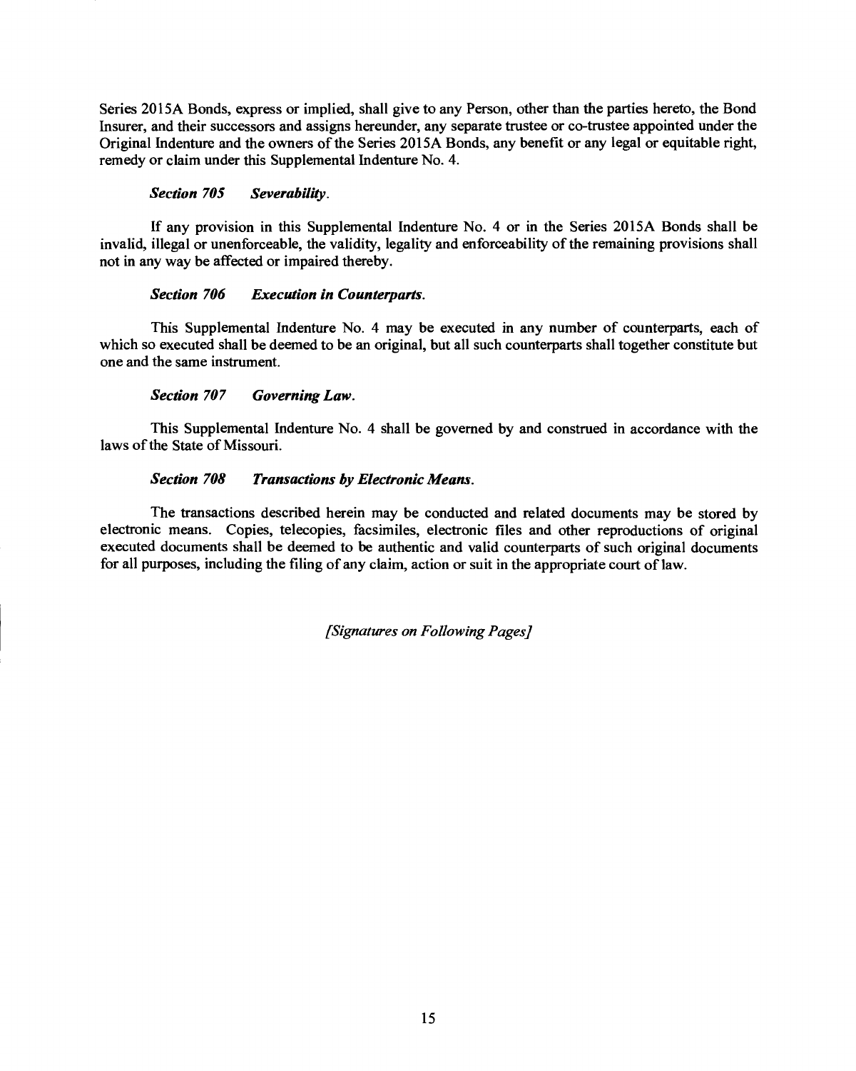Series 2015A Bonds, express or implied, shall give to any Person, other than the parties hereto, the Bond Insurer, and their successors and assigns hereunder, any separate trustee or co-trustee appointed under the Original Indenture and the owners of the Series 2015A Bonds, any benefit or any legal or equitable right, remedy or claim under this Supplemental Indenture No. 4.

***Section 705 Severability.***

If any provision in this Supplemental Indenture No. 4 or in the Series 2015A Bonds shall be invalid, illegal or unenforceable, the validity, legality and enforceability of the remaining provisions shall not in any way be affected or impaired thereby.

***Section 706 Execution in Counterparts.***

This Supplemental Indenture No. 4 may be executed in any number of counterparts, each of which so executed shall be deemed to be an original, but all such counterparts shall together constitute but one and the same instrument.

***Section 707 Governing Law.***

This Supplemental Indenture No. 4 shall be governed by and construed in accordance with the laws of the State of Missouri.

***Section 708 Transactions by Electronic Means.***

The transactions described herein may be conducted and related documents may be stored by electronic means. Copies, telecopies, facsimiles, electronic files and other reproductions of original executed documents shall be deemed to be authentic and valid counterparts of such original documents for all purposes, including the filing of any claim, action or suit in the appropriate court of law.

*[Signatures on Following Pages]*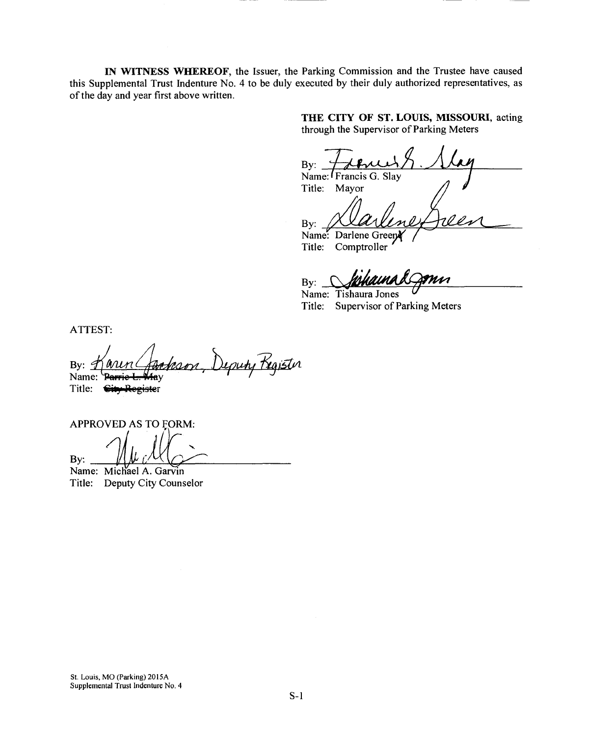**IN WITNESS WHEREOF**, the Issuer, the Parking Commission and the Trustee have caused this Supplemental Trust Indenture No. 4 to be duly executed by their duly authorized representatives, as of the day and year first above written.

**THE CITY OF ST. LOUIS, MISSOURI**, acting through the Supervisor of Parking Meters

By: _______________________
Name: Francis G. Slay
Title: Mayor

By: _______________________
Name: Darlene Green
Title: Comptroller

By: _______________________
Name: Tishaura Jones
Title: Supervisor of Parking Meters

ATTEST:

By: Karen Jackson, Deputy Register
Name: ~~Parrie L. May~~
Title: ~~City Register~~

APPROVED AS TO FORM:

By: _______________________
Name: Michael A. Garvin
Title: Deputy City Counselor

St. Louis, MO (Parking) 2015A
Supplemental Trust Indenture No. 4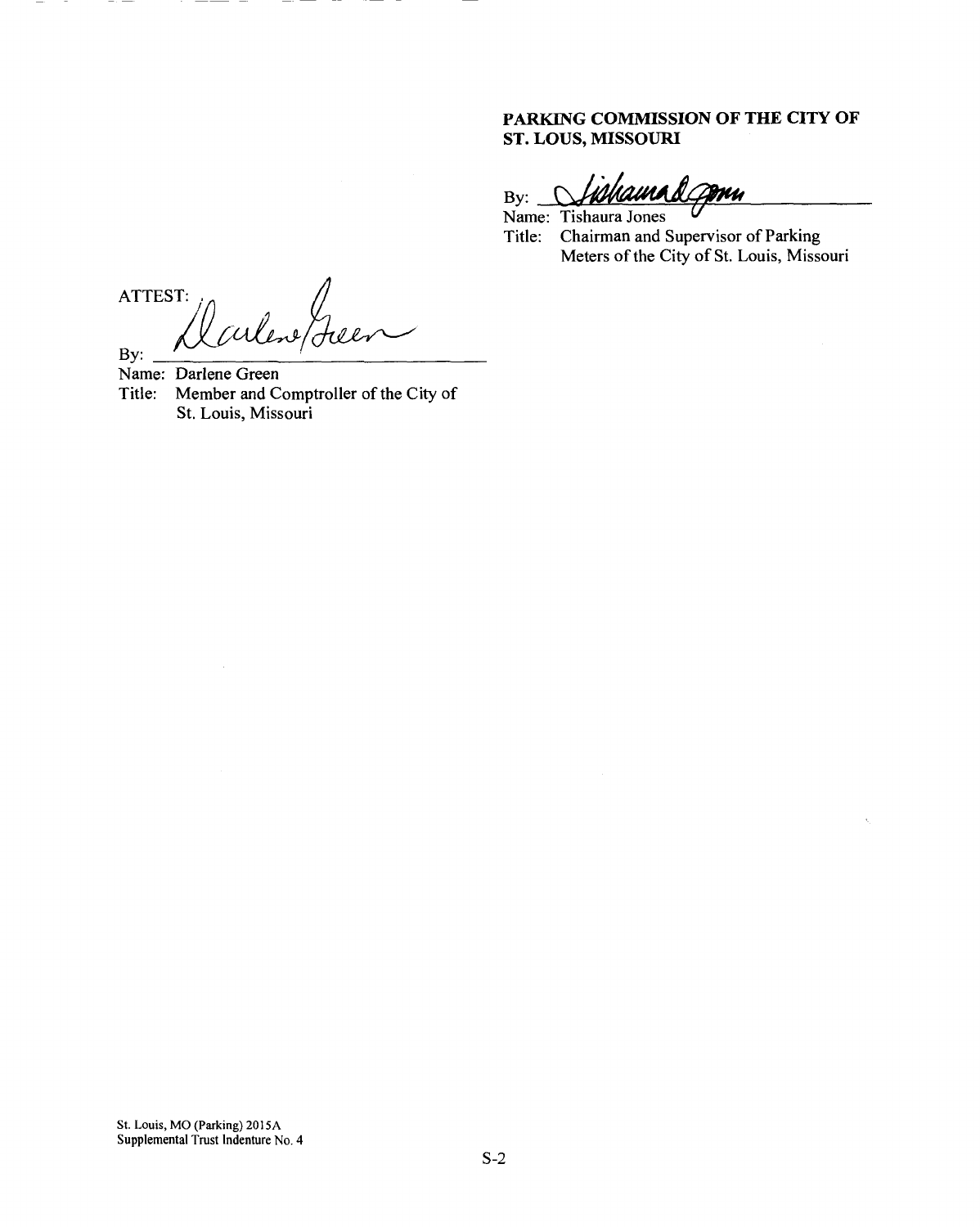**PARKING COMMISSION OF THE CITY OF ST. LOUS, MISSOURI**

By: _______________________________

Name: Tishaura Jones

Title: Chairman and Supervisor of Parking Meters of the City of St. Louis, Missouri

ATTEST:

By: _______________________________

Name: Darlene Green

Title: Member and Comptroller of the City of St. Louis, Missouri

St. Louis, MO (Parking) 2015A
Supplemental Trust Indenture No. 4

S-2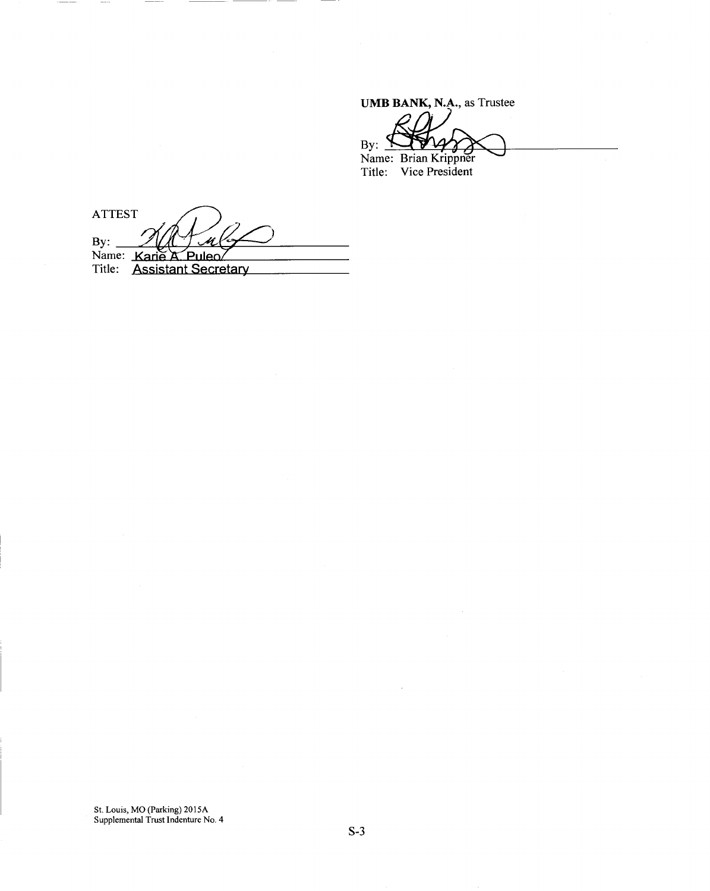**UMB BANK, N.A.**, as Trustee

By: ______________________________
Name: Brian Krippner
Title: Vice President

ATTEST

By: ______________________________
Name: Karie A. Puleo
Title: Assistant Secretary

St. Louis, MO (Parking) 2015A
Supplemental Trust Indenture No. 4

S-3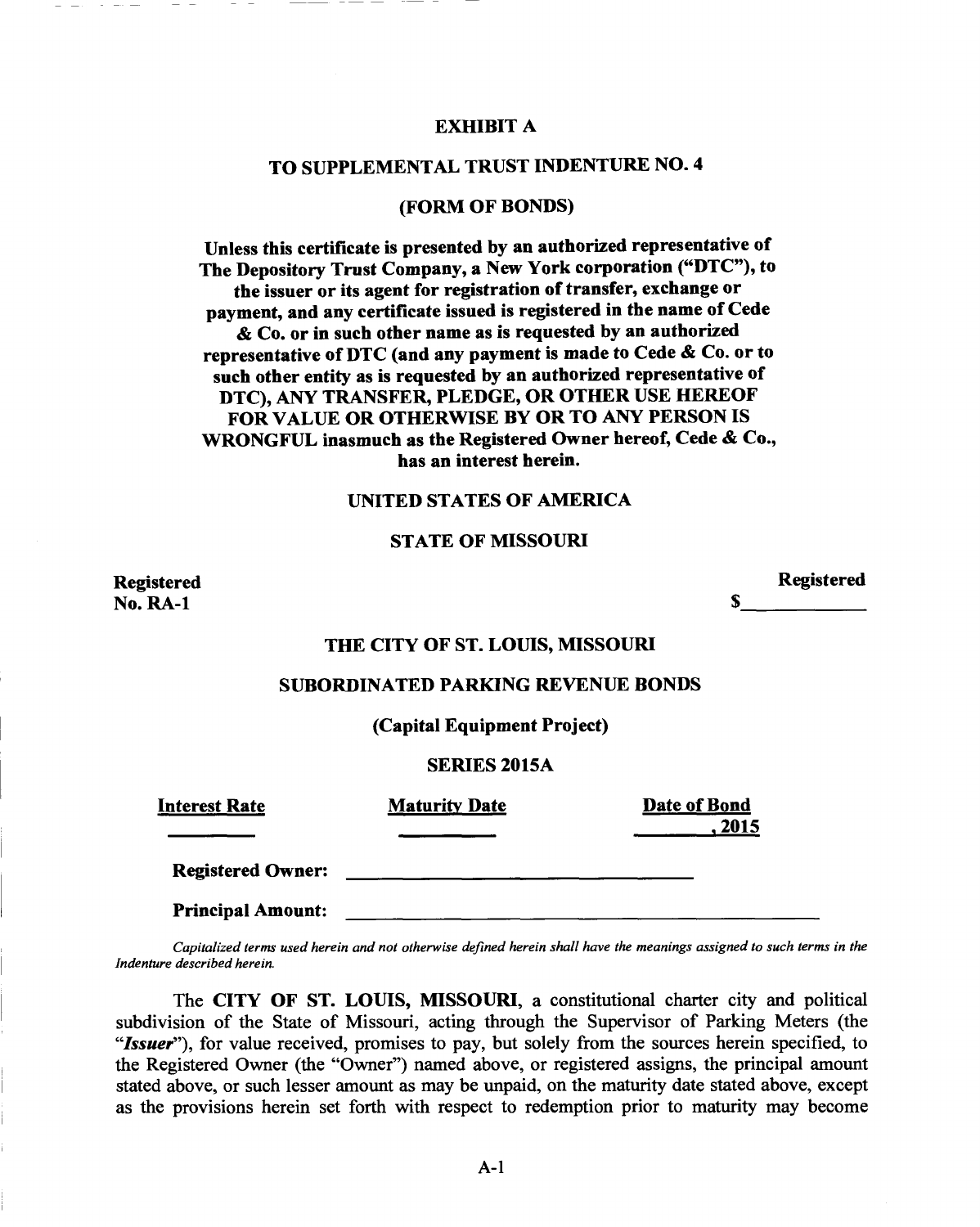# EXHIBIT A

## TO SUPPLEMENTAL TRUST INDENTURE NO. 4

## (FORM OF BONDS)

**Unless this certificate is presented by an authorized representative of The Depository Trust Company, a New York corporation ("DTC"), to the issuer or its agent for registration of transfer, exchange or payment, and any certificate issued is registered in the name of Cede & Co. or in such other name as is requested by an authorized representative of DTC (and any payment is made to Cede & Co. or to such other entity as is requested by an authorized representative of DTC), ANY TRANSFER, PLEDGE, OR OTHER USE HEREOF FOR VALUE OR OTHERWISE BY OR TO ANY PERSON IS WRONGFUL inasmuch as the Registered Owner hereof, Cede & Co., has an interest herein.**

**UNITED STATES OF AMERICA**

**STATE OF MISSOURI**

**Registered**
**No. RA-1**

**Registered**
**$\_\_\_\_\_\_\_\_\_\_\_\_**

**THE CITY OF ST. LOUIS, MISSOURI**

**SUBORDINATED PARKING REVENUE BONDS**

**(Capital Equipment Project)**

**SERIES 2015A**

| Interest Rate | Maturity Date | Date of Bond |
|---|---|---|
| \_\_\_\_\_\_\_\_ | \_\_\_\_\_\_\_\_ | \_\_\_\_\_\_\_\_, 2015 |

**Registered Owner:** \_\_\_\_\_\_\_\_\_\_\_\_\_\_\_\_\_\_\_\_\_\_\_\_\_\_\_\_\_\_\_\_

**Principal Amount:** \_\_\_\_\_\_\_\_\_\_\_\_\_\_\_\_\_\_\_\_\_\_\_\_\_\_\_\_\_\_\_\_\_\_\_\_\_\_\_\_\_\_\_\_

*Capitalized terms used herein and not otherwise defined herein shall have the meanings assigned to such terms in the Indenture described herein.*

The **CITY OF ST. LOUIS, MISSOURI**, a constitutional charter city and political subdivision of the State of Missouri, acting through the Supervisor of Parking Meters (the "***Issuer***"), for value received, promises to pay, but solely from the sources herein specified, to the Registered Owner (the "Owner") named above, or registered assigns, the principal amount stated above, or such lesser amount as may be unpaid, on the maturity date stated above, except as the provisions herein set forth with respect to redemption prior to maturity may become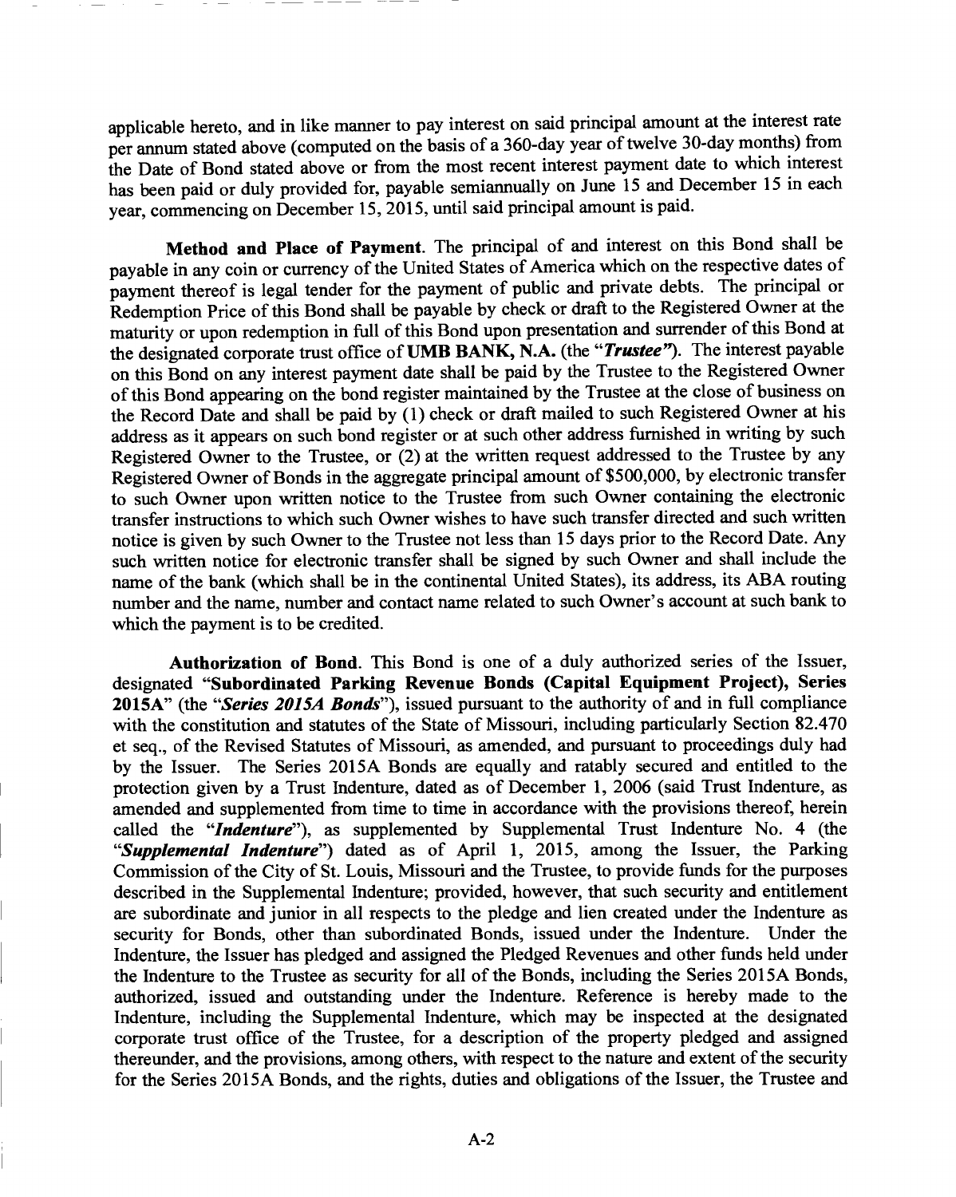applicable hereto, and in like manner to pay interest on said principal amount at the interest rate per annum stated above (computed on the basis of a 360-day year of twelve 30-day months) from the Date of Bond stated above or from the most recent interest payment date to which interest has been paid or duly provided for, payable semiannually on June 15 and December 15 in each year, commencing on December 15, 2015, until said principal amount is paid.

**Method and Place of Payment**. The principal of and interest on this Bond shall be payable in any coin or currency of the United States of America which on the respective dates of payment thereof is legal tender for the payment of public and private debts. The principal or Redemption Price of this Bond shall be payable by check or draft to the Registered Owner at the maturity or upon redemption in full of this Bond upon presentation and surrender of this Bond at the designated corporate trust office of **UMB BANK, N.A.** (the "***Trustee***"). The interest payable on this Bond on any interest payment date shall be paid by the Trustee to the Registered Owner of this Bond appearing on the bond register maintained by the Trustee at the close of business on the Record Date and shall be paid by (1) check or draft mailed to such Registered Owner at his address as it appears on such bond register or at such other address furnished in writing by such Registered Owner to the Trustee, or (2) at the written request addressed to the Trustee by any Registered Owner of Bonds in the aggregate principal amount of $500,000, by electronic transfer to such Owner upon written notice to the Trustee from such Owner containing the electronic transfer instructions to which such Owner wishes to have such transfer directed and such written notice is given by such Owner to the Trustee not less than 15 days prior to the Record Date. Any such written notice for electronic transfer shall be signed by such Owner and shall include the name of the bank (which shall be in the continental United States), its address, its ABA routing number and the name, number and contact name related to such Owner's account at such bank to which the payment is to be credited.

**Authorization of Bond**. This Bond is one of a duly authorized series of the Issuer, designated "**Subordinated Parking Revenue Bonds (Capital Equipment Project), Series 2015A**" (the "***Series 2015A Bonds***"), issued pursuant to the authority of and in full compliance with the constitution and statutes of the State of Missouri, including particularly Section 82.470 et seq., of the Revised Statutes of Missouri, as amended, and pursuant to proceedings duly had by the Issuer. The Series 2015A Bonds are equally and ratably secured and entitled to the protection given by a Trust Indenture, dated as of December 1, 2006 (said Trust Indenture, as amended and supplemented from time to time in accordance with the provisions thereof, herein called the "***Indenture***"), as supplemented by Supplemental Trust Indenture No. 4 (the "***Supplemental Indenture***") dated as of April 1, 2015, among the Issuer, the Parking Commission of the City of St. Louis, Missouri and the Trustee, to provide funds for the purposes described in the Supplemental Indenture; provided, however, that such security and entitlement are subordinate and junior in all respects to the pledge and lien created under the Indenture as security for Bonds, other than subordinated Bonds, issued under the Indenture. Under the Indenture, the Issuer has pledged and assigned the Pledged Revenues and other funds held under the Indenture to the Trustee as security for all of the Bonds, including the Series 2015A Bonds, authorized, issued and outstanding under the Indenture. Reference is hereby made to the Indenture, including the Supplemental Indenture, which may be inspected at the designated corporate trust office of the Trustee, for a description of the property pledged and assigned thereunder, and the provisions, among others, with respect to the nature and extent of the security for the Series 2015A Bonds, and the rights, duties and obligations of the Issuer, the Trustee and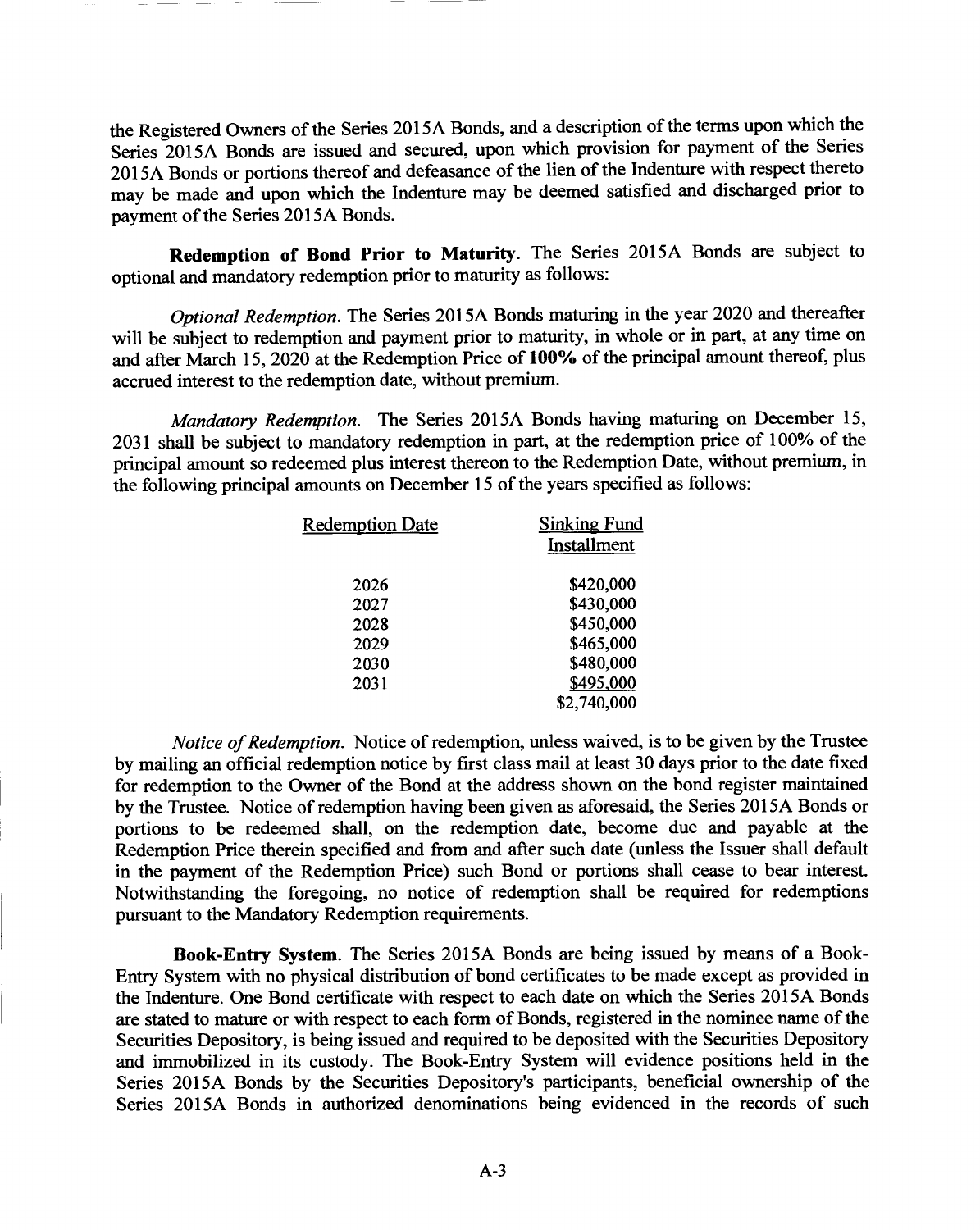the Registered Owners of the Series 2015A Bonds, and a description of the terms upon which the Series 2015A Bonds are issued and secured, upon which provision for payment of the Series 2015A Bonds or portions thereof and defeasance of the lien of the Indenture with respect thereto may be made and upon which the Indenture may be deemed satisfied and discharged prior to payment of the Series 2015A Bonds.

**Redemption of Bond Prior to Maturity**. The Series 2015A Bonds are subject to optional and mandatory redemption prior to maturity as follows:

*Optional Redemption*. The Series 2015A Bonds maturing in the year 2020 and thereafter will be subject to redemption and payment prior to maturity, in whole or in part, at any time on and after March 15, 2020 at the Redemption Price of **100%** of the principal amount thereof, plus accrued interest to the redemption date, without premium.

*Mandatory Redemption*. The Series 2015A Bonds having maturing on December 15, 2031 shall be subject to mandatory redemption in part, at the redemption price of 100% of the principal amount so redeemed plus interest thereon to the Redemption Date, without premium, in the following principal amounts on December 15 of the years specified as follows:

| Redemption Date | Sinking Fund Installment |
|---|---|
| 2026 | $420,000 |
| 2027 | $430,000 |
| 2028 | $450,000 |
| 2029 | $465,000 |
| 2030 | $480,000 |
| 2031 | $495,000 |
| | $2,740,000 |

*Notice of Redemption*. Notice of redemption, unless waived, is to be given by the Trustee by mailing an official redemption notice by first class mail at least 30 days prior to the date fixed for redemption to the Owner of the Bond at the address shown on the bond register maintained by the Trustee. Notice of redemption having been given as aforesaid, the Series 2015A Bonds or portions to be redeemed shall, on the redemption date, become due and payable at the Redemption Price therein specified and from and after such date (unless the Issuer shall default in the payment of the Redemption Price) such Bond or portions shall cease to bear interest. Notwithstanding the foregoing, no notice of redemption shall be required for redemptions pursuant to the Mandatory Redemption requirements.

**Book-Entry System**. The Series 2015A Bonds are being issued by means of a Book-Entry System with no physical distribution of bond certificates to be made except as provided in the Indenture. One Bond certificate with respect to each date on which the Series 2015A Bonds are stated to mature or with respect to each form of Bonds, registered in the nominee name of the Securities Depository, is being issued and required to be deposited with the Securities Depository and immobilized in its custody. The Book-Entry System will evidence positions held in the Series 2015A Bonds by the Securities Depository's participants, beneficial ownership of the Series 2015A Bonds in authorized denominations being evidenced in the records of such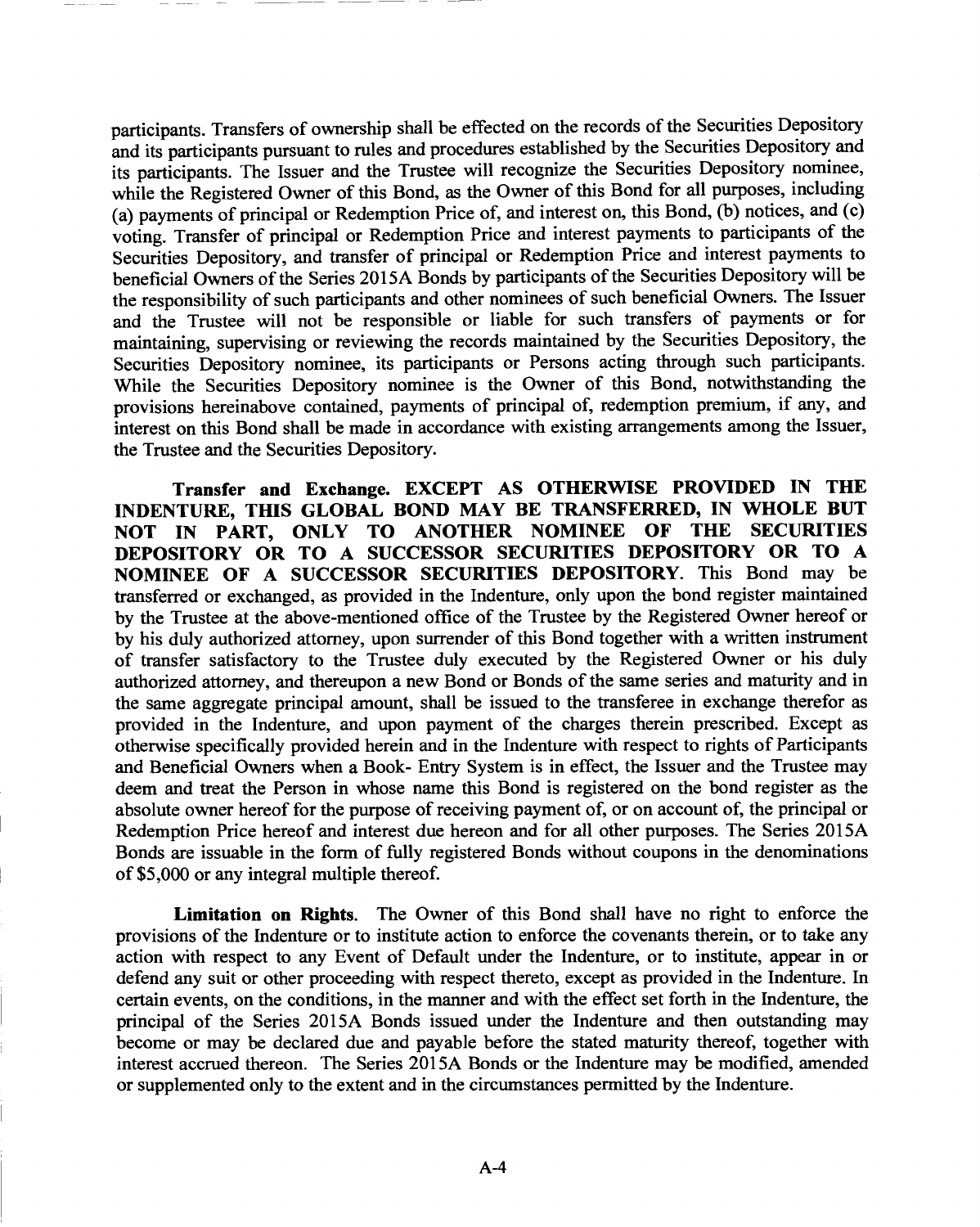participants. Transfers of ownership shall be effected on the records of the Securities Depository and its participants pursuant to rules and procedures established by the Securities Depository and its participants. The Issuer and the Trustee will recognize the Securities Depository nominee, while the Registered Owner of this Bond, as the Owner of this Bond for all purposes, including (a) payments of principal or Redemption Price of, and interest on, this Bond, (b) notices, and (c) voting. Transfer of principal or Redemption Price and interest payments to participants of the Securities Depository, and transfer of principal or Redemption Price and interest payments to beneficial Owners of the Series 2015A Bonds by participants of the Securities Depository will be the responsibility of such participants and other nominees of such beneficial Owners. The Issuer and the Trustee will not be responsible or liable for such transfers of payments or for maintaining, supervising or reviewing the records maintained by the Securities Depository, the Securities Depository nominee, its participants or Persons acting through such participants. While the Securities Depository nominee is the Owner of this Bond, notwithstanding the provisions hereinabove contained, payments of principal of, redemption premium, if any, and interest on this Bond shall be made in accordance with existing arrangements among the Issuer, the Trustee and the Securities Depository.

**Transfer and Exchange. EXCEPT AS OTHERWISE PROVIDED IN THE INDENTURE, THIS GLOBAL BOND MAY BE TRANSFERRED, IN WHOLE BUT NOT IN PART, ONLY TO ANOTHER NOMINEE OF THE SECURITIES DEPOSITORY OR TO A SUCCESSOR SECURITIES DEPOSITORY OR TO A NOMINEE OF A SUCCESSOR SECURITIES DEPOSITORY**. This Bond may be transferred or exchanged, as provided in the Indenture, only upon the bond register maintained by the Trustee at the above-mentioned office of the Trustee by the Registered Owner hereof or by his duly authorized attorney, upon surrender of this Bond together with a written instrument of transfer satisfactory to the Trustee duly executed by the Registered Owner or his duly authorized attorney, and thereupon a new Bond or Bonds of the same series and maturity and in the same aggregate principal amount, shall be issued to the transferee in exchange therefor as provided in the Indenture, and upon payment of the charges therein prescribed. Except as otherwise specifically provided herein and in the Indenture with respect to rights of Participants and Beneficial Owners when a Book- Entry System is in effect, the Issuer and the Trustee may deem and treat the Person in whose name this Bond is registered on the bond register as the absolute owner hereof for the purpose of receiving payment of, or on account of, the principal or Redemption Price hereof and interest due hereon and for all other purposes. The Series 2015A Bonds are issuable in the form of fully registered Bonds without coupons in the denominations of $5,000 or any integral multiple thereof.

**Limitation on Rights**. The Owner of this Bond shall have no right to enforce the provisions of the Indenture or to institute action to enforce the covenants therein, or to take any action with respect to any Event of Default under the Indenture, or to institute, appear in or defend any suit or other proceeding with respect thereto, except as provided in the Indenture. In certain events, on the conditions, in the manner and with the effect set forth in the Indenture, the principal of the Series 2015A Bonds issued under the Indenture and then outstanding may become or may be declared due and payable before the stated maturity thereof, together with interest accrued thereon. The Series 2015A Bonds or the Indenture may be modified, amended or supplemented only to the extent and in the circumstances permitted by the Indenture.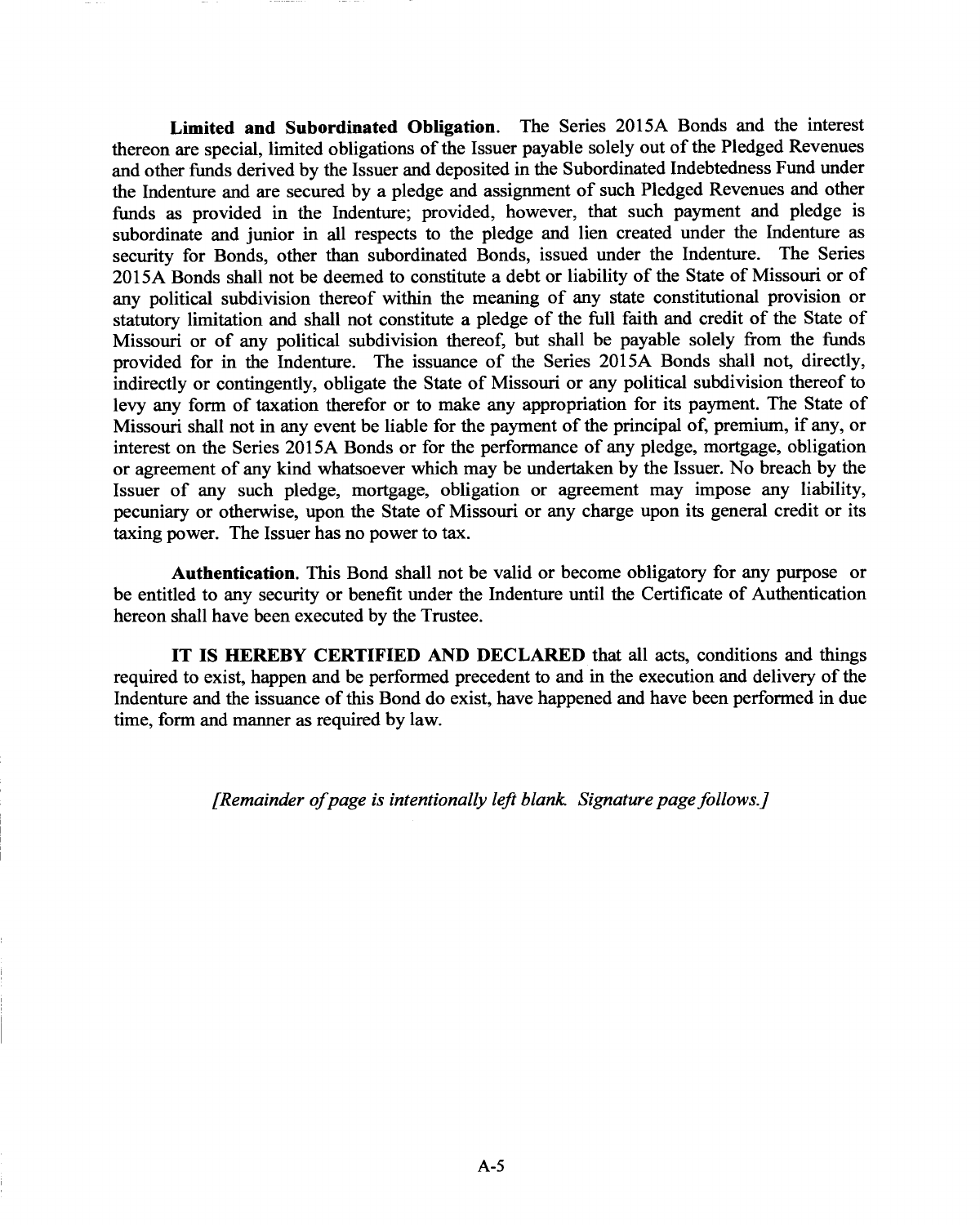**Limited and Subordinated Obligation.** The Series 2015A Bonds and the interest thereon are special, limited obligations of the Issuer payable solely out of the Pledged Revenues and other funds derived by the Issuer and deposited in the Subordinated Indebtedness Fund under the Indenture and are secured by a pledge and assignment of such Pledged Revenues and other funds as provided in the Indenture; provided, however, that such payment and pledge is subordinate and junior in all respects to the pledge and lien created under the Indenture as security for Bonds, other than subordinated Bonds, issued under the Indenture. The Series 2015A Bonds shall not be deemed to constitute a debt or liability of the State of Missouri or of any political subdivision thereof within the meaning of any state constitutional provision or statutory limitation and shall not constitute a pledge of the full faith and credit of the State of Missouri or of any political subdivision thereof, but shall be payable solely from the funds provided for in the Indenture. The issuance of the Series 2015A Bonds shall not, directly, indirectly or contingently, obligate the State of Missouri or any political subdivision thereof to levy any form of taxation therefor or to make any appropriation for its payment. The State of Missouri shall not in any event be liable for the payment of the principal of, premium, if any, or interest on the Series 2015A Bonds or for the performance of any pledge, mortgage, obligation or agreement of any kind whatsoever which may be undertaken by the Issuer. No breach by the Issuer of any such pledge, mortgage, obligation or agreement may impose any liability, pecuniary or otherwise, upon the State of Missouri or any charge upon its general credit or its taxing power. The Issuer has no power to tax.

**Authentication.** This Bond shall not be valid or become obligatory for any purpose or be entitled to any security or benefit under the Indenture until the Certificate of Authentication hereon shall have been executed by the Trustee.

**IT IS HEREBY CERTIFIED AND DECLARED** that all acts, conditions and things required to exist, happen and be performed precedent to and in the execution and delivery of the Indenture and the issuance of this Bond do exist, have happened and have been performed in due time, form and manner as required by law.

*[Remainder of page is intentionally left blank. Signature page follows.]*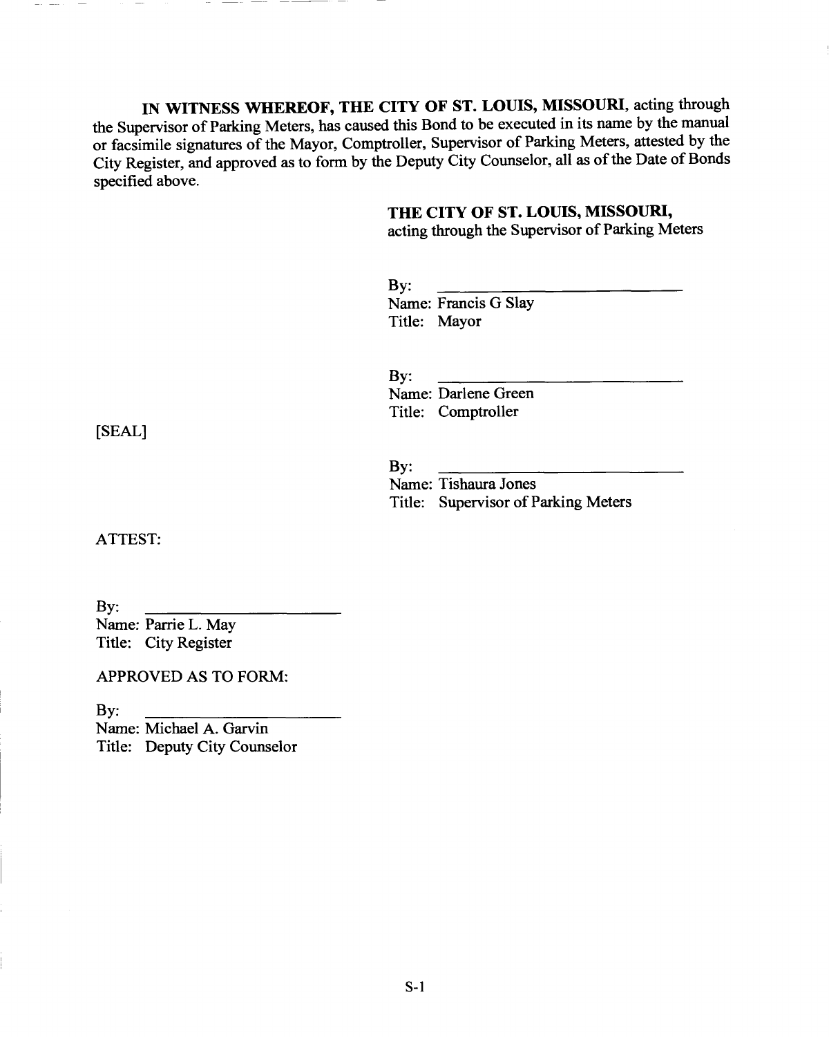**IN WITNESS WHEREOF, THE CITY OF ST. LOUIS, MISSOURI**, acting through the Supervisor of Parking Meters, has caused this Bond to be executed in its name by the manual or facsimile signatures of the Mayor, Comptroller, Supervisor of Parking Meters, attested by the City Register, and approved as to form by the Deputy City Counselor, all as of the Date of Bonds specified above.

**THE CITY OF ST. LOUIS, MISSOURI,**
acting through the Supervisor of Parking Meters

By: \_\_\_\_\_\_\_\_\_\_\_\_\_\_\_\_\_\_\_\_\_\_\_\_\_\_\_\_
Name: Francis G Slay
Title: Mayor

By: \_\_\_\_\_\_\_\_\_\_\_\_\_\_\_\_\_\_\_\_\_\_\_\_\_\_\_\_
Name: Darlene Green
Title: Comptroller

[SEAL]

By: \_\_\_\_\_\_\_\_\_\_\_\_\_\_\_\_\_\_\_\_\_\_\_\_\_\_\_\_
Name: Tishaura Jones
Title: Supervisor of Parking Meters

ATTEST:

By: \_\_\_\_\_\_\_\_\_\_\_\_\_\_\_\_\_\_\_\_\_\_\_\_
Name: Parrie L. May
Title: City Register

APPROVED AS TO FORM:

By: \_\_\_\_\_\_\_\_\_\_\_\_\_\_\_\_\_\_\_\_\_\_\_\_
Name: Michael A. Garvin
Title: Deputy City Counselor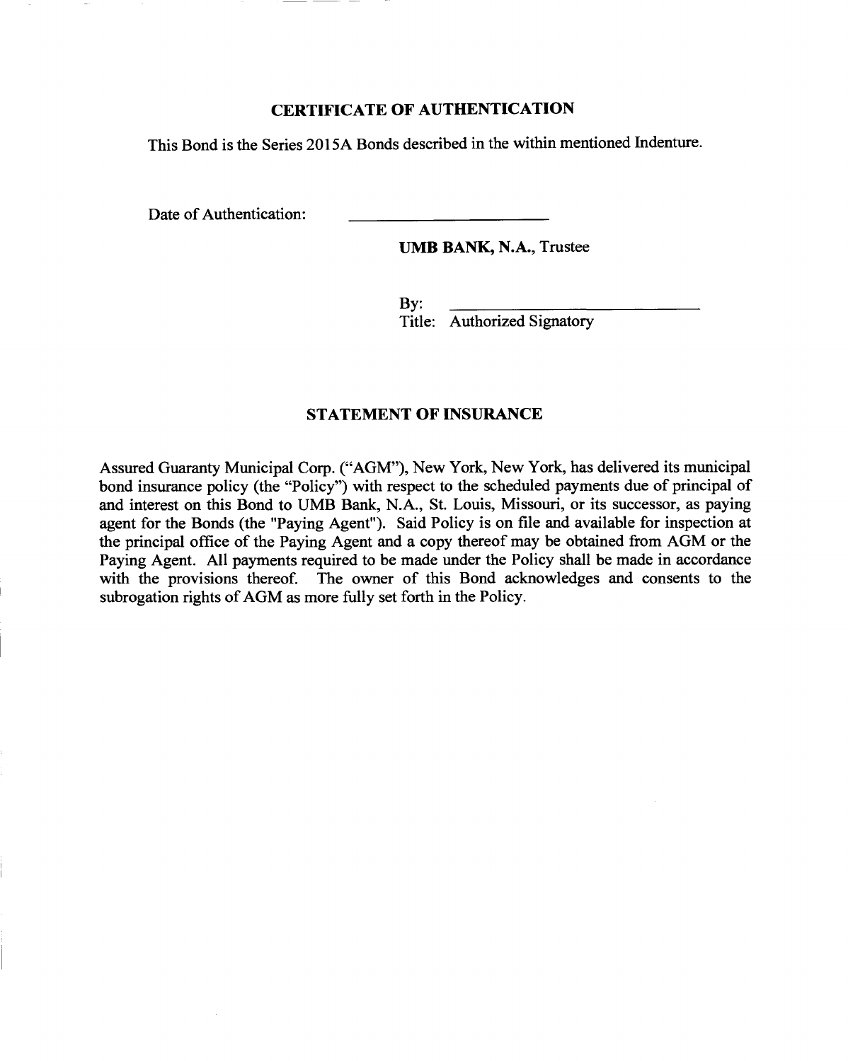## CERTIFICATE OF AUTHENTICATION

This Bond is the Series 2015A Bonds described in the within mentioned Indenture.

Date of Authentication: ________________________

**UMB BANK, N.A.**, Trustee

By: ______________________________
Title: Authorized Signatory

## STATEMENT OF INSURANCE

Assured Guaranty Municipal Corp. ("AGM"), New York, New York, has delivered its municipal bond insurance policy (the "Policy") with respect to the scheduled payments due of principal of and interest on this Bond to UMB Bank, N.A., St. Louis, Missouri, or its successor, as paying agent for the Bonds (the "Paying Agent"). Said Policy is on file and available for inspection at the principal office of the Paying Agent and a copy thereof may be obtained from AGM or the Paying Agent. All payments required to be made under the Policy shall be made in accordance with the provisions thereof. The owner of this Bond acknowledges and consents to the subrogation rights of AGM as more fully set forth in the Policy.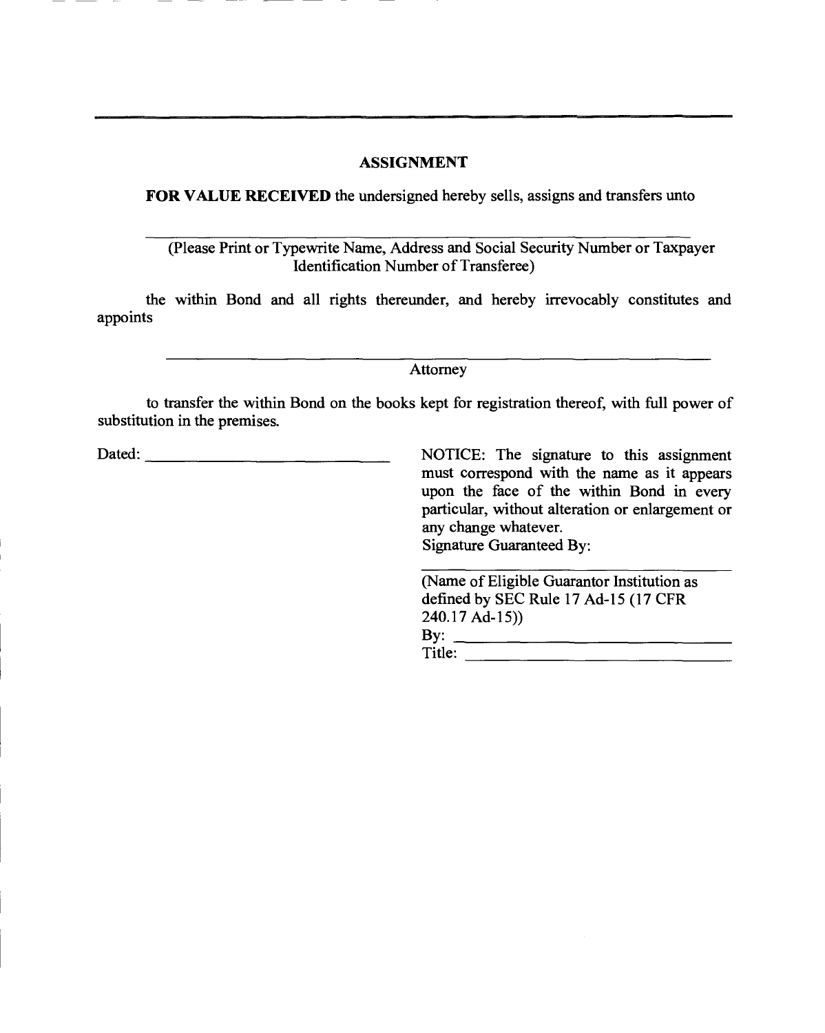## ASSIGNMENT

**FOR VALUE RECEIVED** the undersigned hereby sells, assigns and transfers unto

______________________________________________________________

(Please Print or Typewrite Name, Address and Social Security Number or Taxpayer Identification Number of Transferee)

the within Bond and all rights thereunder, and hereby irrevocably constitutes and appoints

______________________________________________________________
Attorney

to transfer the within Bond on the books kept for registration thereof, with full power of substitution in the premises.

Dated: ______________________________

NOTICE: The signature to this assignment must correspond with the name as it appears upon the face of the within Bond in every particular, without alteration or enlargement or any change whatever.

Signature Guaranteed By:

______________________________
(Name of Eligible Guarantor Institution as defined by SEC Rule 17 Ad-15 (17 CFR 240.17 Ad-15))

By: ______________________________

Title: ______________________________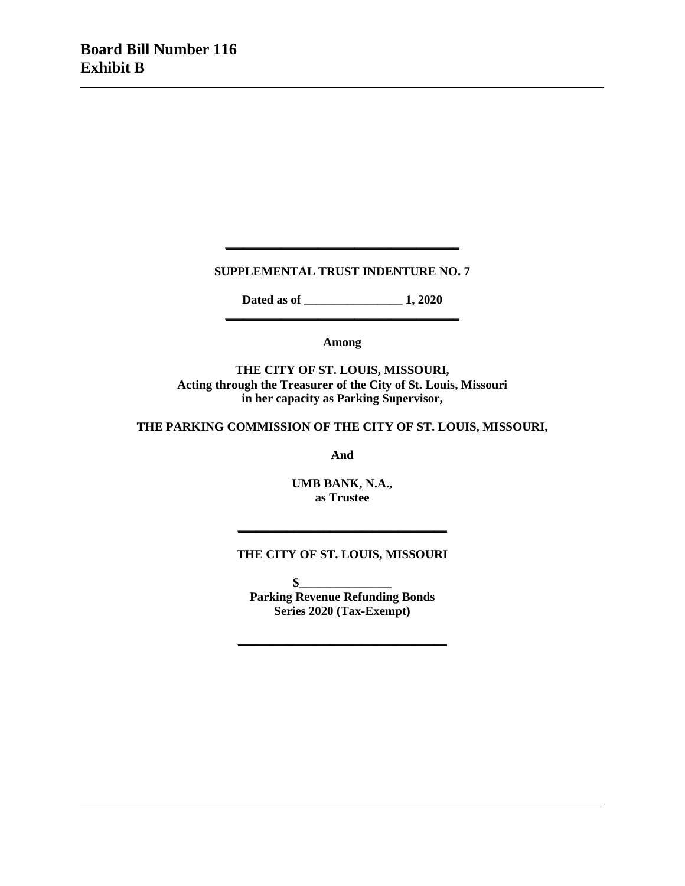**Board Bill Number 116**
**Exhibit B**

---

---

**SUPPLEMENTAL TRUST INDENTURE NO. 7**

**Dated as of ________________ 1, 2020**

---

**Among**

**THE CITY OF ST. LOUIS, MISSOURI,**
**Acting through the Treasurer of the City of St. Louis, Missouri**
**in her capacity as Parking Supervisor,**

**THE PARKING COMMISSION OF THE CITY OF ST. LOUIS, MISSOURI,**

**And**

**UMB BANK, N.A.,**
**as Trustee**

---

**THE CITY OF ST. LOUIS, MISSOURI**

**$_______________**
**Parking Revenue Refunding Bonds**
**Series 2020 (Tax-Exempt)**

---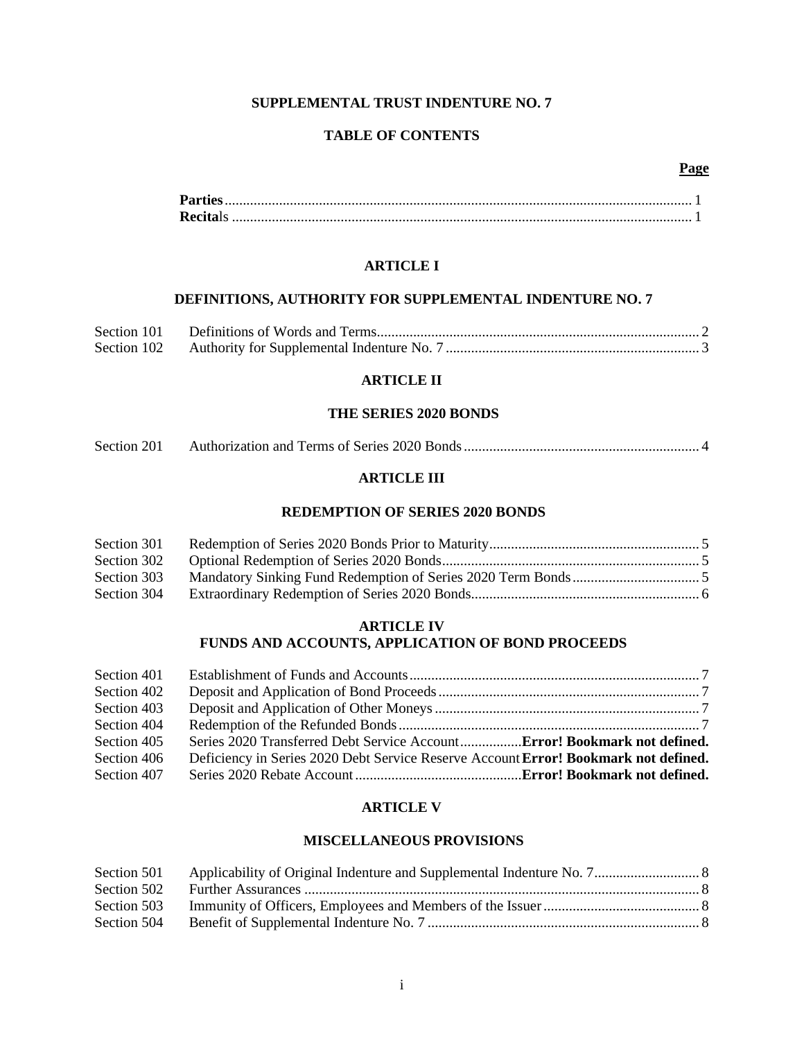# SUPPLEMENTAL TRUST INDENTURE NO. 7

## TABLE OF CONTENTS

| | | Page |
|---|---|---|
| **Parties** | | 1 |
| **Recitals** | | 1 |

### ARTICLE I

### DEFINITIONS, AUTHORITY FOR SUPPLEMENTAL INDENTURE NO. 7

| | | |
|---|---|---|
| Section 101 | Definitions of Words and Terms | 2 |
| Section 102 | Authority for Supplemental Indenture No. 7 | 3 |

### ARTICLE II

### THE SERIES 2020 BONDS

| | | |
|---|---|---|
| Section 201 | Authorization and Terms of Series 2020 Bonds | 4 |

### ARTICLE III

### REDEMPTION OF SERIES 2020 BONDS

| | | |
|---|---|---|
| Section 301 | Redemption of Series 2020 Bonds Prior to Maturity | 5 |
| Section 302 | Optional Redemption of Series 2020 Bonds | 5 |
| Section 303 | Mandatory Sinking Fund Redemption of Series 2020 Term Bonds | 5 |
| Section 304 | Extraordinary Redemption of Series 2020 Bonds | 6 |

### ARTICLE IV
### FUNDS AND ACCOUNTS, APPLICATION OF BOND PROCEEDS

| | | |
|---|---|---|
| Section 401 | Establishment of Funds and Accounts | 7 |
| Section 402 | Deposit and Application of Bond Proceeds | 7 |
| Section 403 | Deposit and Application of Other Moneys | 7 |
| Section 404 | Redemption of the Refunded Bonds | 7 |
| Section 405 | Series 2020 Transferred Debt Service Account | **Error! Bookmark not defined.** |
| Section 406 | Deficiency in Series 2020 Debt Service Reserve Account | **Error! Bookmark not defined.** |
| Section 407 | Series 2020 Rebate Account | **Error! Bookmark not defined.** |

### ARTICLE V

### MISCELLANEOUS PROVISIONS

| | | |
|---|---|---|
| Section 501 | Applicability of Original Indenture and Supplemental Indenture No. 7 | 8 |
| Section 502 | Further Assurances | 8 |
| Section 503 | Immunity of Officers, Employees and Members of the Issuer | 8 |
| Section 504 | Benefit of Supplemental Indenture No. 7 | 8 |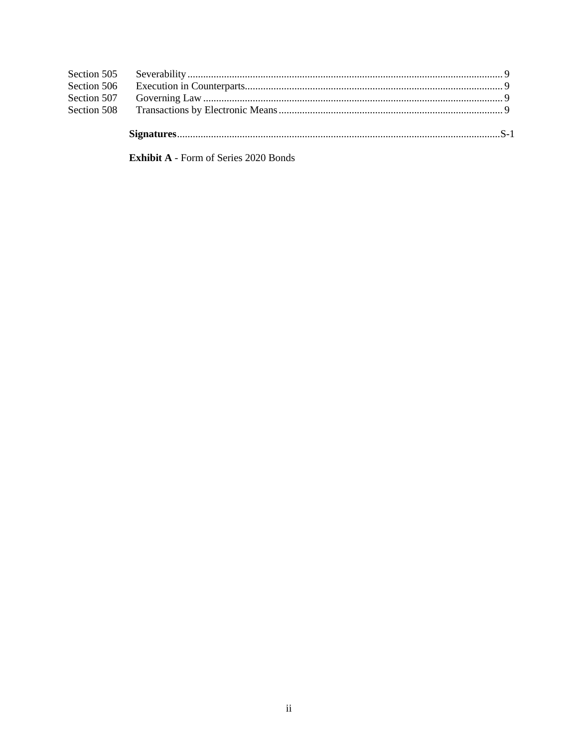| | | |
|---|---|---|
| Section 505 | Severability | 9 |
| Section 506 | Execution in Counterparts | 9 |
| Section 507 | Governing Law | 9 |
| Section 508 | Transactions by Electronic Means | 9 |
| | **Signatures** | S-1 |

**Exhibit A** - Form of Series 2020 Bonds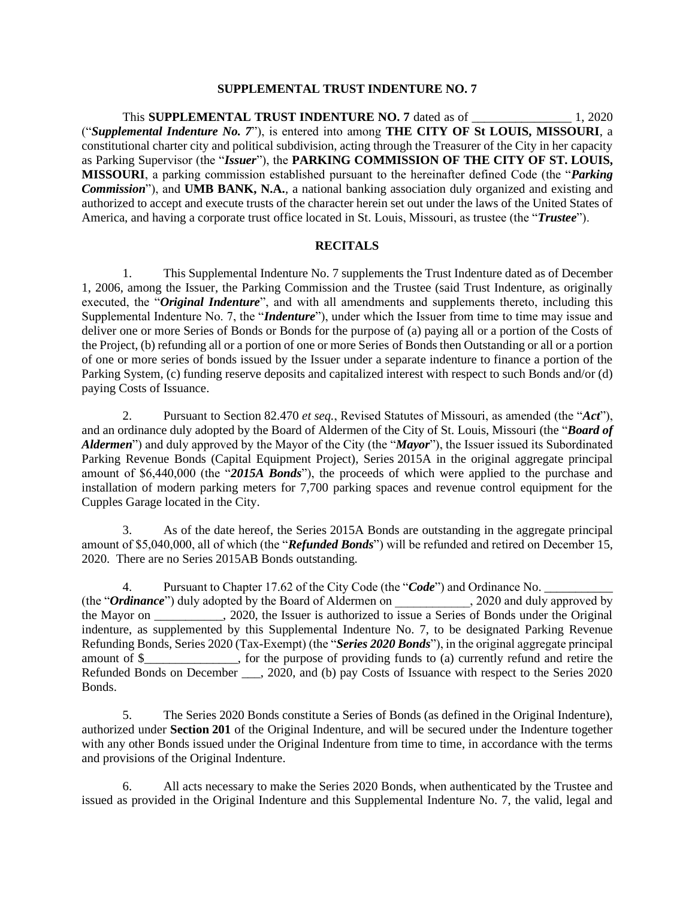## SUPPLEMENTAL TRUST INDENTURE NO. 7

This **SUPPLEMENTAL TRUST INDENTURE NO. 7** dated as of ________________ 1, 2020 ("***Supplemental Indenture No. 7***"), is entered into among **THE CITY OF St LOUIS, MISSOURI**, a constitutional charter city and political subdivision, acting through the Treasurer of the City in her capacity as Parking Supervisor (the "***Issuer***"), the **PARKING COMMISSION OF THE CITY OF ST. LOUIS, MISSOURI**, a parking commission established pursuant to the hereinafter defined Code (the "***Parking Commission***"), and **UMB BANK, N.A.**, a national banking association duly organized and existing and authorized to accept and execute trusts of the character herein set out under the laws of the United States of America, and having a corporate trust office located in St. Louis, Missouri, as trustee (the "***Trustee***").

### RECITALS

1. This Supplemental Indenture No. 7 supplements the Trust Indenture dated as of December 1, 2006, among the Issuer, the Parking Commission and the Trustee (said Trust Indenture, as originally executed, the "***Original Indenture***", and with all amendments and supplements thereto, including this Supplemental Indenture No. 7, the "***Indenture***"), under which the Issuer from time to time may issue and deliver one or more Series of Bonds or Bonds for the purpose of (a) paying all or a portion of the Costs of the Project, (b) refunding all or a portion of one or more Series of Bonds then Outstanding or all or a portion of one or more series of bonds issued by the Issuer under a separate indenture to finance a portion of the Parking System, (c) funding reserve deposits and capitalized interest with respect to such Bonds and/or (d) paying Costs of Issuance.

2. Pursuant to Section 82.470 *et seq.*, Revised Statutes of Missouri, as amended (the "***Act***"), and an ordinance duly adopted by the Board of Aldermen of the City of St. Louis, Missouri (the "***Board of Aldermen***") and duly approved by the Mayor of the City (the "***Mayor***"), the Issuer issued its Subordinated Parking Revenue Bonds (Capital Equipment Project), Series 2015A in the original aggregate principal amount of $6,440,000 (the "***2015A Bonds***"), the proceeds of which were applied to the purchase and installation of modern parking meters for 7,700 parking spaces and revenue control equipment for the Cupples Garage located in the City.

3. As of the date hereof, the Series 2015A Bonds are outstanding in the aggregate principal amount of $5,040,000, all of which (the "***Refunded Bonds***") will be refunded and retired on December 15, 2020. There are no Series 2015AB Bonds outstanding.

4. Pursuant to Chapter 17.62 of the City Code (the "***Code***") and Ordinance No. ___________ (the "***Ordinance***") duly adopted by the Board of Aldermen on ____________, 2020 and duly approved by the Mayor on ___________, 2020, the Issuer is authorized to issue a Series of Bonds under the Original indenture, as supplemented by this Supplemental Indenture No. 7, to be designated Parking Revenue Refunding Bonds, Series 2020 (Tax-Exempt) (the "***Series 2020 Bonds***"), in the original aggregate principal amount of $_______________, for the purpose of providing funds to (a) currently refund and retire the Refunded Bonds on December ___, 2020, and (b) pay Costs of Issuance with respect to the Series 2020 Bonds.

5. The Series 2020 Bonds constitute a Series of Bonds (as defined in the Original Indenture), authorized under **Section 201** of the Original Indenture, and will be secured under the Indenture together with any other Bonds issued under the Original Indenture from time to time, in accordance with the terms and provisions of the Original Indenture.

6. All acts necessary to make the Series 2020 Bonds, when authenticated by the Trustee and issued as provided in the Original Indenture and this Supplemental Indenture No. 7, the valid, legal and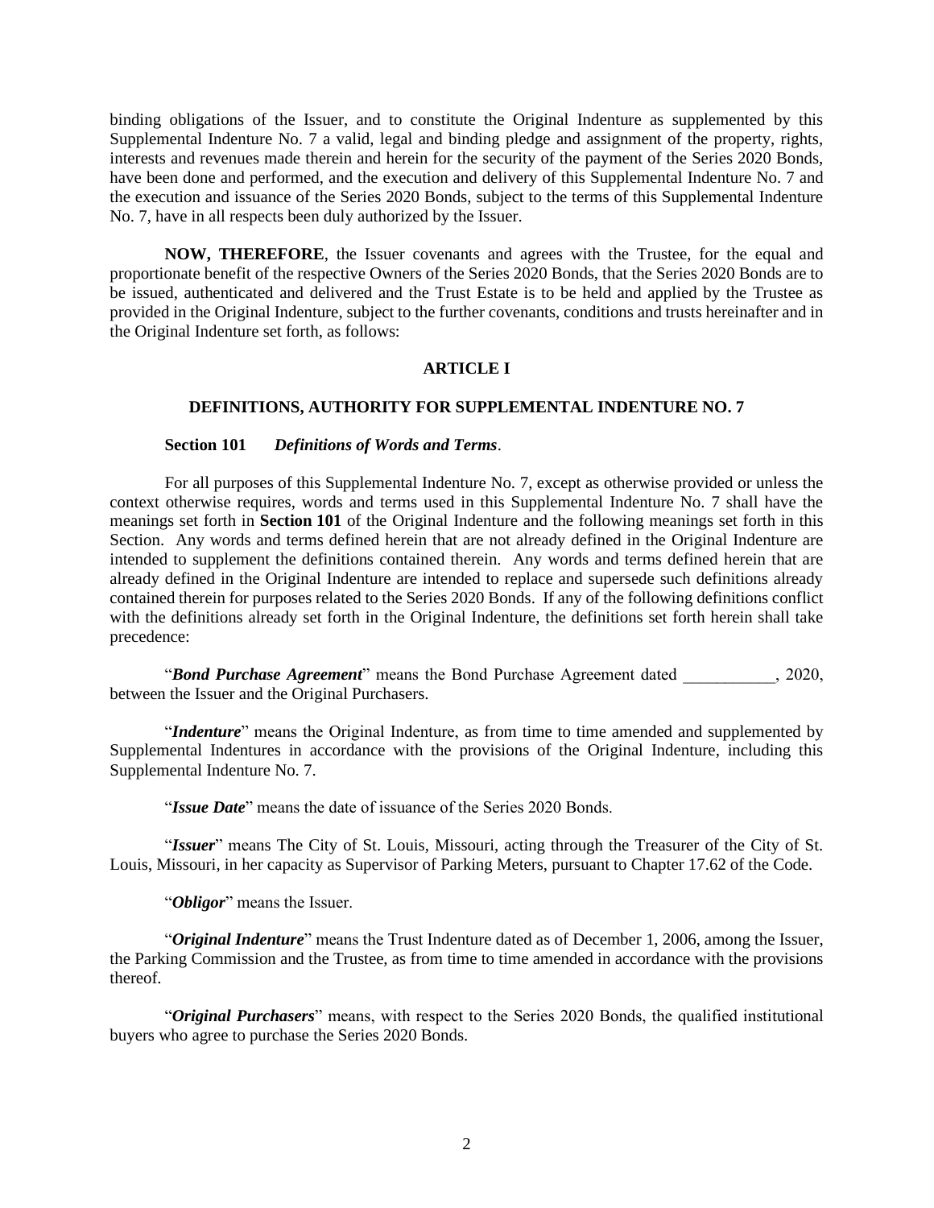binding obligations of the Issuer, and to constitute the Original Indenture as supplemented by this Supplemental Indenture No. 7 a valid, legal and binding pledge and assignment of the property, rights, interests and revenues made therein and herein for the security of the payment of the Series 2020 Bonds, have been done and performed, and the execution and delivery of this Supplemental Indenture No. 7 and the execution and issuance of the Series 2020 Bonds, subject to the terms of this Supplemental Indenture No. 7, have in all respects been duly authorized by the Issuer.

**NOW, THEREFORE**, the Issuer covenants and agrees with the Trustee, for the equal and proportionate benefit of the respective Owners of the Series 2020 Bonds, that the Series 2020 Bonds are to be issued, authenticated and delivered and the Trust Estate is to be held and applied by the Trustee as provided in the Original Indenture, subject to the further covenants, conditions and trusts hereinafter and in the Original Indenture set forth, as follows:

## ARTICLE I

## DEFINITIONS, AUTHORITY FOR SUPPLEMENTAL INDENTURE NO. 7

**Section 101** ***Definitions of Words and Terms***.

For all purposes of this Supplemental Indenture No. 7, except as otherwise provided or unless the context otherwise requires, words and terms used in this Supplemental Indenture No. 7 shall have the meanings set forth in **Section 101** of the Original Indenture and the following meanings set forth in this Section. Any words and terms defined herein that are not already defined in the Original Indenture are intended to supplement the definitions contained therein. Any words and terms defined herein that are already defined in the Original Indenture are intended to replace and supersede such definitions already contained therein for purposes related to the Series 2020 Bonds. If any of the following definitions conflict with the definitions already set forth in the Original Indenture, the definitions set forth herein shall take precedence:

"***Bond Purchase Agreement***" means the Bond Purchase Agreement dated ___________, 2020, between the Issuer and the Original Purchasers.

"***Indenture***" means the Original Indenture, as from time to time amended and supplemented by Supplemental Indentures in accordance with the provisions of the Original Indenture, including this Supplemental Indenture No. 7.

"***Issue Date***" means the date of issuance of the Series 2020 Bonds.

"***Issuer***" means The City of St. Louis, Missouri, acting through the Treasurer of the City of St. Louis, Missouri, in her capacity as Supervisor of Parking Meters, pursuant to Chapter 17.62 of the Code.

"***Obligor***" means the Issuer.

"***Original Indenture***" means the Trust Indenture dated as of December 1, 2006, among the Issuer, the Parking Commission and the Trustee, as from time to time amended in accordance with the provisions thereof.

"***Original Purchasers***" means, with respect to the Series 2020 Bonds, the qualified institutional buyers who agree to purchase the Series 2020 Bonds.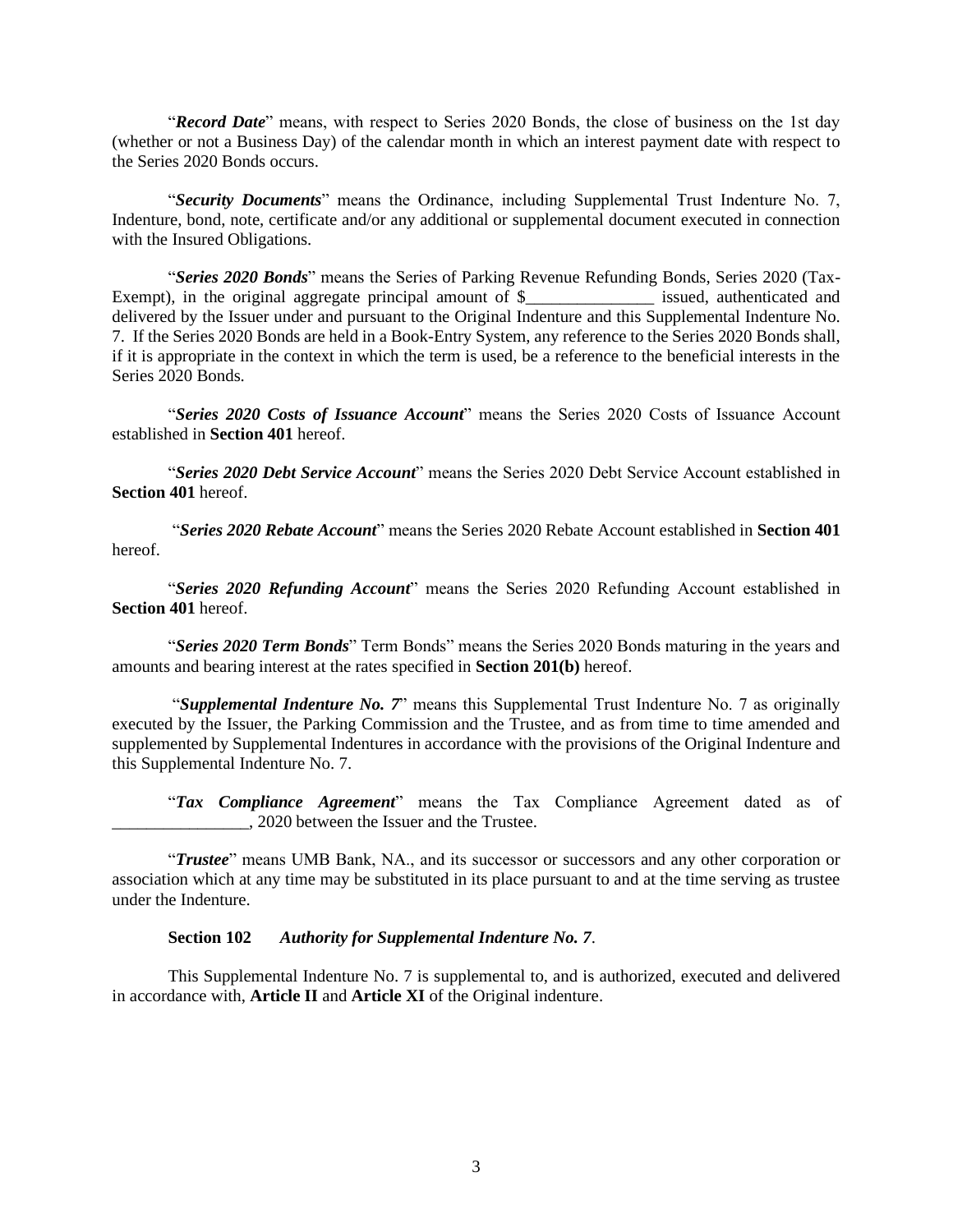"***Record Date***" means, with respect to Series 2020 Bonds, the close of business on the 1st day (whether or not a Business Day) of the calendar month in which an interest payment date with respect to the Series 2020 Bonds occurs.

"***Security Documents***" means the Ordinance, including Supplemental Trust Indenture No. 7, Indenture, bond, note, certificate and/or any additional or supplemental document executed in connection with the Insured Obligations.

"***Series 2020 Bonds***" means the Series of Parking Revenue Refunding Bonds, Series 2020 (Tax-Exempt), in the original aggregate principal amount of $_______________ issued, authenticated and delivered by the Issuer under and pursuant to the Original Indenture and this Supplemental Indenture No. 7. If the Series 2020 Bonds are held in a Book-Entry System, any reference to the Series 2020 Bonds shall, if it is appropriate in the context in which the term is used, be a reference to the beneficial interests in the Series 2020 Bonds.

"***Series 2020 Costs of Issuance Account***" means the Series 2020 Costs of Issuance Account established in **Section 401** hereof.

"***Series 2020 Debt Service Account***" means the Series 2020 Debt Service Account established in **Section 401** hereof.

"***Series 2020 Rebate Account***" means the Series 2020 Rebate Account established in **Section 401** hereof.

"***Series 2020 Refunding Account***" means the Series 2020 Refunding Account established in **Section 401** hereof.

"***Series 2020 Term Bonds***" Term Bonds" means the Series 2020 Bonds maturing in the years and amounts and bearing interest at the rates specified in **Section 201(b)** hereof.

"***Supplemental Indenture No. 7***" means this Supplemental Trust Indenture No. 7 as originally executed by the Issuer, the Parking Commission and the Trustee, and as from time to time amended and supplemented by Supplemental Indentures in accordance with the provisions of the Original Indenture and this Supplemental Indenture No. 7.

"***Tax Compliance Agreement***" means the Tax Compliance Agreement dated as of ________________, 2020 between the Issuer and the Trustee.

"***Trustee***" means UMB Bank, NA., and its successor or successors and any other corporation or association which at any time may be substituted in its place pursuant to and at the time serving as trustee under the Indenture.

**Section 102** ***Authority for Supplemental Indenture No. 7***.

This Supplemental Indenture No. 7 is supplemental to, and is authorized, executed and delivered in accordance with, **Article II** and **Article XI** of the Original indenture.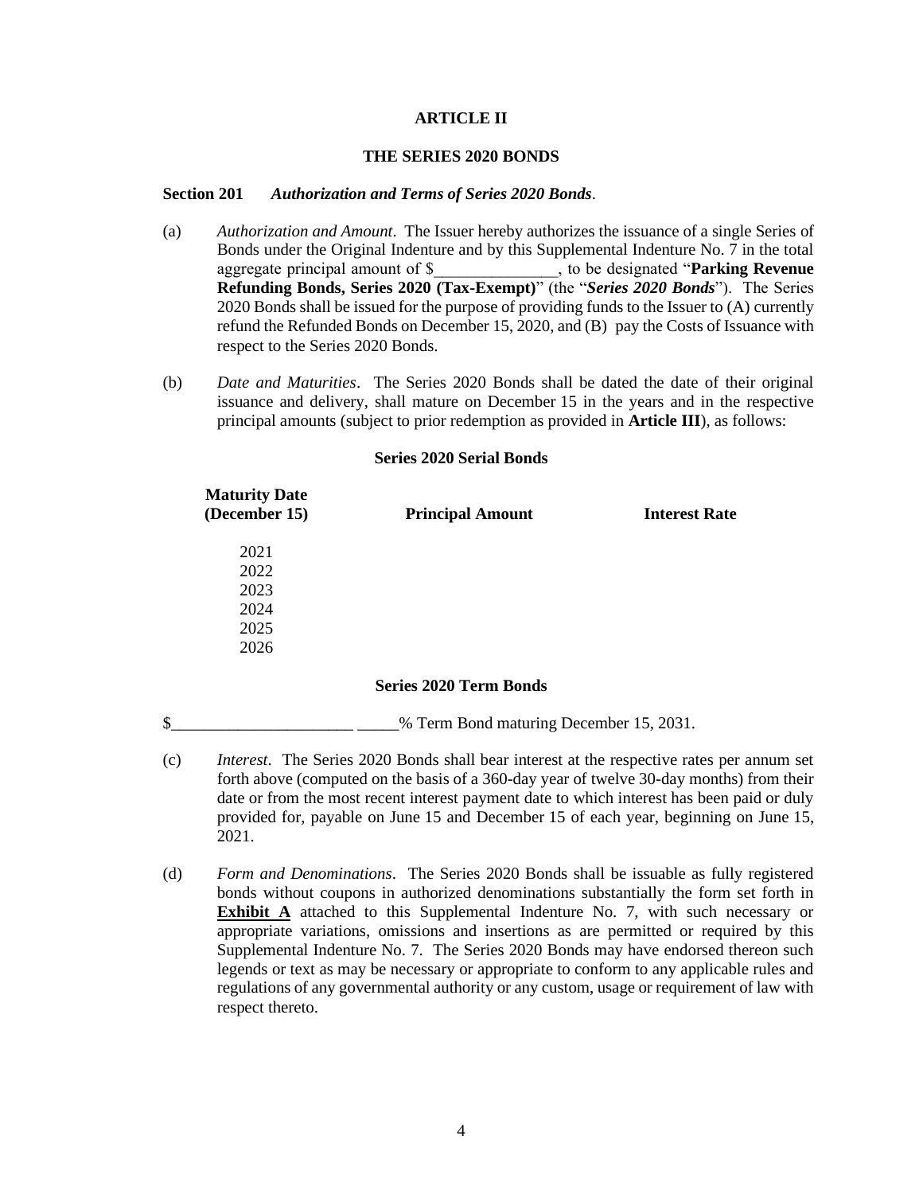## ARTICLE II

## THE SERIES 2020 BONDS

**Section 201** ***Authorization and Terms of Series 2020 Bonds*.**

(a) *Authorization and Amount*. The Issuer hereby authorizes the issuance of a single Series of Bonds under the Original Indenture and by this Supplemental Indenture No. 7 in the total aggregate principal amount of $_______________, to be designated "**Parking Revenue Refunding Bonds, Series 2020 (Tax-Exempt)**" (the "***Series 2020 Bonds***"). The Series 2020 Bonds shall be issued for the purpose of providing funds to the Issuer to (A) currently refund the Refunded Bonds on December 15, 2020, and (B) pay the Costs of Issuance with respect to the Series 2020 Bonds.

(b) *Date and Maturities*. The Series 2020 Bonds shall be dated the date of their original issuance and delivery, shall mature on December 15 in the years and in the respective principal amounts (subject to prior redemption as provided in **Article III**), as follows:

**Series 2020 Serial Bonds**

| Maturity Date (December 15) | Principal Amount | Interest Rate |
|---|---|---|
| 2021 | | |
| 2022 | | |
| 2023 | | |
| 2024 | | |
| 2025 | | |
| 2026 | | |

**Series 2020 Term Bonds**

$______________________ _____% Term Bond maturing December 15, 2031.

(c) *Interest*. The Series 2020 Bonds shall bear interest at the respective rates per annum set forth above (computed on the basis of a 360-day year of twelve 30-day months) from their date or from the most recent interest payment date to which interest has been paid or duly provided for, payable on June 15 and December 15 of each year, beginning on June 15, 2021.

(d) *Form and Denominations*. The Series 2020 Bonds shall be issuable as fully registered bonds without coupons in authorized denominations substantially the form set forth in **Exhibit A** attached to this Supplemental Indenture No. 7, with such necessary or appropriate variations, omissions and insertions as are permitted or required by this Supplemental Indenture No. 7. The Series 2020 Bonds may have endorsed thereon such legends or text as may be necessary or appropriate to conform to any applicable rules and regulations of any governmental authority or any custom, usage or requirement of law with respect thereto.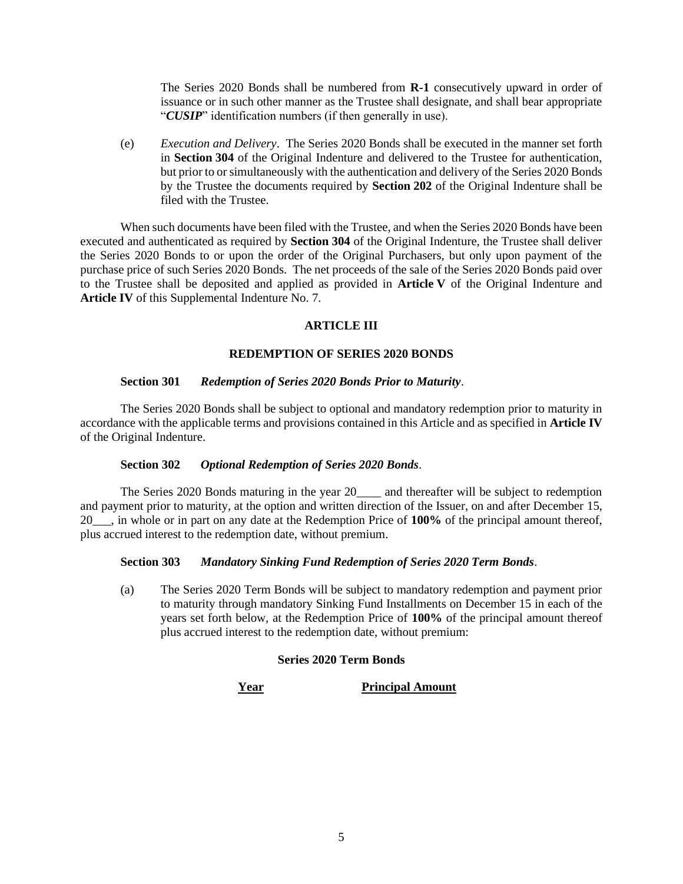The Series 2020 Bonds shall be numbered from **R-1** consecutively upward in order of issuance or in such other manner as the Trustee shall designate, and shall bear appropriate "***CUSIP***" identification numbers (if then generally in use).

(e) *Execution and Delivery*. The Series 2020 Bonds shall be executed in the manner set forth in **Section 304** of the Original Indenture and delivered to the Trustee for authentication, but prior to or simultaneously with the authentication and delivery of the Series 2020 Bonds by the Trustee the documents required by **Section 202** of the Original Indenture shall be filed with the Trustee.

When such documents have been filed with the Trustee, and when the Series 2020 Bonds have been executed and authenticated as required by **Section 304** of the Original Indenture, the Trustee shall deliver the Series 2020 Bonds to or upon the order of the Original Purchasers, but only upon payment of the purchase price of such Series 2020 Bonds. The net proceeds of the sale of the Series 2020 Bonds paid over to the Trustee shall be deposited and applied as provided in **Article V** of the Original Indenture and **Article IV** of this Supplemental Indenture No. 7.

## ARTICLE III

## REDEMPTION OF SERIES 2020 BONDS

**Section 301** ***Redemption of Series 2020 Bonds Prior to Maturity***.

The Series 2020 Bonds shall be subject to optional and mandatory redemption prior to maturity in accordance with the applicable terms and provisions contained in this Article and as specified in **Article IV** of the Original Indenture.

**Section 302** ***Optional Redemption of Series 2020 Bonds***.

The Series 2020 Bonds maturing in the year 20____ and thereafter will be subject to redemption and payment prior to maturity, at the option and written direction of the Issuer, on and after December 15, 20___, in whole or in part on any date at the Redemption Price of **100%** of the principal amount thereof, plus accrued interest to the redemption date, without premium.

**Section 303** ***Mandatory Sinking Fund Redemption of Series 2020 Term Bonds***.

(a) The Series 2020 Term Bonds will be subject to mandatory redemption and payment prior to maturity through mandatory Sinking Fund Installments on December 15 in each of the years set forth below, at the Redemption Price of **100%** of the principal amount thereof plus accrued interest to the redemption date, without premium:

**Series 2020 Term Bonds**

| Year | Principal Amount |
|---|---|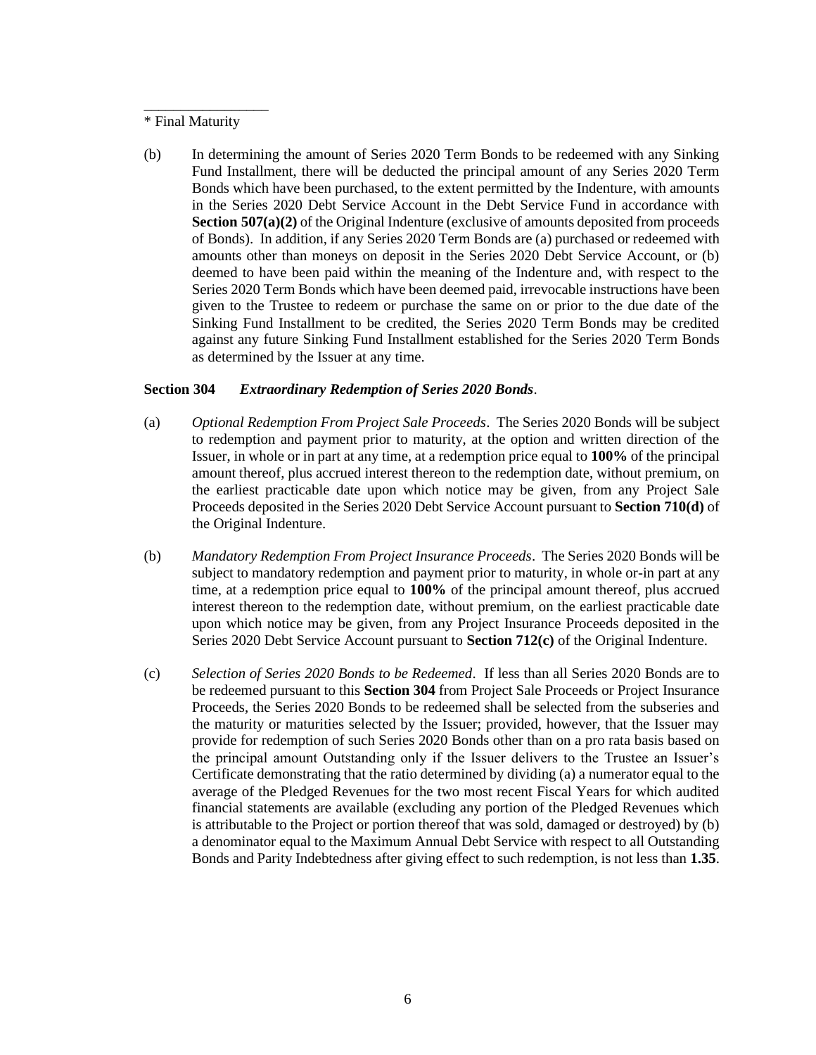\_\_\_\_\_\_\_\_\_\_\_\_\_\_\_\_\_

\* Final Maturity

(b) In determining the amount of Series 2020 Term Bonds to be redeemed with any Sinking Fund Installment, there will be deducted the principal amount of any Series 2020 Term Bonds which have been purchased, to the extent permitted by the Indenture, with amounts in the Series 2020 Debt Service Account in the Debt Service Fund in accordance with **Section 507(a)(2)** of the Original Indenture (exclusive of amounts deposited from proceeds of Bonds). In addition, if any Series 2020 Term Bonds are (a) purchased or redeemed with amounts other than moneys on deposit in the Series 2020 Debt Service Account, or (b) deemed to have been paid within the meaning of the Indenture and, with respect to the Series 2020 Term Bonds which have been deemed paid, irrevocable instructions have been given to the Trustee to redeem or purchase the same on or prior to the due date of the Sinking Fund Installment to be credited, the Series 2020 Term Bonds may be credited against any future Sinking Fund Installment established for the Series 2020 Term Bonds as determined by the Issuer at any time.

**Section 304** ***Extraordinary Redemption of Series 2020 Bonds***.

(a) *Optional Redemption From Project Sale Proceeds*. The Series 2020 Bonds will be subject to redemption and payment prior to maturity, at the option and written direction of the Issuer, in whole or in part at any time, at a redemption price equal to **100%** of the principal amount thereof, plus accrued interest thereon to the redemption date, without premium, on the earliest practicable date upon which notice may be given, from any Project Sale Proceeds deposited in the Series 2020 Debt Service Account pursuant to **Section 710(d)** of the Original Indenture.

(b) *Mandatory Redemption From Project Insurance Proceeds*. The Series 2020 Bonds will be subject to mandatory redemption and payment prior to maturity, in whole or-in part at any time, at a redemption price equal to **100%** of the principal amount thereof, plus accrued interest thereon to the redemption date, without premium, on the earliest practicable date upon which notice may be given, from any Project Insurance Proceeds deposited in the Series 2020 Debt Service Account pursuant to **Section 712(c)** of the Original Indenture.

(c) *Selection of Series 2020 Bonds to be Redeemed*. If less than all Series 2020 Bonds are to be redeemed pursuant to this **Section 304** from Project Sale Proceeds or Project Insurance Proceeds, the Series 2020 Bonds to be redeemed shall be selected from the subseries and the maturity or maturities selected by the Issuer; provided, however, that the Issuer may provide for redemption of such Series 2020 Bonds other than on a pro rata basis based on the principal amount Outstanding only if the Issuer delivers to the Trustee an Issuer's Certificate demonstrating that the ratio determined by dividing (a) a numerator equal to the average of the Pledged Revenues for the two most recent Fiscal Years for which audited financial statements are available (excluding any portion of the Pledged Revenues which is attributable to the Project or portion thereof that was sold, damaged or destroyed) by (b) a denominator equal to the Maximum Annual Debt Service with respect to all Outstanding Bonds and Parity Indebtedness after giving effect to such redemption, is not less than **1.35**.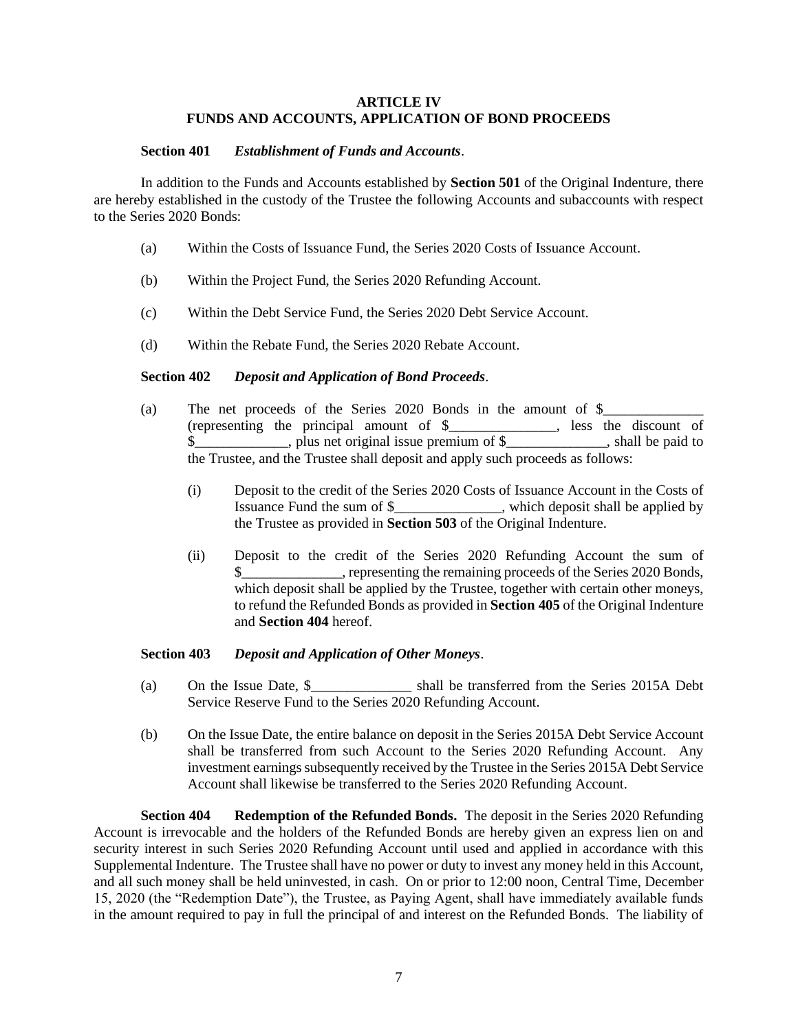**ARTICLE IV**
**FUNDS AND ACCOUNTS, APPLICATION OF BOND PROCEEDS**

**Section 401** ***Establishment of Funds and Accounts***.

In addition to the Funds and Accounts established by **Section 501** of the Original Indenture, there are hereby established in the custody of the Trustee the following Accounts and subaccounts with respect to the Series 2020 Bonds:

(a) Within the Costs of Issuance Fund, the Series 2020 Costs of Issuance Account.

(b) Within the Project Fund, the Series 2020 Refunding Account.

(c) Within the Debt Service Fund, the Series 2020 Debt Service Account.

(d) Within the Rebate Fund, the Series 2020 Rebate Account.

**Section 402** ***Deposit and Application of Bond Proceeds***.

(a) The net proceeds of the Series 2020 Bonds in the amount of $______________ (representing the principal amount of $_______________, less the discount of $_____________, plus net original issue premium of $______________, shall be paid to the Trustee, and the Trustee shall deposit and apply such proceeds as follows:

(i) Deposit to the credit of the Series 2020 Costs of Issuance Account in the Costs of Issuance Fund the sum of $_______________, which deposit shall be applied by the Trustee as provided in **Section 503** of the Original Indenture.

(ii) Deposit to the credit of the Series 2020 Refunding Account the sum of $______________, representing the remaining proceeds of the Series 2020 Bonds, which deposit shall be applied by the Trustee, together with certain other moneys, to refund the Refunded Bonds as provided in **Section 405** of the Original Indenture and **Section 404** hereof.

**Section 403** ***Deposit and Application of Other Moneys***.

(a) On the Issue Date, $______________ shall be transferred from the Series 2015A Debt Service Reserve Fund to the Series 2020 Refunding Account.

(b) On the Issue Date, the entire balance on deposit in the Series 2015A Debt Service Account shall be transferred from such Account to the Series 2020 Refunding Account. Any investment earnings subsequently received by the Trustee in the Series 2015A Debt Service Account shall likewise be transferred to the Series 2020 Refunding Account.

**Section 404** **Redemption of the Refunded Bonds.** The deposit in the Series 2020 Refunding Account is irrevocable and the holders of the Refunded Bonds are hereby given an express lien on and security interest in such Series 2020 Refunding Account until used and applied in accordance with this Supplemental Indenture. The Trustee shall have no power or duty to invest any money held in this Account, and all such money shall be held uninvested, in cash. On or prior to 12:00 noon, Central Time, December 15, 2020 (the "Redemption Date"), the Trustee, as Paying Agent, shall have immediately available funds in the amount required to pay in full the principal of and interest on the Refunded Bonds. The liability of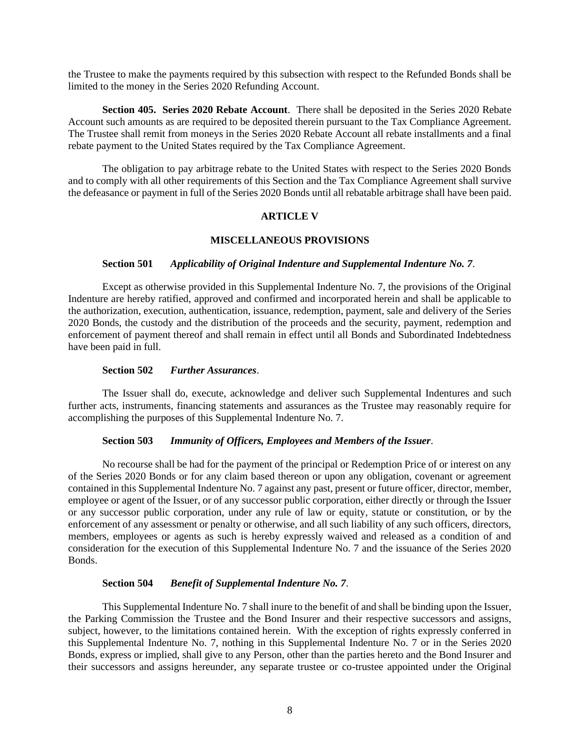the Trustee to make the payments required by this subsection with respect to the Refunded Bonds shall be limited to the money in the Series 2020 Refunding Account.

**Section 405. Series 2020 Rebate Account**. There shall be deposited in the Series 2020 Rebate Account such amounts as are required to be deposited therein pursuant to the Tax Compliance Agreement. The Trustee shall remit from moneys in the Series 2020 Rebate Account all rebate installments and a final rebate payment to the United States required by the Tax Compliance Agreement.

The obligation to pay arbitrage rebate to the United States with respect to the Series 2020 Bonds and to comply with all other requirements of this Section and the Tax Compliance Agreement shall survive the defeasance or payment in full of the Series 2020 Bonds until all rebatable arbitrage shall have been paid.

## ARTICLE V

## MISCELLANEOUS PROVISIONS

**Section 501** ***Applicability of Original Indenture and Supplemental Indenture No. 7***.

Except as otherwise provided in this Supplemental Indenture No. 7, the provisions of the Original Indenture are hereby ratified, approved and confirmed and incorporated herein and shall be applicable to the authorization, execution, authentication, issuance, redemption, payment, sale and delivery of the Series 2020 Bonds, the custody and the distribution of the proceeds and the security, payment, redemption and enforcement of payment thereof and shall remain in effect until all Bonds and Subordinated Indebtedness have been paid in full.

**Section 502** ***Further Assurances***.

The Issuer shall do, execute, acknowledge and deliver such Supplemental Indentures and such further acts, instruments, financing statements and assurances as the Trustee may reasonably require for accomplishing the purposes of this Supplemental Indenture No. 7.

**Section 503** ***Immunity of Officers, Employees and Members of the Issuer***.

No recourse shall be had for the payment of the principal or Redemption Price of or interest on any of the Series 2020 Bonds or for any claim based thereon or upon any obligation, covenant or agreement contained in this Supplemental Indenture No. 7 against any past, present or future officer, director, member, employee or agent of the Issuer, or of any successor public corporation, either directly or through the Issuer or any successor public corporation, under any rule of law or equity, statute or constitution, or by the enforcement of any assessment or penalty or otherwise, and all such liability of any such officers, directors, members, employees or agents as such is hereby expressly waived and released as a condition of and consideration for the execution of this Supplemental Indenture No. 7 and the issuance of the Series 2020 Bonds.

**Section 504** ***Benefit of Supplemental Indenture No. 7***.

This Supplemental Indenture No. 7 shall inure to the benefit of and shall be binding upon the Issuer, the Parking Commission the Trustee and the Bond Insurer and their respective successors and assigns, subject, however, to the limitations contained herein. With the exception of rights expressly conferred in this Supplemental Indenture No. 7, nothing in this Supplemental Indenture No. 7 or in the Series 2020 Bonds, express or implied, shall give to any Person, other than the parties hereto and the Bond Insurer and their successors and assigns hereunder, any separate trustee or co-trustee appointed under the Original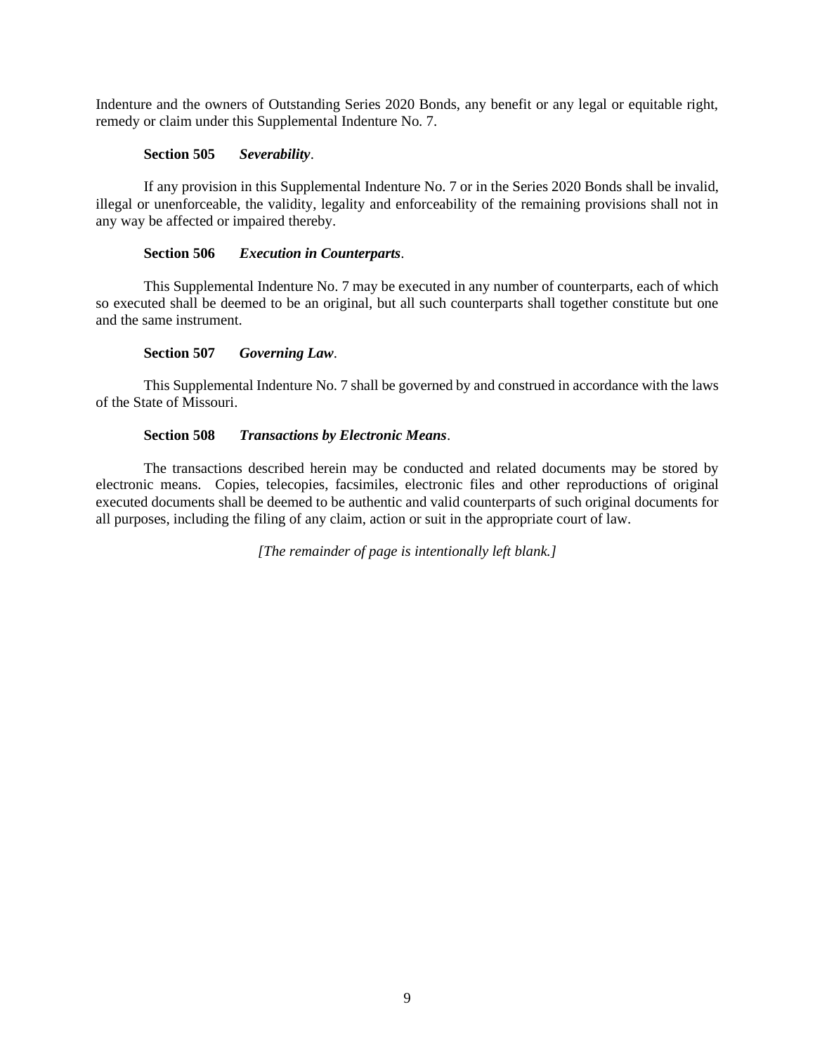Indenture and the owners of Outstanding Series 2020 Bonds, any benefit or any legal or equitable right, remedy or claim under this Supplemental Indenture No. 7.

**Section 505** ***Severability***.

If any provision in this Supplemental Indenture No. 7 or in the Series 2020 Bonds shall be invalid, illegal or unenforceable, the validity, legality and enforceability of the remaining provisions shall not in any way be affected or impaired thereby.

**Section 506** ***Execution in Counterparts***.

This Supplemental Indenture No. 7 may be executed in any number of counterparts, each of which so executed shall be deemed to be an original, but all such counterparts shall together constitute but one and the same instrument.

**Section 507** ***Governing Law***.

This Supplemental Indenture No. 7 shall be governed by and construed in accordance with the laws of the State of Missouri.

**Section 508** ***Transactions by Electronic Means***.

The transactions described herein may be conducted and related documents may be stored by electronic means. Copies, telecopies, facsimiles, electronic files and other reproductions of original executed documents shall be deemed to be authentic and valid counterparts of such original documents for all purposes, including the filing of any claim, action or suit in the appropriate court of law.

*[The remainder of page is intentionally left blank.]*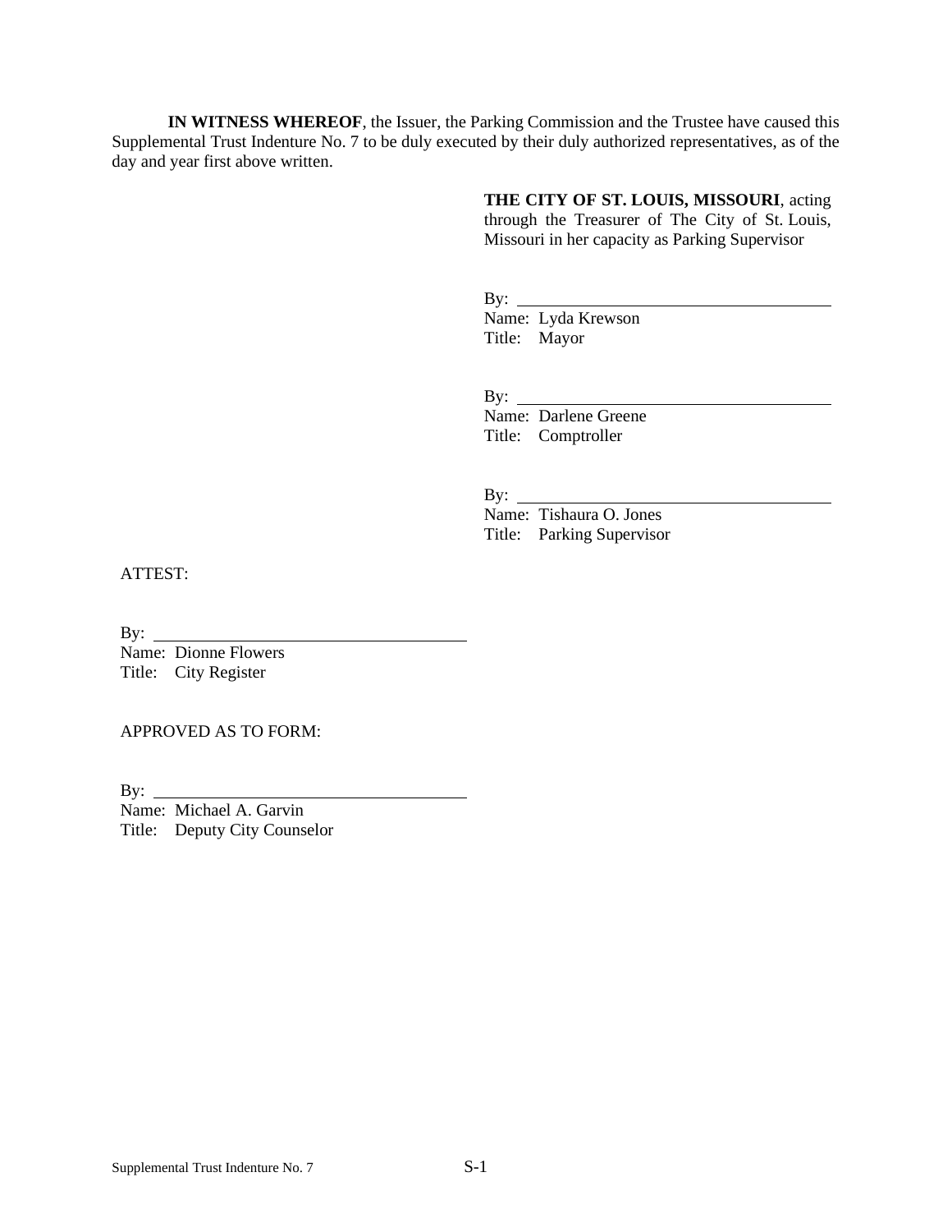**IN WITNESS WHEREOF**, the Issuer, the Parking Commission and the Trustee have caused this Supplemental Trust Indenture No. 7 to be duly executed by their duly authorized representatives, as of the day and year first above written.

**THE CITY OF ST. LOUIS, MISSOURI**, acting through the Treasurer of The City of St. Louis, Missouri in her capacity as Parking Supervisor

By: ______________________________
Name: Lyda Krewson
Title: Mayor

By: ______________________________
Name: Darlene Greene
Title: Comptroller

By: ______________________________
Name: Tishaura O. Jones
Title: Parking Supervisor

ATTEST:

By: ______________________________
Name: Dionne Flowers
Title: City Register

APPROVED AS TO FORM:

By: ______________________________
Name: Michael A. Garvin
Title: Deputy City Counselor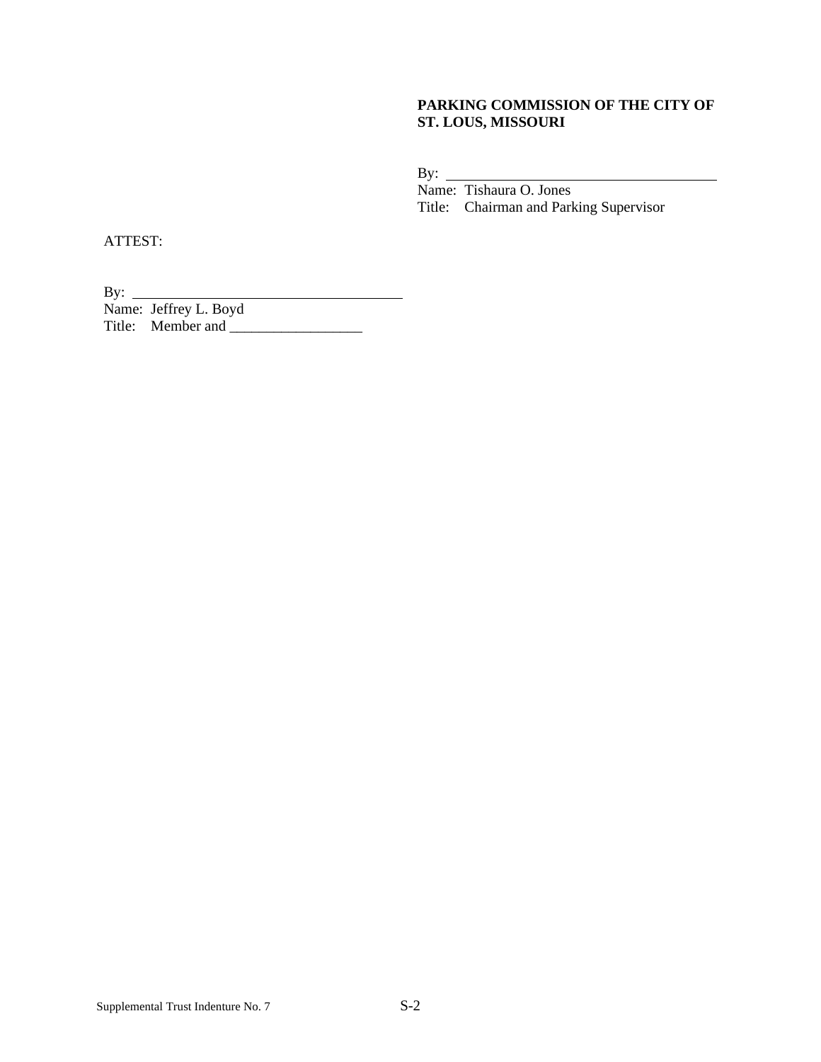**PARKING COMMISSION OF THE CITY OF ST. LOUS, MISSOURI**

By: ______________________________________
Name: Tishaura O. Jones
Title: Chairman and Parking Supervisor

ATTEST:

By: ______________________________________
Name: Jeffrey L. Boyd
Title: Member and __________________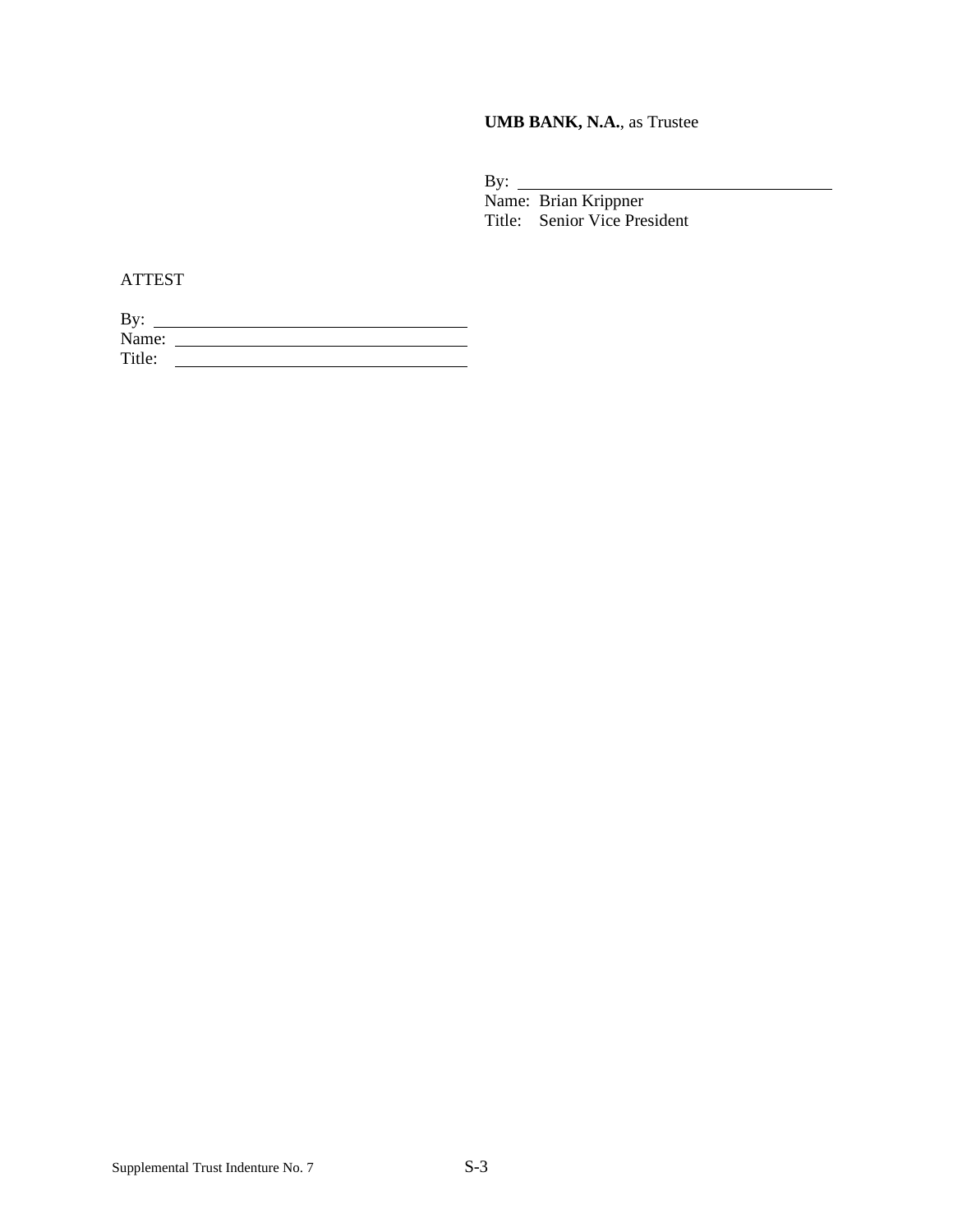**UMB BANK, N.A.**, as Trustee

By: ______________________________
Name: Brian Krippner
Title: Senior Vice President

ATTEST

By: ______________________________
Name: ______________________________
Title: ______________________________

Supplemental Trust Indenture No. 7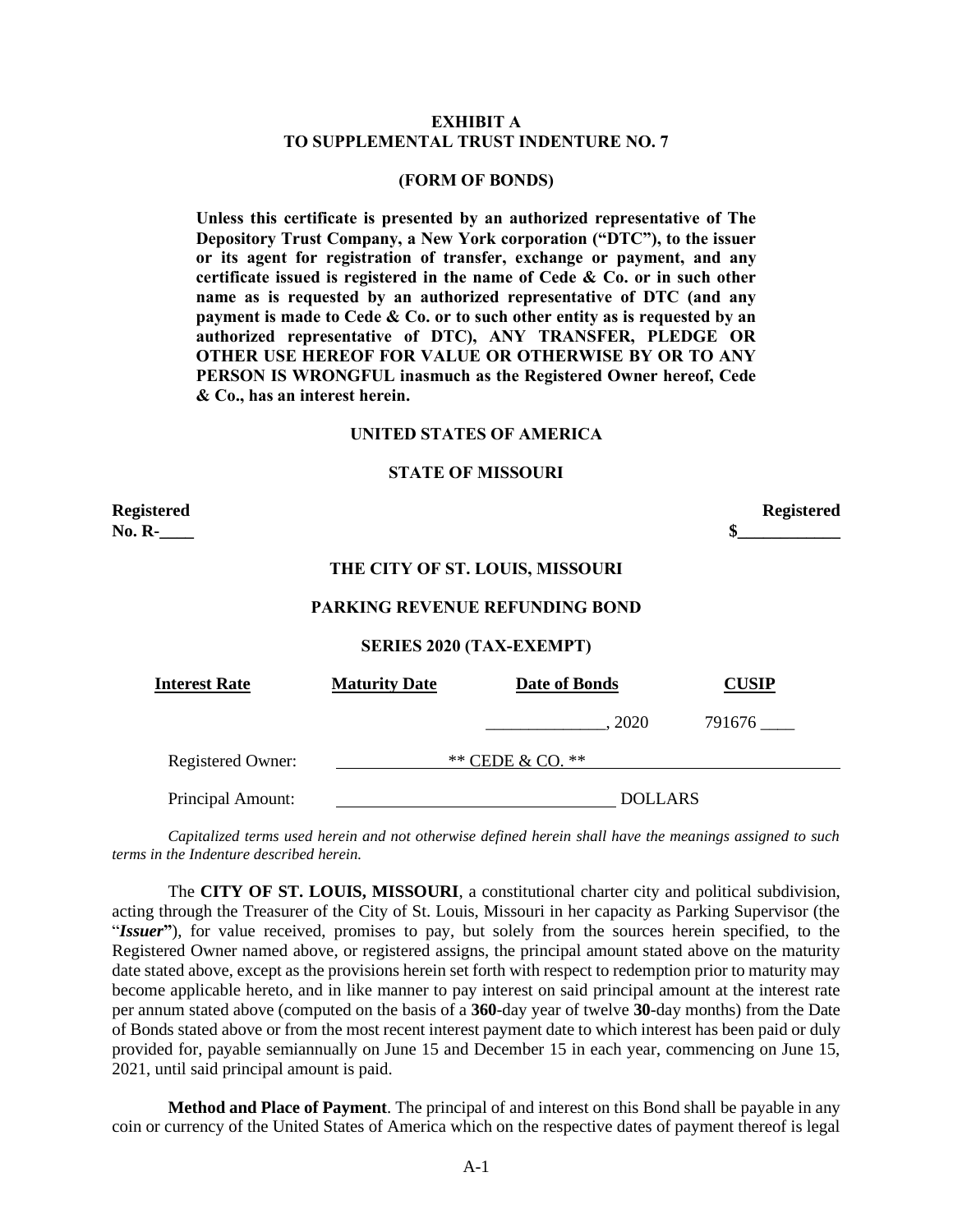**EXHIBIT A**
**TO SUPPLEMENTAL TRUST INDENTURE NO. 7**

**(FORM OF BONDS)**

**Unless this certificate is presented by an authorized representative of The Depository Trust Company, a New York corporation ("DTC"), to the issuer or its agent for registration of transfer, exchange or payment, and any certificate issued is registered in the name of Cede & Co. or in such other name as is requested by an authorized representative of DTC (and any payment is made to Cede & Co. or to such other entity as is requested by an authorized representative of DTC), ANY TRANSFER, PLEDGE OR OTHER USE HEREOF FOR VALUE OR OTHERWISE BY OR TO ANY PERSON IS WRONGFUL inasmuch as the Registered Owner hereof, Cede & Co., has an interest herein.**

**UNITED STATES OF AMERICA**

**STATE OF MISSOURI**

**Registered**
**No. R-____**

**Registered**
**$____________**

**THE CITY OF ST. LOUIS, MISSOURI**

**PARKING REVENUE REFUNDING BOND**

**SERIES 2020 (TAX-EXEMPT)**

| **Interest Rate** | **Maturity Date** | **Date of Bonds** | **CUSIP** |
|---|---|---|---|
| | | ______________, 2020 | 791676 ____ |

Registered Owner: ** CEDE & CO. **

Principal Amount: ________________________________ DOLLARS

*Capitalized terms used herein and not otherwise defined herein shall have the meanings assigned to such terms in the Indenture described herein.*

The **CITY OF ST. LOUIS, MISSOURI**, a constitutional charter city and political subdivision, acting through the Treasurer of the City of St. Louis, Missouri in her capacity as Parking Supervisor (the "***Issuer***"), for value received, promises to pay, but solely from the sources herein specified, to the Registered Owner named above, or registered assigns, the principal amount stated above on the maturity date stated above, except as the provisions herein set forth with respect to redemption prior to maturity may become applicable hereto, and in like manner to pay interest on said principal amount at the interest rate per annum stated above (computed on the basis of a **360**-day year of twelve **30**-day months) from the Date of Bonds stated above or from the most recent interest payment date to which interest has been paid or duly provided for, payable semiannually on June 15 and December 15 in each year, commencing on June 15, 2021, until said principal amount is paid.

**Method and Place of Payment**. The principal of and interest on this Bond shall be payable in any coin or currency of the United States of America which on the respective dates of payment thereof is legal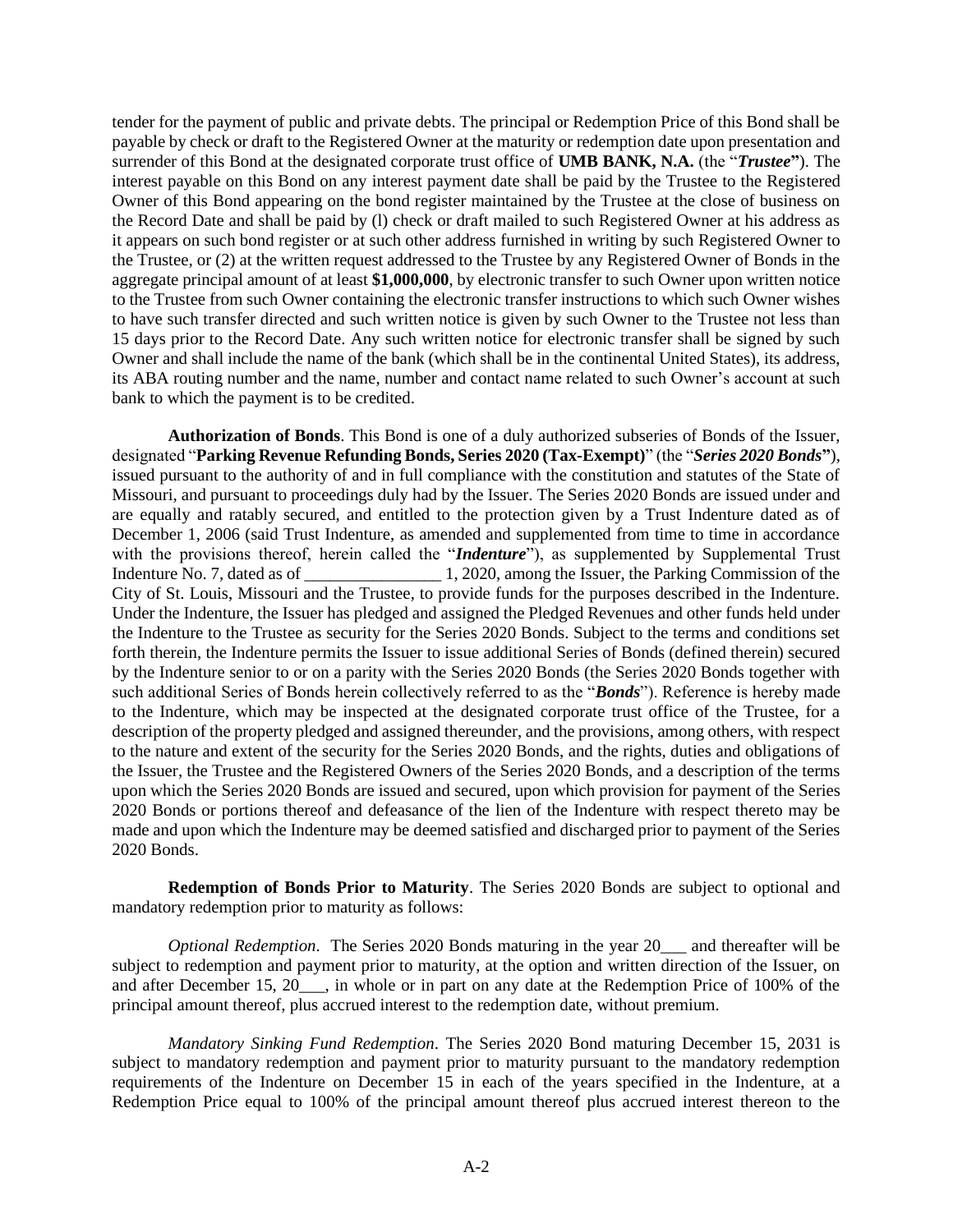tender for the payment of public and private debts. The principal or Redemption Price of this Bond shall be payable by check or draft to the Registered Owner at the maturity or redemption date upon presentation and surrender of this Bond at the designated corporate trust office of **UMB BANK, N.A.** (the "***Trustee***"). The interest payable on this Bond on any interest payment date shall be paid by the Trustee to the Registered Owner of this Bond appearing on the bond register maintained by the Trustee at the close of business on the Record Date and shall be paid by (l) check or draft mailed to such Registered Owner at his address as it appears on such bond register or at such other address furnished in writing by such Registered Owner to the Trustee, or (2) at the written request addressed to the Trustee by any Registered Owner of Bonds in the aggregate principal amount of at least **$1,000,000**, by electronic transfer to such Owner upon written notice to the Trustee from such Owner containing the electronic transfer instructions to which such Owner wishes to have such transfer directed and such written notice is given by such Owner to the Trustee not less than 15 days prior to the Record Date. Any such written notice for electronic transfer shall be signed by such Owner and shall include the name of the bank (which shall be in the continental United States), its address, its ABA routing number and the name, number and contact name related to such Owner's account at such bank to which the payment is to be credited.

**Authorization of Bonds**. This Bond is one of a duly authorized subseries of Bonds of the Issuer, designated "**Parking Revenue Refunding Bonds, Series 2020 (Tax-Exempt)**" (the "***Series 2020 Bonds***"), issued pursuant to the authority of and in full compliance with the constitution and statutes of the State of Missouri, and pursuant to proceedings duly had by the Issuer. The Series 2020 Bonds are issued under and are equally and ratably secured, and entitled to the protection given by a Trust Indenture dated as of December 1, 2006 (said Trust Indenture, as amended and supplemented from time to time in accordance with the provisions thereof, herein called the "***Indenture***"), as supplemented by Supplemental Trust Indenture No. 7, dated as of ________________ 1, 2020, among the Issuer, the Parking Commission of the City of St. Louis, Missouri and the Trustee, to provide funds for the purposes described in the Indenture. Under the Indenture, the Issuer has pledged and assigned the Pledged Revenues and other funds held under the Indenture to the Trustee as security for the Series 2020 Bonds. Subject to the terms and conditions set forth therein, the Indenture permits the Issuer to issue additional Series of Bonds (defined therein) secured by the Indenture senior to or on a parity with the Series 2020 Bonds (the Series 2020 Bonds together with such additional Series of Bonds herein collectively referred to as the "***Bonds***"). Reference is hereby made to the Indenture, which may be inspected at the designated corporate trust office of the Trustee, for a description of the property pledged and assigned thereunder, and the provisions, among others, with respect to the nature and extent of the security for the Series 2020 Bonds, and the rights, duties and obligations of the Issuer, the Trustee and the Registered Owners of the Series 2020 Bonds, and a description of the terms upon which the Series 2020 Bonds are issued and secured, upon which provision for payment of the Series 2020 Bonds or portions thereof and defeasance of the lien of the Indenture with respect thereto may be made and upon which the Indenture may be deemed satisfied and discharged prior to payment of the Series 2020 Bonds.

**Redemption of Bonds Prior to Maturity**. The Series 2020 Bonds are subject to optional and mandatory redemption prior to maturity as follows:

*Optional Redemption*. The Series 2020 Bonds maturing in the year 20___ and thereafter will be subject to redemption and payment prior to maturity, at the option and written direction of the Issuer, on and after December 15, 20___, in whole or in part on any date at the Redemption Price of 100% of the principal amount thereof, plus accrued interest to the redemption date, without premium.

*Mandatory Sinking Fund Redemption*. The Series 2020 Bond maturing December 15, 2031 is subject to mandatory redemption and payment prior to maturity pursuant to the mandatory redemption requirements of the Indenture on December 15 in each of the years specified in the Indenture, at a Redemption Price equal to 100% of the principal amount thereof plus accrued interest thereon to the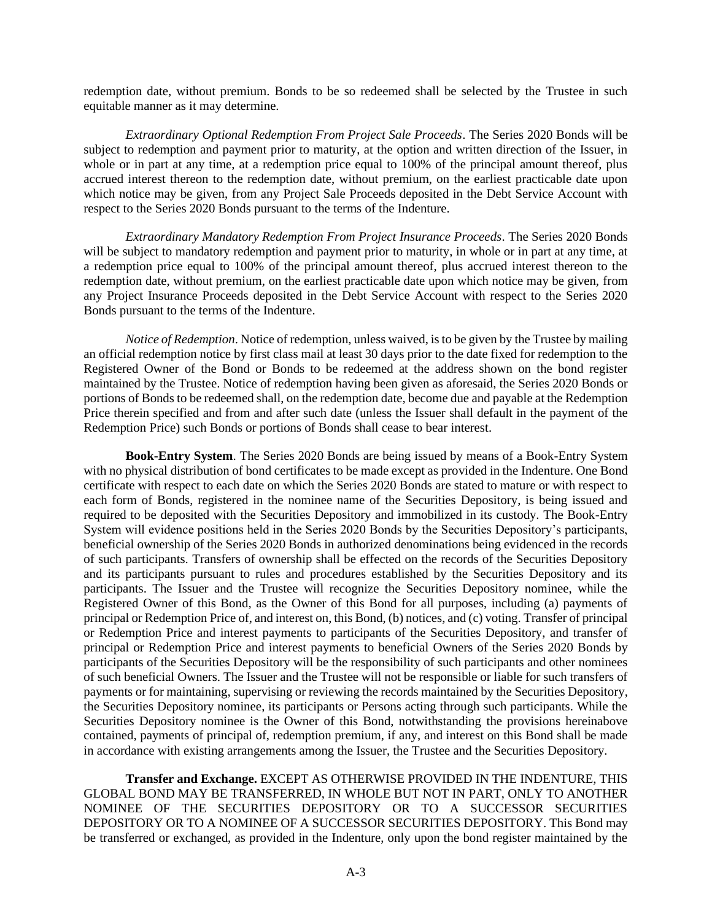redemption date, without premium. Bonds to be so redeemed shall be selected by the Trustee in such equitable manner as it may determine.

*Extraordinary Optional Redemption From Project Sale Proceeds*. The Series 2020 Bonds will be subject to redemption and payment prior to maturity, at the option and written direction of the Issuer, in whole or in part at any time, at a redemption price equal to 100% of the principal amount thereof, plus accrued interest thereon to the redemption date, without premium, on the earliest practicable date upon which notice may be given, from any Project Sale Proceeds deposited in the Debt Service Account with respect to the Series 2020 Bonds pursuant to the terms of the Indenture.

*Extraordinary Mandatory Redemption From Project Insurance Proceeds*. The Series 2020 Bonds will be subject to mandatory redemption and payment prior to maturity, in whole or in part at any time, at a redemption price equal to 100% of the principal amount thereof, plus accrued interest thereon to the redemption date, without premium, on the earliest practicable date upon which notice may be given, from any Project Insurance Proceeds deposited in the Debt Service Account with respect to the Series 2020 Bonds pursuant to the terms of the Indenture.

*Notice of Redemption*. Notice of redemption, unless waived, is to be given by the Trustee by mailing an official redemption notice by first class mail at least 30 days prior to the date fixed for redemption to the Registered Owner of the Bond or Bonds to be redeemed at the address shown on the bond register maintained by the Trustee. Notice of redemption having been given as aforesaid, the Series 2020 Bonds or portions of Bonds to be redeemed shall, on the redemption date, become due and payable at the Redemption Price therein specified and from and after such date (unless the Issuer shall default in the payment of the Redemption Price) such Bonds or portions of Bonds shall cease to bear interest.

**Book-Entry System**. The Series 2020 Bonds are being issued by means of a Book-Entry System with no physical distribution of bond certificates to be made except as provided in the Indenture. One Bond certificate with respect to each date on which the Series 2020 Bonds are stated to mature or with respect to each form of Bonds, registered in the nominee name of the Securities Depository, is being issued and required to be deposited with the Securities Depository and immobilized in its custody. The Book-Entry System will evidence positions held in the Series 2020 Bonds by the Securities Depository's participants, beneficial ownership of the Series 2020 Bonds in authorized denominations being evidenced in the records of such participants. Transfers of ownership shall be effected on the records of the Securities Depository and its participants pursuant to rules and procedures established by the Securities Depository and its participants. The Issuer and the Trustee will recognize the Securities Depository nominee, while the Registered Owner of this Bond, as the Owner of this Bond for all purposes, including (a) payments of principal or Redemption Price of, and interest on, this Bond, (b) notices, and (c) voting. Transfer of principal or Redemption Price and interest payments to participants of the Securities Depository, and transfer of principal or Redemption Price and interest payments to beneficial Owners of the Series 2020 Bonds by participants of the Securities Depository will be the responsibility of such participants and other nominees of such beneficial Owners. The Issuer and the Trustee will not be responsible or liable for such transfers of payments or for maintaining, supervising or reviewing the records maintained by the Securities Depository, the Securities Depository nominee, its participants or Persons acting through such participants. While the Securities Depository nominee is the Owner of this Bond, notwithstanding the provisions hereinabove contained, payments of principal of, redemption premium, if any, and interest on this Bond shall be made in accordance with existing arrangements among the Issuer, the Trustee and the Securities Depository.

**Transfer and Exchange.** EXCEPT AS OTHERWISE PROVIDED IN THE INDENTURE, THIS GLOBAL BOND MAY BE TRANSFERRED, IN WHOLE BUT NOT IN PART, ONLY TO ANOTHER NOMINEE OF THE SECURITIES DEPOSITORY OR TO A SUCCESSOR SECURITIES DEPOSITORY OR TO A NOMINEE OF A SUCCESSOR SECURITIES DEPOSITORY. This Bond may be transferred or exchanged, as provided in the Indenture, only upon the bond register maintained by the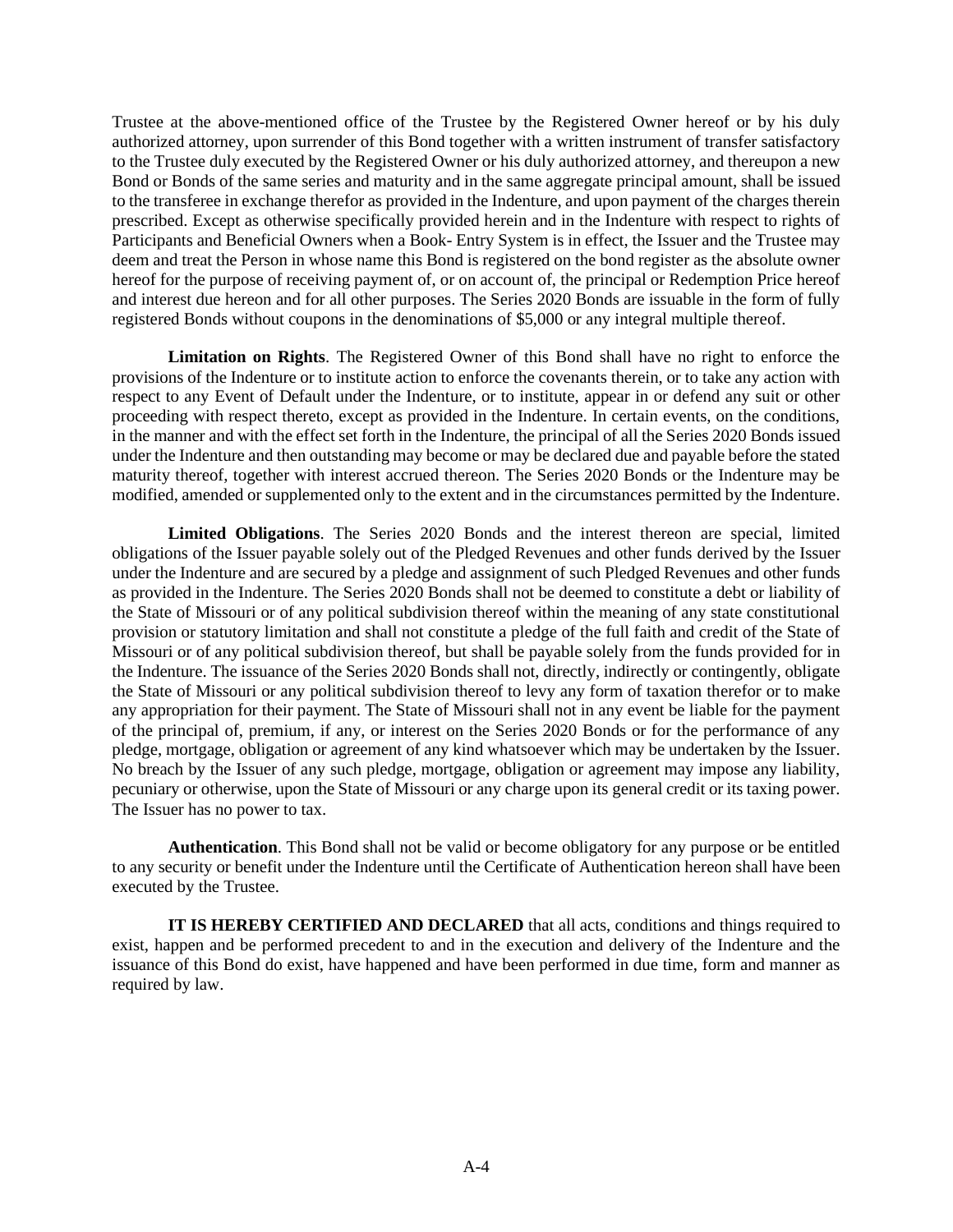Trustee at the above-mentioned office of the Trustee by the Registered Owner hereof or by his duly authorized attorney, upon surrender of this Bond together with a written instrument of transfer satisfactory to the Trustee duly executed by the Registered Owner or his duly authorized attorney, and thereupon a new Bond or Bonds of the same series and maturity and in the same aggregate principal amount, shall be issued to the transferee in exchange therefor as provided in the Indenture, and upon payment of the charges therein prescribed. Except as otherwise specifically provided herein and in the Indenture with respect to rights of Participants and Beneficial Owners when a Book- Entry System is in effect, the Issuer and the Trustee may deem and treat the Person in whose name this Bond is registered on the bond register as the absolute owner hereof for the purpose of receiving payment of, or on account of, the principal or Redemption Price hereof and interest due hereon and for all other purposes. The Series 2020 Bonds are issuable in the form of fully registered Bonds without coupons in the denominations of $5,000 or any integral multiple thereof.

**Limitation on Rights**. The Registered Owner of this Bond shall have no right to enforce the provisions of the Indenture or to institute action to enforce the covenants therein, or to take any action with respect to any Event of Default under the Indenture, or to institute, appear in or defend any suit or other proceeding with respect thereto, except as provided in the Indenture. In certain events, on the conditions, in the manner and with the effect set forth in the Indenture, the principal of all the Series 2020 Bonds issued under the Indenture and then outstanding may become or may be declared due and payable before the stated maturity thereof, together with interest accrued thereon. The Series 2020 Bonds or the Indenture may be modified, amended or supplemented only to the extent and in the circumstances permitted by the Indenture.

**Limited Obligations**. The Series 2020 Bonds and the interest thereon are special, limited obligations of the Issuer payable solely out of the Pledged Revenues and other funds derived by the Issuer under the Indenture and are secured by a pledge and assignment of such Pledged Revenues and other funds as provided in the Indenture. The Series 2020 Bonds shall not be deemed to constitute a debt or liability of the State of Missouri or of any political subdivision thereof within the meaning of any state constitutional provision or statutory limitation and shall not constitute a pledge of the full faith and credit of the State of Missouri or of any political subdivision thereof, but shall be payable solely from the funds provided for in the Indenture. The issuance of the Series 2020 Bonds shall not, directly, indirectly or contingently, obligate the State of Missouri or any political subdivision thereof to levy any form of taxation therefor or to make any appropriation for their payment. The State of Missouri shall not in any event be liable for the payment of the principal of, premium, if any, or interest on the Series 2020 Bonds or for the performance of any pledge, mortgage, obligation or agreement of any kind whatsoever which may be undertaken by the Issuer. No breach by the Issuer of any such pledge, mortgage, obligation or agreement may impose any liability, pecuniary or otherwise, upon the State of Missouri or any charge upon its general credit or its taxing power. The Issuer has no power to tax.

**Authentication**. This Bond shall not be valid or become obligatory for any purpose or be entitled to any security or benefit under the Indenture until the Certificate of Authentication hereon shall have been executed by the Trustee.

**IT IS HEREBY CERTIFIED AND DECLARED** that all acts, conditions and things required to exist, happen and be performed precedent to and in the execution and delivery of the Indenture and the issuance of this Bond do exist, have happened and have been performed in due time, form and manner as required by law.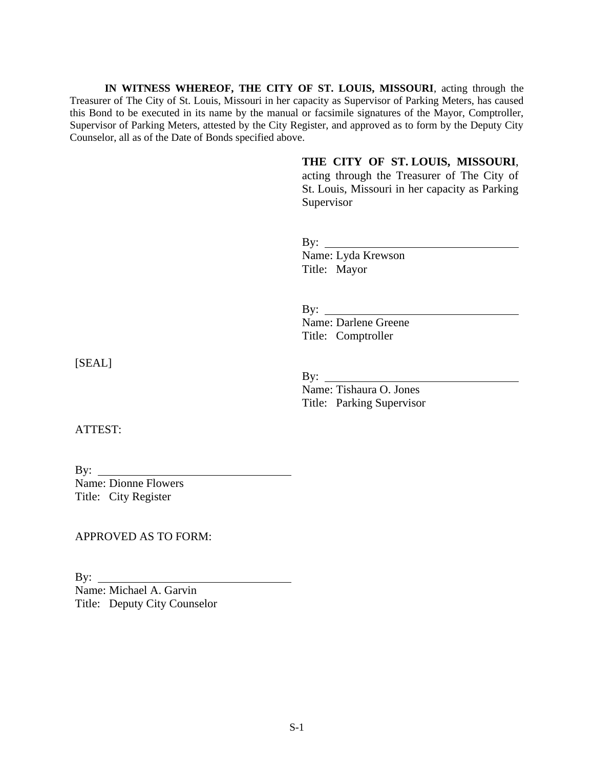**IN WITNESS WHEREOF, THE CITY OF ST. LOUIS, MISSOURI**, acting through the Treasurer of The City of St. Louis, Missouri in her capacity as Supervisor of Parking Meters, has caused this Bond to be executed in its name by the manual or facsimile signatures of the Mayor, Comptroller, Supervisor of Parking Meters, attested by the City Register, and approved as to form by the Deputy City Counselor, all as of the Date of Bonds specified above.

**THE CITY OF ST. LOUIS, MISSOURI**, acting through the Treasurer of The City of St. Louis, Missouri in her capacity as Parking Supervisor

By: ___________________________________
Name: Lyda Krewson
Title: Mayor

By: ___________________________________
Name: Darlene Greene
Title: Comptroller

[SEAL]

By: ___________________________________
Name: Tishaura O. Jones
Title: Parking Supervisor

ATTEST:

By: ___________________________________
Name: Dionne Flowers
Title: City Register

APPROVED AS TO FORM:

By: ___________________________________
Name: Michael A. Garvin
Title: Deputy City Counselor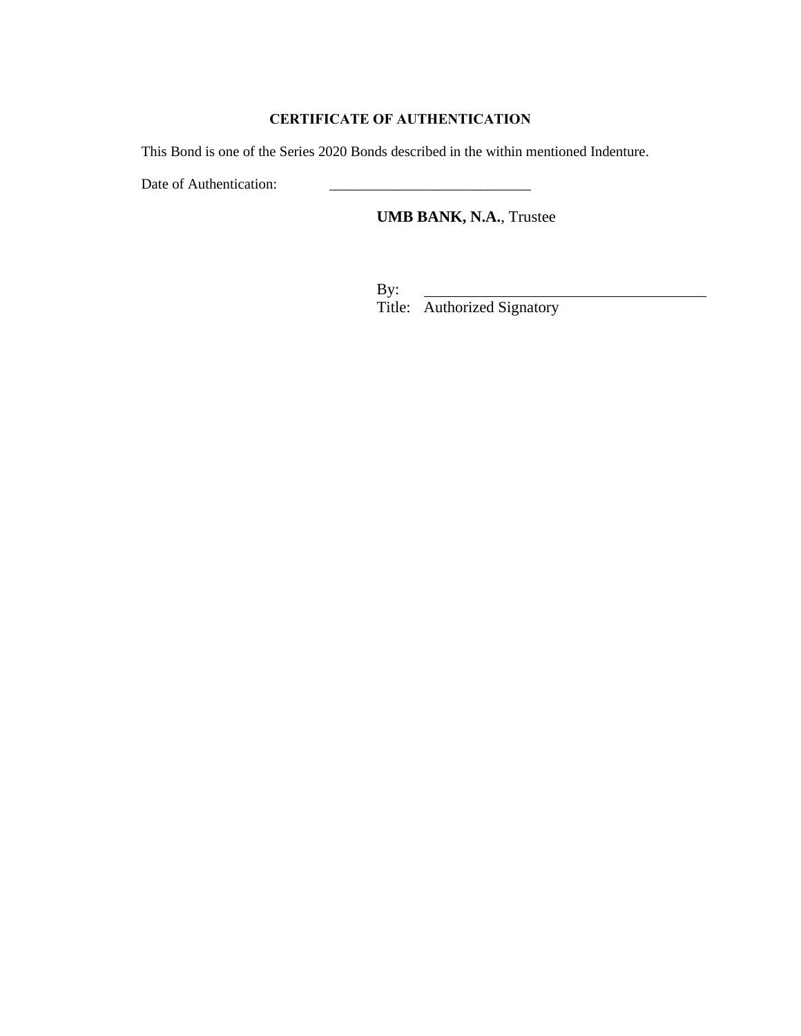## CERTIFICATE OF AUTHENTICATION

This Bond is one of the Series 2020 Bonds described in the within mentioned Indenture.

Date of Authentication: ____________________________

**UMB BANK, N.A.**, Trustee

By: ________________________________________

Title: Authorized Signatory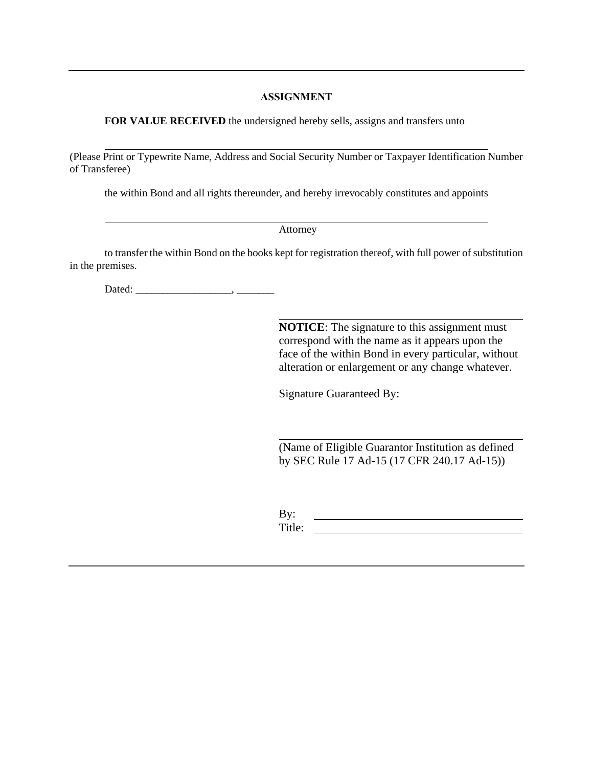## ASSIGNMENT

**FOR VALUE RECEIVED** the undersigned hereby sells, assigns and transfers unto

\_\_\_\_\_\_\_\_\_\_\_\_\_\_\_\_\_\_\_\_\_\_\_\_\_\_\_\_\_\_\_\_\_\_\_\_\_\_\_\_\_\_\_\_\_\_\_\_\_\_\_\_\_\_\_\_\_\_\_\_

(Please Print or Typewrite Name, Address and Social Security Number or Taxpayer Identification Number of Transferee)

the within Bond and all rights thereunder, and hereby irrevocably constitutes and appoints

\_\_\_\_\_\_\_\_\_\_\_\_\_\_\_\_\_\_\_\_\_\_\_\_\_\_\_\_\_\_\_\_\_\_\_\_\_\_\_\_\_\_\_\_\_\_\_\_\_\_\_\_\_\_\_\_\_\_\_\_

Attorney

to transfer the within Bond on the books kept for registration thereof, with full power of substitution in the premises.

Dated: \_\_\_\_\_\_\_\_\_\_\_\_\_\_\_\_\_\_, \_\_\_\_\_\_\_

\_\_\_\_\_\_\_\_\_\_\_\_\_\_\_\_\_\_\_\_\_\_\_\_\_\_\_\_\_\_\_\_\_\_\_\_\_\_\_\_

**NOTICE**: The signature to this assignment must correspond with the name as it appears upon the face of the within Bond in every particular, without alteration or enlargement or any change whatever.

Signature Guaranteed By:

\_\_\_\_\_\_\_\_\_\_\_\_\_\_\_\_\_\_\_\_\_\_\_\_\_\_\_\_\_\_\_\_\_\_\_\_\_\_\_\_

(Name of Eligible Guarantor Institution as defined by SEC Rule 17 Ad-15 (17 CFR 240.17 Ad-15))

By: \_\_\_\_\_\_\_\_\_\_\_\_\_\_\_\_\_\_\_\_\_\_\_\_\_\_\_\_\_\_\_\_\_\_\_\_

Title: \_\_\_\_\_\_\_\_\_\_\_\_\_\_\_\_\_\_\_\_\_\_\_\_\_\_\_\_\_\_\_\_\_\_\_\_